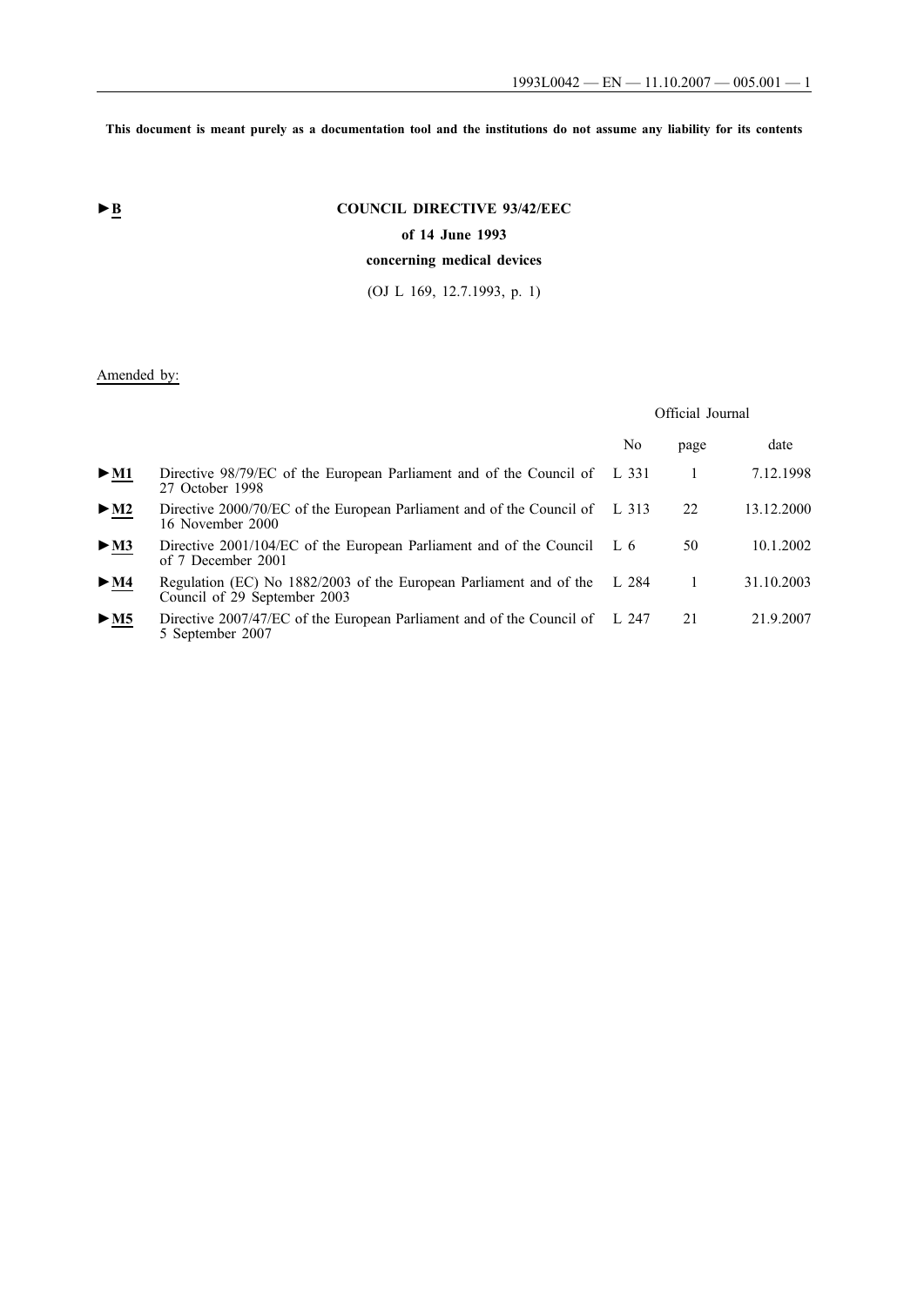**This document is meant purely as a documentation tool and the institutions do not assume any liability for its contents**

►B

# COUNCIL DIRECTIVE 93/42/EEC

## of 14 June 1993

## concerning medical devices

(OJ L 169, 12.7.1993, p. 1)

Amended by:

| | | Official Journal | | |
|---|---|---|---|---|
| | | No | page | date |
| ►M1 | Directive 98/79/EC of the European Parliament and of the Council of 27 October 1998 | L 331 | 1 | 7.12.1998 |
| ►M2 | Directive 2000/70/EC of the European Parliament and of the Council of 16 November 2000 | L 313 | 22 | 13.12.2000 |
| ►M3 | Directive 2001/104/EC of the European Parliament and of the Council of 7 December 2001 | L 6 | 50 | 10.1.2002 |
| ►M4 | Regulation (EC) No 1882/2003 of the European Parliament and of the Council of 29 September 2003 | L 284 | 1 | 31.10.2003 |
| ►M5 | Directive 2007/47/EC of the European Parliament and of the Council of 5 September 2007 | L 247 | 21 | 21.9.2007 |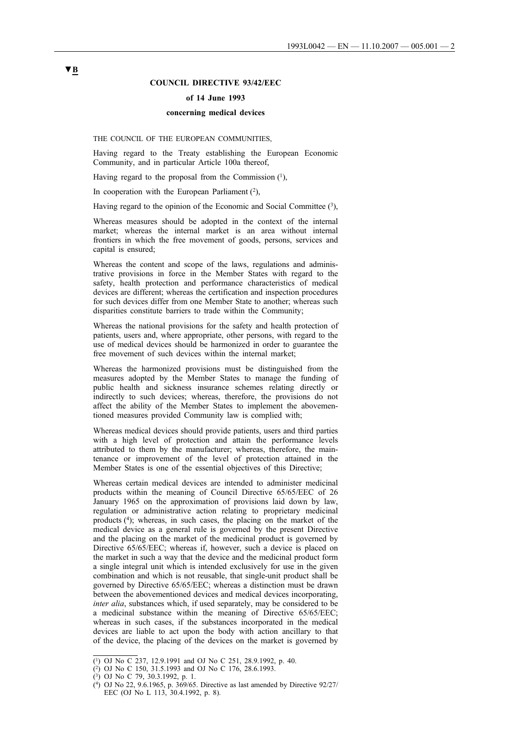▼B

**COUNCIL DIRECTIVE 93/42/EEC**

**of 14 June 1993**

**concerning medical devices**

THE COUNCIL OF THE EUROPEAN COMMUNITIES,

Having regard to the Treaty establishing the European Economic Community, and in particular Article 100a thereof,

Having regard to the proposal from the Commission [1],

In cooperation with the European Parliament [2],

Having regard to the opinion of the Economic and Social Committee [3],

Whereas measures should be adopted in the context of the internal market; whereas the internal market is an area without internal frontiers in which the free movement of goods, persons, services and capital is ensured;

Whereas the content and scope of the laws, regulations and administrative provisions in force in the Member States with regard to the safety, health protection and performance characteristics of medical devices are different; whereas the certification and inspection procedures for such devices differ from one Member State to another; whereas such disparities constitute barriers to trade within the Community;

Whereas the national provisions for the safety and health protection of patients, users and, where appropriate, other persons, with regard to the use of medical devices should be harmonized in order to guarantee the free movement of such devices within the internal market;

Whereas the harmonized provisions must be distinguished from the measures adopted by the Member States to manage the funding of public health and sickness insurance schemes relating directly or indirectly to such devices; whereas, therefore, the provisions do not affect the ability of the Member States to implement the abovementioned measures provided Community law is complied with;

Whereas medical devices should provide patients, users and third parties with a high level of protection and attain the performance levels attributed to them by the manufacturer; whereas, therefore, the maintenance or improvement of the level of protection attained in the Member States is one of the essential objectives of this Directive;

Whereas certain medical devices are intended to administer medicinal products within the meaning of Council Directive 65/65/EEC of 26 January 1965 on the approximation of provisions laid down by law, regulation or administrative action relating to proprietary medicinal products [4]; whereas, in such cases, the placing on the market of the medical device as a general rule is governed by the present Directive and the placing on the market of the medicinal product is governed by Directive 65/65/EEC; whereas if, however, such a device is placed on the market in such a way that the device and the medicinal product form a single integral unit which is intended exclusively for use in the given combination and which is not reusable, that single-unit product shall be governed by Directive 65/65/EEC; whereas a distinction must be drawn between the abovementioned devices and medical devices incorporating, *inter alia*, substances which, if used separately, may be considered to be a medicinal substance within the meaning of Directive 65/65/EEC; whereas in such cases, if the substances incorporated in the medical devices are liable to act upon the body with action ancillary to that of the device, the placing of the devices on the market is governed by

---

[1] OJ No C 237, 12.9.1991 and OJ No C 251, 28.9.1992, p. 40.

[2] OJ No C 150, 31.5.1993 and OJ No C 176, 28.6.1993.

[3] OJ No C 79, 30.3.1992, p. 1.

[4] OJ No 22, 9.6.1965, p. 369/65. Directive as last amended by Directive 92/27/EEC (OJ No L 113, 30.4.1992, p. 8).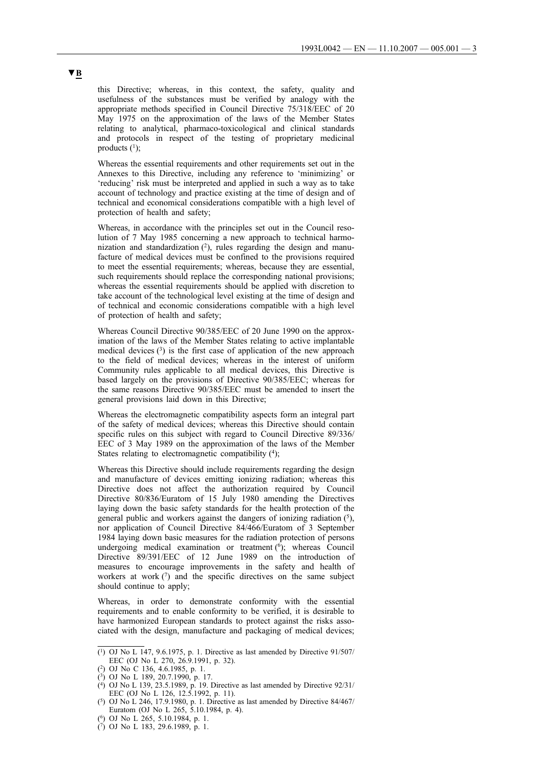▼B

this Directive; whereas, in this context, the safety, quality and usefulness of the substances must be verified by analogy with the appropriate methods specified in Council Directive 75/318/EEC of 20 May 1975 on the approximation of the laws of the Member States relating to analytical, pharmaco-toxicological and clinical standards and protocols in respect of the testing of proprietary medicinal products [1];

Whereas the essential requirements and other requirements set out in the Annexes to this Directive, including any reference to 'minimizing' or 'reducing' risk must be interpreted and applied in such a way as to take account of technology and practice existing at the time of design and of technical and economical considerations compatible with a high level of protection of health and safety;

Whereas, in accordance with the principles set out in the Council resolution of 7 May 1985 concerning a new approach to technical harmonization and standardization [2], rules regarding the design and manufacture of medical devices must be confined to the provisions required to meet the essential requirements; whereas, because they are essential, such requirements should replace the corresponding national provisions; whereas the essential requirements should be applied with discretion to take account of the technological level existing at the time of design and of technical and economic considerations compatible with a high level of protection of health and safety;

Whereas Council Directive 90/385/EEC of 20 June 1990 on the approximation of the laws of the Member States relating to active implantable medical devices [3] is the first case of application of the new approach to the field of medical devices; whereas in the interest of uniform Community rules applicable to all medical devices, this Directive is based largely on the provisions of Directive 90/385/EEC; whereas for the same reasons Directive 90/385/EEC must be amended to insert the general provisions laid down in this Directive;

Whereas the electromagnetic compatibility aspects form an integral part of the safety of medical devices; whereas this Directive should contain specific rules on this subject with regard to Council Directive 89/336/EEC of 3 May 1989 on the approximation of the laws of the Member States relating to electromagnetic compatibility [4];

Whereas this Directive should include requirements regarding the design and manufacture of devices emitting ionizing radiation; whereas this Directive does not affect the authorization required by Council Directive 80/836/Euratom of 15 July 1980 amending the Directives laying down the basic safety standards for the health protection of the general public and workers against the dangers of ionizing radiation [5], nor application of Council Directive 84/466/Euratom of 3 September 1984 laying down basic measures for the radiation protection of persons undergoing medical examination or treatment [6]; whereas Council Directive 89/391/EEC of 12 June 1989 on the introduction of measures to encourage improvements in the safety and health of workers at work [7] and the specific directives on the same subject should continue to apply;

Whereas, in order to demonstrate conformity with the essential requirements and to enable conformity to be verified, it is desirable to have harmonized European standards to protect against the risks associated with the design, manufacture and packaging of medical devices;

---

[1] OJ No L 147, 9.6.1975, p. 1. Directive as last amended by Directive 91/507/EEC (OJ No L 270, 26.9.1991, p. 32).

[2] OJ No C 136, 4.6.1985, p. 1.

[3] OJ No L 189, 20.7.1990, p. 17.

[4] OJ No L 139, 23.5.1989, p. 19. Directive as last amended by Directive 92/31/EEC (OJ No L 126, 12.5.1992, p. 11).

[5] OJ No L 246, 17.9.1980, p. 1. Directive as last amended by Directive 84/467/Euratom (OJ No L 265, 5.10.1984, p. 4).

[6] OJ No L 265, 5.10.1984, p. 1.

[7] OJ No L 183, 29.6.1989, p. 1.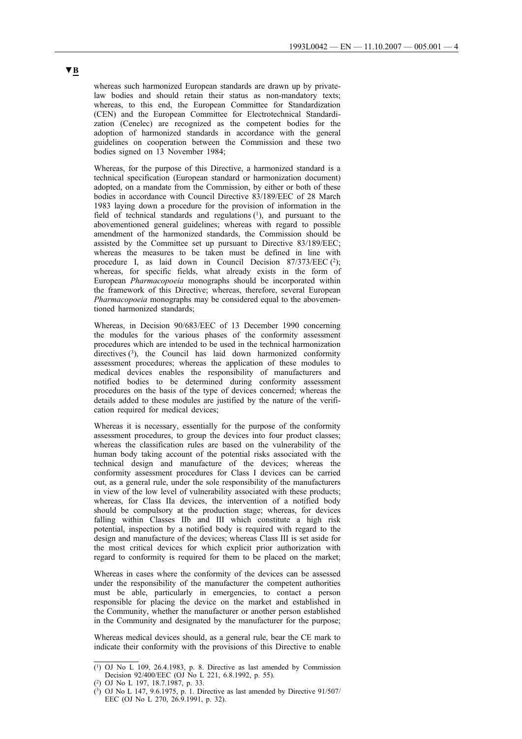▼B

whereas such harmonized European standards are drawn up by private-law bodies and should retain their status as non-mandatory texts; whereas, to this end, the European Committee for Standardization (CEN) and the European Committee for Electrotechnical Standardization (Cenelec) are recognized as the competent bodies for the adoption of harmonized standards in accordance with the general guidelines on cooperation between the Commission and these two bodies signed on 13 November 1984;

Whereas, for the purpose of this Directive, a harmonized standard is a technical specification (European standard or harmonization document) adopted, on a mandate from the Commission, by either or both of these bodies in accordance with Council Directive 83/189/EEC of 28 March 1983 laying down a procedure for the provision of information in the field of technical standards and regulations [1], and pursuant to the abovementioned general guidelines; whereas with regard to possible amendment of the harmonized standards, the Commission should be assisted by the Committee set up pursuant to Directive 83/189/EEC; whereas the measures to be taken must be defined in line with procedure I, as laid down in Council Decision 87/373/EEC [2]; whereas, for specific fields, what already exists in the form of European *Pharmacopoeia* monographs should be incorporated within the framework of this Directive; whereas, therefore, several European *Pharmacopoeia* monographs may be considered equal to the abovementioned harmonized standards;

Whereas, in Decision 90/683/EEC of 13 December 1990 concerning the modules for the various phases of the conformity assessment procedures which are intended to be used in the technical harmonization directives [3], the Council has laid down harmonized conformity assessment procedures; whereas the application of these modules to medical devices enables the responsibility of manufacturers and notified bodies to be determined during conformity assessment procedures on the basis of the type of devices concerned; whereas the details added to these modules are justified by the nature of the verification required for medical devices;

Whereas it is necessary, essentially for the purpose of the conformity assessment procedures, to group the devices into four product classes; whereas the classification rules are based on the vulnerability of the human body taking account of the potential risks associated with the technical design and manufacture of the devices; whereas the conformity assessment procedures for Class I devices can be carried out, as a general rule, under the sole responsibility of the manufacturers in view of the low level of vulnerability associated with these products; whereas, for Class IIa devices, the intervention of a notified body should be compulsory at the production stage; whereas, for devices falling within Classes IIb and III which constitute a high risk potential, inspection by a notified body is required with regard to the design and manufacture of the devices; whereas Class III is set aside for the most critical devices for which explicit prior authorization with regard to conformity is required for them to be placed on the market;

Whereas in cases where the conformity of the devices can be assessed under the responsibility of the manufacturer the competent authorities must be able, particularly in emergencies, to contact a person responsible for placing the device on the market and established in the Community, whether the manufacturer or another person established in the Community and designated by the manufacturer for the purpose;

Whereas medical devices should, as a general rule, bear the CE mark to indicate their conformity with the provisions of this Directive to enable

---

[1] OJ No L 109, 26.4.1983, p. 8. Directive as last amended by Commission Decision 92/400/EEC (OJ No L 221, 6.8.1992, p. 55).

[2] OJ No L 197, 18.7.1987, p. 33.

[3] OJ No L 147, 9.6.1975, p. 1. Directive as last amended by Directive 91/507/EEC (OJ No L 270, 26.9.1991, p. 32).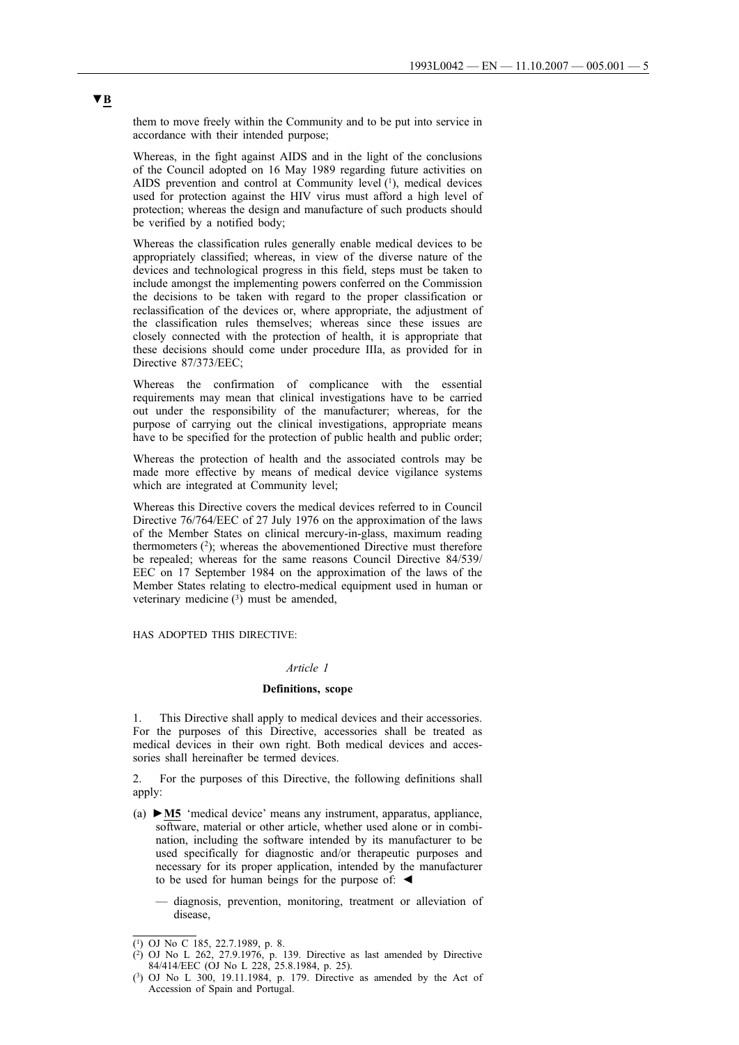▼B

them to move freely within the Community and to be put into service in accordance with their intended purpose;

Whereas, in the fight against AIDS and in the light of the conclusions of the Council adopted on 16 May 1989 regarding future activities on AIDS prevention and control at Community level [1], medical devices used for protection against the HIV virus must afford a high level of protection; whereas the design and manufacture of such products should be verified by a notified body;

Whereas the classification rules generally enable medical devices to be appropriately classified; whereas, in view of the diverse nature of the devices and technological progress in this field, steps must be taken to include amongst the implementing powers conferred on the Commission the decisions to be taken with regard to the proper classification or reclassification of the devices or, where appropriate, the adjustment of the classification rules themselves; whereas since these issues are closely connected with the protection of health, it is appropriate that these decisions should come under procedure IIIa, as provided for in Directive 87/373/EEC;

Whereas the confirmation of complicance with the essential requirements may mean that clinical investigations have to be carried out under the responsibility of the manufacturer; whereas, for the purpose of carrying out the clinical investigations, appropriate means have to be specified for the protection of public health and public order;

Whereas the protection of health and the associated controls may be made more effective by means of medical device vigilance systems which are integrated at Community level;

Whereas this Directive covers the medical devices referred to in Council Directive 76/764/EEC of 27 July 1976 on the approximation of the laws of the Member States on clinical mercury-in-glass, maximum reading thermometers [2]; whereas the abovementioned Directive must therefore be repealed; whereas for the same reasons Council Directive 84/539/EEC on 17 September 1984 on the approximation of the laws of the Member States relating to electro-medical equipment used in human or veterinary medicine [3] must be amended,

HAS ADOPTED THIS DIRECTIVE:

*Article 1*

**Definitions, scope**

1. This Directive shall apply to medical devices and their accessories. For the purposes of this Directive, accessories shall be treated as medical devices in their own right. Both medical devices and accessories shall hereinafter be termed devices.

2. For the purposes of this Directive, the following definitions shall apply:

(a) ►M5 'medical device' means any instrument, apparatus, appliance, software, material or other article, whether used alone or in combination, including the software intended by its manufacturer to be used specifically for diagnostic and/or therapeutic purposes and necessary for its proper application, intended by the manufacturer to be used for human beings for the purpose of: ◄

— diagnosis, prevention, monitoring, treatment or alleviation of disease,

---

[1] OJ No C 185, 22.7.1989, p. 8.

[2] OJ No L 262, 27.9.1976, p. 139. Directive as last amended by Directive 84/414/EEC (OJ No L 228, 25.8.1984, p. 25).

[3] OJ No L 300, 19.11.1984, p. 179. Directive as amended by the Act of Accession of Spain and Portugal.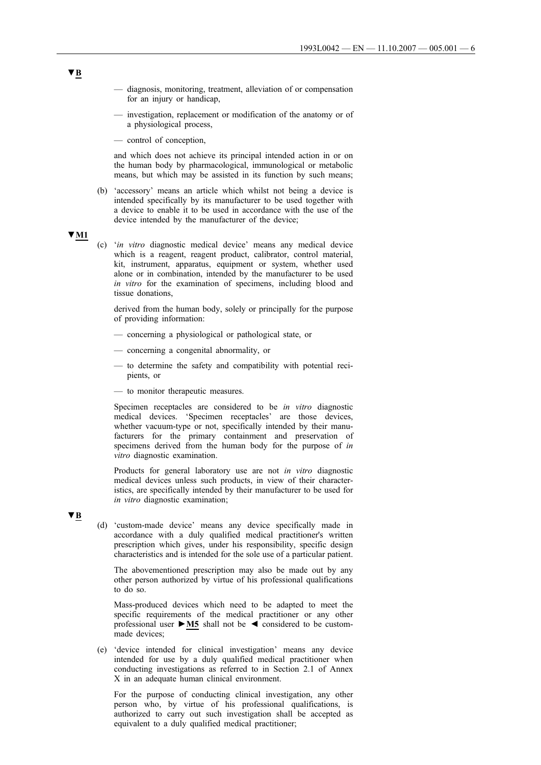▼B

— diagnosis, monitoring, treatment, alleviation of or compensation for an injury or handicap,

— investigation, replacement or modification of the anatomy or of a physiological process,

— control of conception,

and which does not achieve its principal intended action in or on the human body by pharmacological, immunological or metabolic means, but which may be assisted in its function by such means;

(b) 'accessory' means an article which whilst not being a device is intended specifically by its manufacturer to be used together with a device to enable it to be used in accordance with the use of the device intended by the manufacturer of the device;

▼M1

(c) '*in vitro* diagnostic medical device' means any medical device which is a reagent, reagent product, calibrator, control material, kit, instrument, apparatus, equipment or system, whether used alone or in combination, intended by the manufacturer to be used *in vitro* for the examination of specimens, including blood and tissue donations,

derived from the human body, solely or principally for the purpose of providing information:

— concerning a physiological or pathological state, or

— concerning a congenital abnormality, or

— to determine the safety and compatibility with potential recipients, or

— to monitor therapeutic measures.

Specimen receptacles are considered to be *in vitro* diagnostic medical devices. 'Specimen receptacles' are those devices, whether vacuum-type or not, specifically intended by their manufacturers for the primary containment and preservation of specimens derived from the human body for the purpose of *in vitro* diagnostic examination.

Products for general laboratory use are not *in vitro* diagnostic medical devices unless such products, in view of their characteristics, are specifically intended by their manufacturer to be used for *in vitro* diagnostic examination;

▼B

(d) 'custom-made device' means any device specifically made in accordance with a duly qualified medical practitioner's written prescription which gives, under his responsibility, specific design characteristics and is intended for the sole use of a particular patient.

The abovementioned prescription may also be made out by any other person authorized by virtue of his professional qualifications to do so.

Mass-produced devices which need to be adapted to meet the specific requirements of the medical practitioner or any other professional user ►M5 shall not be ◄ considered to be custom-made devices;

(e) 'device intended for clinical investigation' means any device intended for use by a duly qualified medical practitioner when conducting investigations as referred to in Section 2.1 of Annex X in an adequate human clinical environment.

For the purpose of conducting clinical investigation, any other person who, by virtue of his professional qualifications, is authorized to carry out such investigation shall be accepted as equivalent to a duly qualified medical practitioner;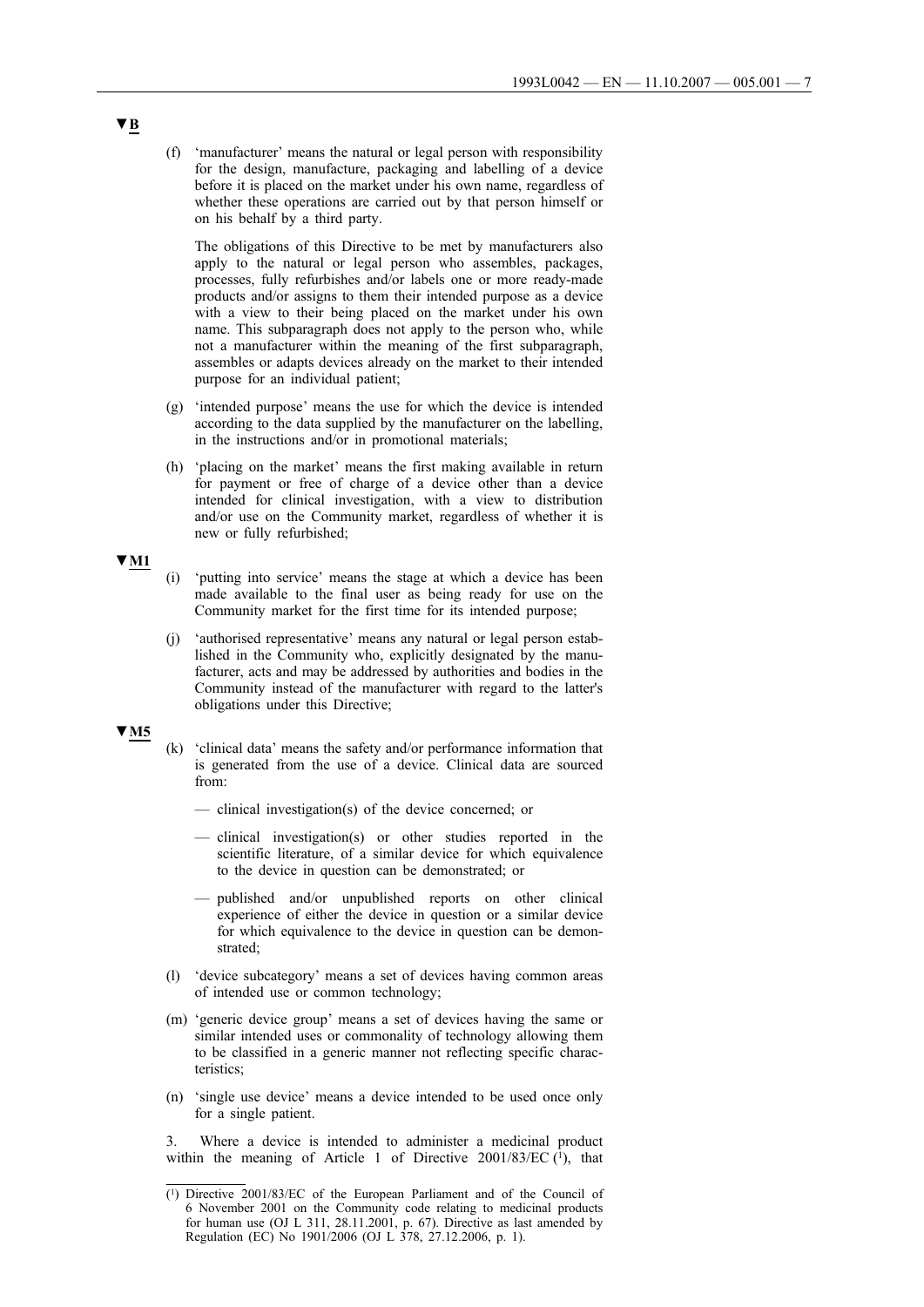▼B

(f) 'manufacturer' means the natural or legal person with responsibility for the design, manufacture, packaging and labelling of a device before it is placed on the market under his own name, regardless of whether these operations are carried out by that person himself or on his behalf by a third party.

The obligations of this Directive to be met by manufacturers also apply to the natural or legal person who assembles, packages, processes, fully refurbishes and/or labels one or more ready-made products and/or assigns to them their intended purpose as a device with a view to their being placed on the market under his own name. This subparagraph does not apply to the person who, while not a manufacturer within the meaning of the first subparagraph, assembles or adapts devices already on the market to their intended purpose for an individual patient;

(g) 'intended purpose' means the use for which the device is intended according to the data supplied by the manufacturer on the labelling, in the instructions and/or in promotional materials;

(h) 'placing on the market' means the first making available in return for payment or free of charge of a device other than a device intended for clinical investigation, with a view to distribution and/or use on the Community market, regardless of whether it is new or fully refurbished;

▼M1

(i) 'putting into service' means the stage at which a device has been made available to the final user as being ready for use on the Community market for the first time for its intended purpose;

(j) 'authorised representative' means any natural or legal person established in the Community who, explicitly designated by the manufacturer, acts and may be addressed by authorities and bodies in the Community instead of the manufacturer with regard to the latter's obligations under this Directive;

▼M5

(k) 'clinical data' means the safety and/or performance information that is generated from the use of a device. Clinical data are sourced from:

— clinical investigation(s) of the device concerned; or

— clinical investigation(s) or other studies reported in the scientific literature, of a similar device for which equivalence to the device in question can be demonstrated; or

— published and/or unpublished reports on other clinical experience of either the device in question or a similar device for which equivalence to the device in question can be demonstrated;

(l) 'device subcategory' means a set of devices having common areas of intended use or common technology;

(m) 'generic device group' means a set of devices having the same or similar intended uses or commonality of technology allowing them to be classified in a generic manner not reflecting specific characteristics;

(n) 'single use device' means a device intended to be used once only for a single patient.

3. Where a device is intended to administer a medicinal product within the meaning of Article 1 of Directive 2001/83/EC [1], that

---

[1] Directive 2001/83/EC of the European Parliament and of the Council of 6 November 2001 on the Community code relating to medicinal products for human use (OJ L 311, 28.11.2001, p. 67). Directive as last amended by Regulation (EC) No 1901/2006 (OJ L 378, 27.12.2006, p. 1).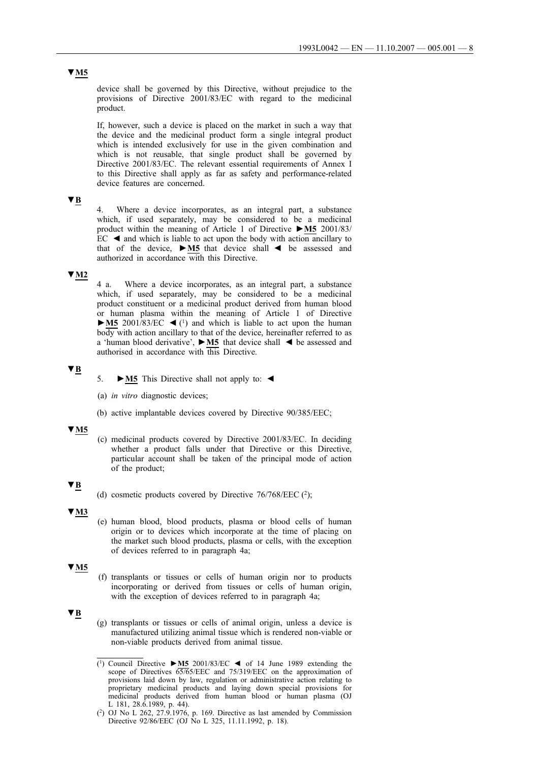▼M5

device shall be governed by this Directive, without prejudice to the provisions of Directive 2001/83/EC with regard to the medicinal product.

If, however, such a device is placed on the market in such a way that the device and the medicinal product form a single integral product which is intended exclusively for use in the given combination and which is not reusable, that single product shall be governed by Directive 2001/83/EC. The relevant essential requirements of Annex I to this Directive shall apply as far as safety and performance-related device features are concerned.

▼B

4. Where a device incorporates, as an integral part, a substance which, if used separately, may be considered to be a medicinal product within the meaning of Article 1 of Directive ►M5 2001/83/EC ◄ and which is liable to act upon the body with action ancillary to that of the device, ►M5 that device shall ◄ be assessed and authorized in accordance with this Directive.

▼M2

4 a. Where a device incorporates, as an integral part, a substance which, if used separately, may be considered to be a medicinal product constituent or a medicinal product derived from human blood or human plasma within the meaning of Article 1 of Directive ►M5 2001/83/EC ◄ [1] and which is liable to act upon the human body with action ancillary to that of the device, hereinafter referred to as a 'human blood derivative', ►M5 that device shall ◄ be assessed and authorised in accordance with this Directive.

▼B

5. ►M5 This Directive shall not apply to: ◄

(a) *in vitro* diagnostic devices;

(b) active implantable devices covered by Directive 90/385/EEC;

▼M5

(c) medicinal products covered by Directive 2001/83/EC. In deciding whether a product falls under that Directive or this Directive, particular account shall be taken of the principal mode of action of the product;

▼B

(d) cosmetic products covered by Directive 76/768/EEC [2];

▼M3

(e) human blood, blood products, plasma or blood cells of human origin or to devices which incorporate at the time of placing on the market such blood products, plasma or cells, with the exception of devices referred to in paragraph 4a;

▼M5

(f) transplants or tissues or cells of human origin nor to products incorporating or derived from tissues or cells of human origin, with the exception of devices referred to in paragraph 4a;

▼B

(g) transplants or tissues or cells of animal origin, unless a device is manufactured utilizing animal tissue which is rendered non-viable or non-viable products derived from animal tissue.

---

[1] Council Directive ►M5 2001/83/EC ◄ of 14 June 1989 extending the scope of Directives 65/65/EEC and 75/319/EEC on the approximation of provisions laid down by law, regulation or administrative action relating to proprietary medicinal products and laying down special provisions for medicinal products derived from human blood or human plasma (OJ L 181, 28.6.1989, p. 44).

[2] OJ No L 262, 27.9.1976, p. 169. Directive as last amended by Commission Directive 92/86/EEC (OJ No L 325, 11.11.1992, p. 18).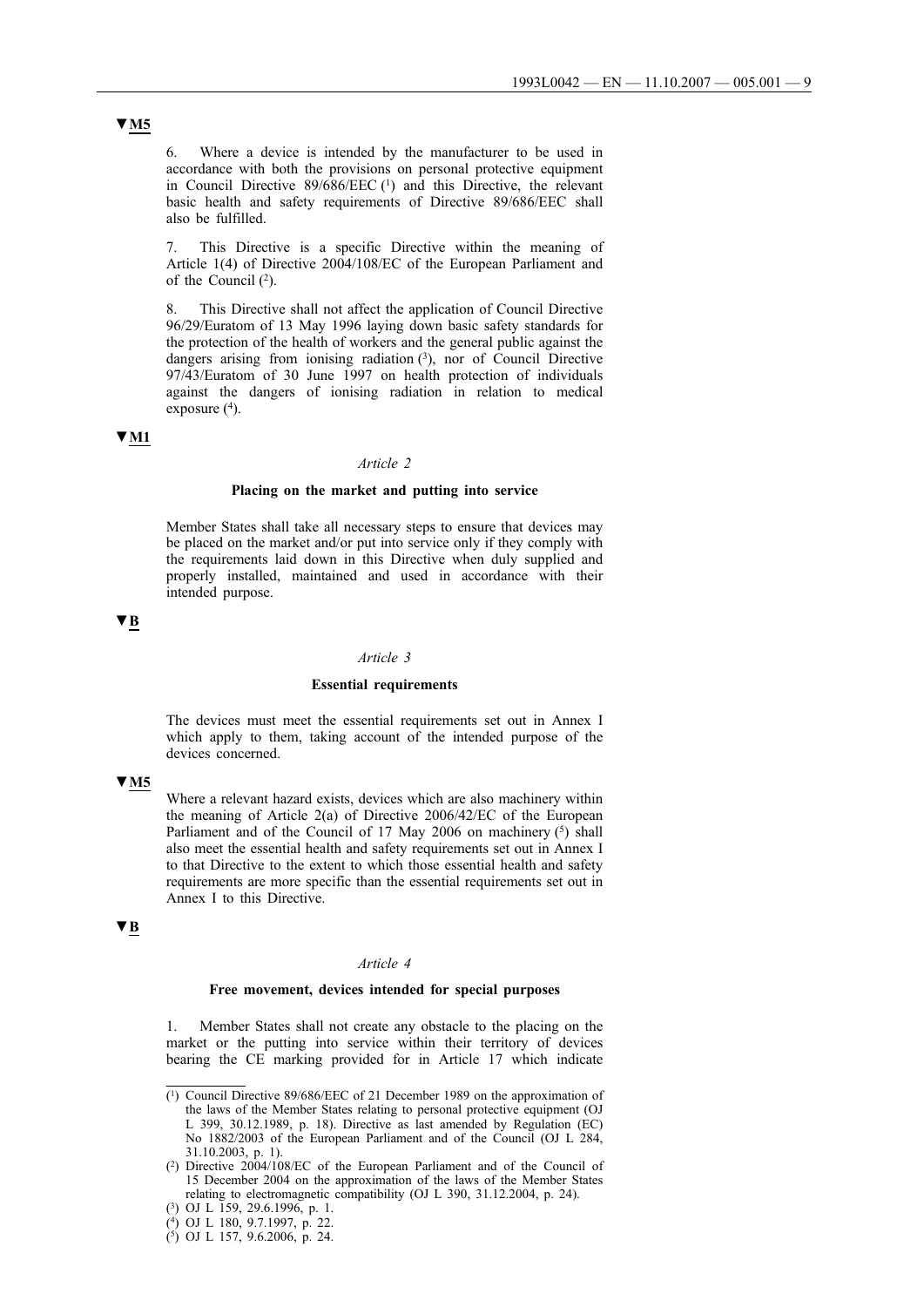▼M5

6. Where a device is intended by the manufacturer to be used in accordance with both the provisions on personal protective equipment in Council Directive 89/686/EEC [1] and this Directive, the relevant basic health and safety requirements of Directive 89/686/EEC shall also be fulfilled.

7. This Directive is a specific Directive within the meaning of Article 1(4) of Directive 2004/108/EC of the European Parliament and of the Council [2].

8. This Directive shall not affect the application of Council Directive 96/29/Euratom of 13 May 1996 laying down basic safety standards for the protection of the health of workers and the general public against the dangers arising from ionising radiation [3], nor of Council Directive 97/43/Euratom of 30 June 1997 on health protection of individuals against the dangers of ionising radiation in relation to medical exposure [4].

▼M1

*Article 2*

**Placing on the market and putting into service**

Member States shall take all necessary steps to ensure that devices may be placed on the market and/or put into service only if they comply with the requirements laid down in this Directive when duly supplied and properly installed, maintained and used in accordance with their intended purpose.

▼B

*Article 3*

**Essential requirements**

The devices must meet the essential requirements set out in Annex I which apply to them, taking account of the intended purpose of the devices concerned.

▼M5

Where a relevant hazard exists, devices which are also machinery within the meaning of Article 2(a) of Directive 2006/42/EC of the European Parliament and of the Council of 17 May 2006 on machinery [5] shall also meet the essential health and safety requirements set out in Annex I to that Directive to the extent to which those essential health and safety requirements are more specific than the essential requirements set out in Annex I to this Directive.

▼B

*Article 4*

**Free movement, devices intended for special purposes**

1. Member States shall not create any obstacle to the placing on the market or the putting into service within their territory of devices bearing the CE marking provided for in Article 17 which indicate

---

[1] Council Directive 89/686/EEC of 21 December 1989 on the approximation of the laws of the Member States relating to personal protective equipment (OJ L 399, 30.12.1989, p. 18). Directive as last amended by Regulation (EC) No 1882/2003 of the European Parliament and of the Council (OJ L 284, 31.10.2003, p. 1).

[2] Directive 2004/108/EC of the European Parliament and of the Council of 15 December 2004 on the approximation of the laws of the Member States relating to electromagnetic compatibility (OJ L 390, 31.12.2004, p. 24).

[3] OJ L 159, 29.6.1996, p. 1.

[4] OJ L 180, 9.7.1997, p. 22.

[5] OJ L 157, 9.6.2006, p. 24.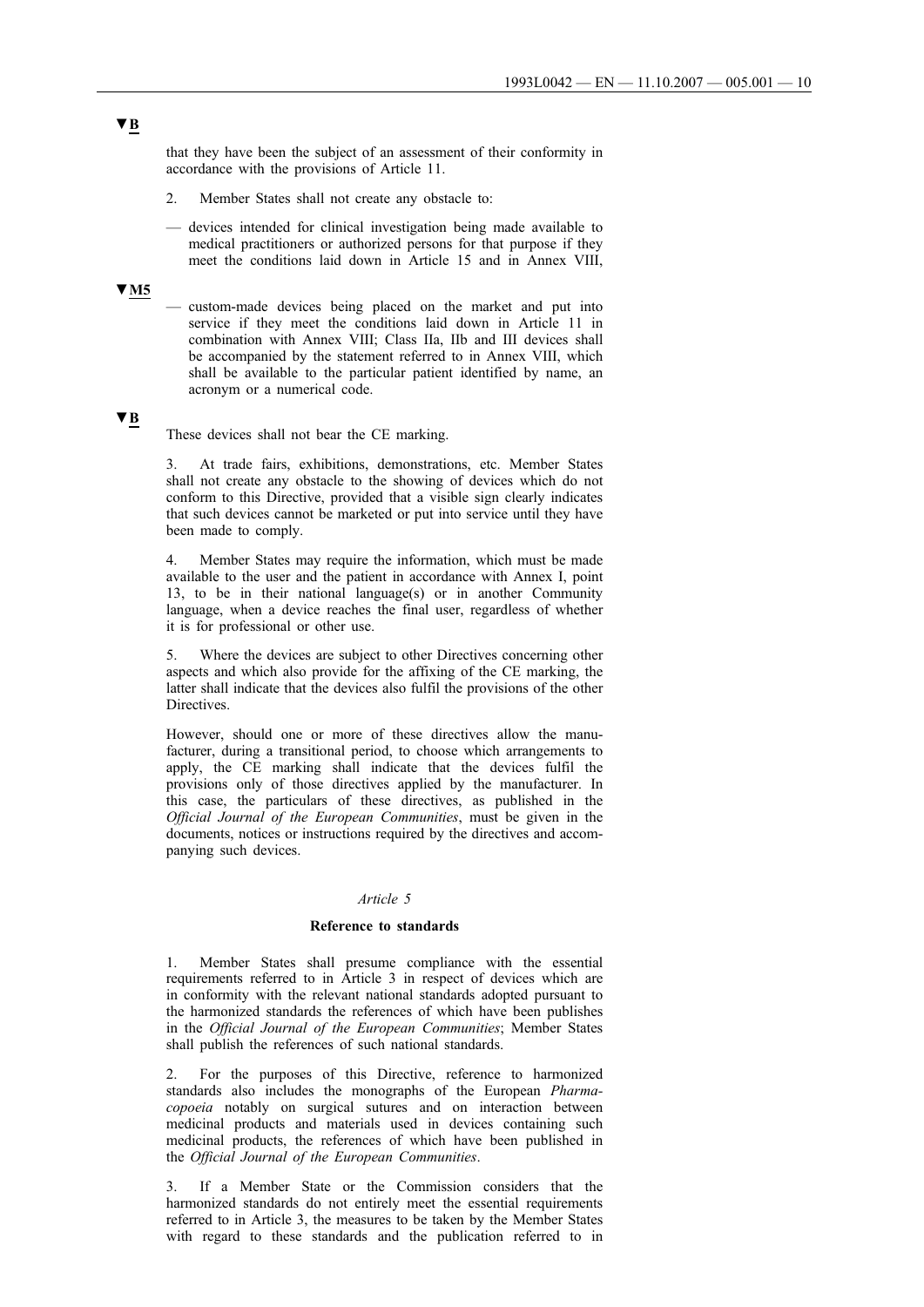▼B

that they have been the subject of an assessment of their conformity in accordance with the provisions of Article 11.

2. Member States shall not create any obstacle to:

— devices intended for clinical investigation being made available to medical practitioners or authorized persons for that purpose if they meet the conditions laid down in Article 15 and in Annex VIII,

▼M5

— custom-made devices being placed on the market and put into service if they meet the conditions laid down in Article 11 in combination with Annex VIII; Class IIa, IIb and III devices shall be accompanied by the statement referred to in Annex VIII, which shall be available to the particular patient identified by name, an acronym or a numerical code.

▼B

These devices shall not bear the CE marking.

3. At trade fairs, exhibitions, demonstrations, etc. Member States shall not create any obstacle to the showing of devices which do not conform to this Directive, provided that a visible sign clearly indicates that such devices cannot be marketed or put into service until they have been made to comply.

4. Member States may require the information, which must be made available to the user and the patient in accordance with Annex I, point 13, to be in their national language(s) or in another Community language, when a device reaches the final user, regardless of whether it is for professional or other use.

5. Where the devices are subject to other Directives concerning other aspects and which also provide for the affixing of the CE marking, the latter shall indicate that the devices also fulfil the provisions of the other Directives.

However, should one or more of these directives allow the manufacturer, during a transitional period, to choose which arrangements to apply, the CE marking shall indicate that the devices fulfil the provisions only of those directives applied by the manufacturer. In this case, the particulars of these directives, as published in the *Official Journal of the European Communities*, must be given in the documents, notices or instructions required by the directives and accompanying such devices.

*Article 5*

**Reference to standards**

1. Member States shall presume compliance with the essential requirements referred to in Article 3 in respect of devices which are in conformity with the relevant national standards adopted pursuant to the harmonized standards the references of which have been publishes in the *Official Journal of the European Communities*; Member States shall publish the references of such national standards.

2. For the purposes of this Directive, reference to harmonized standards also includes the monographs of the European *Pharmacopoeia* notably on surgical sutures and on interaction between medicinal products and materials used in devices containing such medicinal products, the references of which have been published in the *Official Journal of the European Communities*.

3. If a Member State or the Commission considers that the harmonized standards do not entirely meet the essential requirements referred to in Article 3, the measures to be taken by the Member States with regard to these standards and the publication referred to in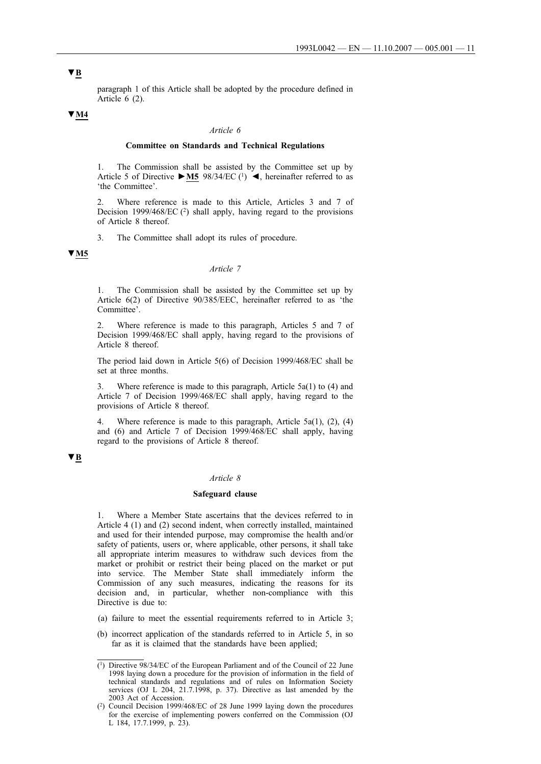▼B

paragraph 1 of this Article shall be adopted by the procedure defined in Article 6 (2).

▼M4

*Article 6*

**Committee on Standards and Technical Regulations**

1. The Commission shall be assisted by the Committee set up by Article 5 of Directive ►M5 98/34/EC [1] ◄, hereinafter referred to as 'the Committee'.

2. Where reference is made to this Article, Articles 3 and 7 of Decision 1999/468/EC [2] shall apply, having regard to the provisions of Article 8 thereof.

3. The Committee shall adopt its rules of procedure.

▼M5

*Article 7*

1. The Commission shall be assisted by the Committee set up by Article 6(2) of Directive 90/385/EEC, hereinafter referred to as 'the Committee'.

2. Where reference is made to this paragraph, Articles 5 and 7 of Decision 1999/468/EC shall apply, having regard to the provisions of Article 8 thereof.

The period laid down in Article 5(6) of Decision 1999/468/EC shall be set at three months.

3. Where reference is made to this paragraph, Article 5a(1) to (4) and Article 7 of Decision 1999/468/EC shall apply, having regard to the provisions of Article 8 thereof.

4. Where reference is made to this paragraph, Article 5a(1), (2), (4) and (6) and Article 7 of Decision 1999/468/EC shall apply, having regard to the provisions of Article 8 thereof.

▼B

*Article 8*

**Safeguard clause**

1. Where a Member State ascertains that the devices referred to in Article 4 (1) and (2) second indent, when correctly installed, maintained and used for their intended purpose, may compromise the health and/or safety of patients, users or, where applicable, other persons, it shall take all appropriate interim measures to withdraw such devices from the market or prohibit or restrict their being placed on the market or put into service. The Member State shall immediately inform the Commission of any such measures, indicating the reasons for its decision and, in particular, whether non-compliance with this Directive is due to:

(a) failure to meet the essential requirements referred to in Article 3;

(b) incorrect application of the standards referred to in Article 5, in so far as it is claimed that the standards have been applied;

---

[1] Directive 98/34/EC of the European Parliament and of the Council of 22 June 1998 laying down a procedure for the provision of information in the field of technical standards and regulations and of rules on Information Society services (OJ L 204, 21.7.1998, p. 37). Directive as last amended by the 2003 Act of Accession.

[2] Council Decision 1999/468/EC of 28 June 1999 laying down the procedures for the exercise of implementing powers conferred on the Commission (OJ L 184, 17.7.1999, p. 23).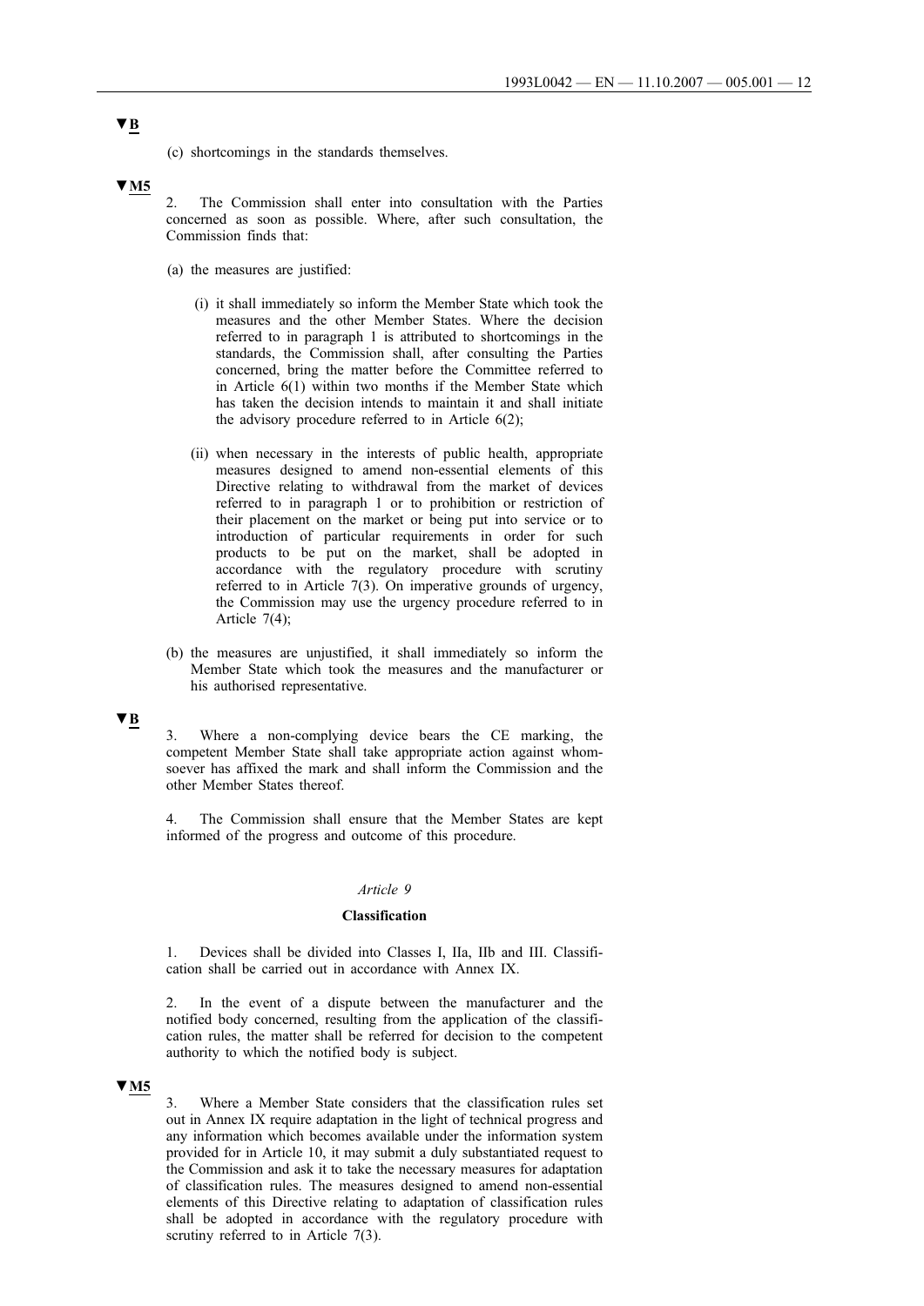▼B

(c) shortcomings in the standards themselves.

▼M5

2. The Commission shall enter into consultation with the Parties concerned as soon as possible. Where, after such consultation, the Commission finds that:

(a) the measures are justified:

(i) it shall immediately so inform the Member State which took the measures and the other Member States. Where the decision referred to in paragraph 1 is attributed to shortcomings in the standards, the Commission shall, after consulting the Parties concerned, bring the matter before the Committee referred to in Article 6(1) within two months if the Member State which has taken the decision intends to maintain it and shall initiate the advisory procedure referred to in Article 6(2);

(ii) when necessary in the interests of public health, appropriate measures designed to amend non-essential elements of this Directive relating to withdrawal from the market of devices referred to in paragraph 1 or to prohibition or restriction of their placement on the market or being put into service or to introduction of particular requirements in order for such products to be put on the market, shall be adopted in accordance with the regulatory procedure with scrutiny referred to in Article 7(3). On imperative grounds of urgency, the Commission may use the urgency procedure referred to in Article 7(4);

(b) the measures are unjustified, it shall immediately so inform the Member State which took the measures and the manufacturer or his authorised representative.

▼B

3. Where a non-complying device bears the CE marking, the competent Member State shall take appropriate action against whomsoever has affixed the mark and shall inform the Commission and the other Member States thereof.

4. The Commission shall ensure that the Member States are kept informed of the progress and outcome of this procedure.

*Article 9*

**Classification**

1. Devices shall be divided into Classes I, IIa, IIb and III. Classification shall be carried out in accordance with Annex IX.

2. In the event of a dispute between the manufacturer and the notified body concerned, resulting from the application of the classification rules, the matter shall be referred for decision to the competent authority to which the notified body is subject.

▼M5

3. Where a Member State considers that the classification rules set out in Annex IX require adaptation in the light of technical progress and any information which becomes available under the information system provided for in Article 10, it may submit a duly substantiated request to the Commission and ask it to take the necessary measures for adaptation of classification rules. The measures designed to amend non-essential elements of this Directive relating to adaptation of classification rules shall be adopted in accordance with the regulatory procedure with scrutiny referred to in Article 7(3).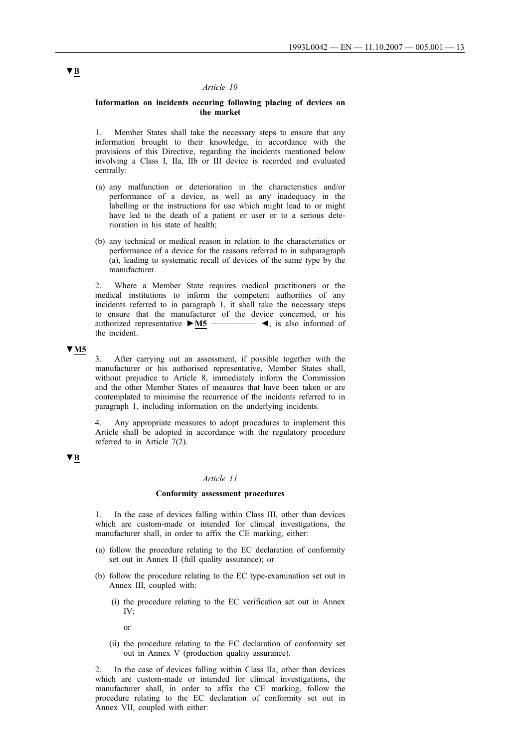▼B

*Article 10*

**Information on incidents occuring following placing of devices on the market**

1. Member States shall take the necessary steps to ensure that any information brought to their knowledge, in accordance with the provisions of this Directive, regarding the incidents mentioned below involving a Class I, IIa, IIb or III device is recorded and evaluated centrally:

(a) any malfunction or deterioration in the characteristics and/or performance of a device, as well as any inadequacy in the labelling or the instructions for use which might lead to or might have led to the death of a patient or user or to a serious deterioration in his state of health;

(b) any technical or medical reason in relation to the characteristics or performance of a device for the reasons referred to in subparagraph (a), leading to systematic recall of devices of the same type by the manufacturer.

2. Where a Member State requires medical practitioners or the medical institutions to inform the competent authorities of any incidents referred to in paragraph 1, it shall take the necessary steps to ensure that the manufacturer of the device concerned, or his authorized representative ►M5 ———— ◄, is also informed of the incident.

▼M5

3. After carrying out an assessment, if possible together with the manufacturer or his authorised representative, Member States shall, without prejudice to Article 8, immediately inform the Commission and the other Member States of measures that have been taken or are contemplated to minimise the recurrence of the incidents referred to in paragraph 1, including information on the underlying incidents.

4. Any appropriate measures to adopt procedures to implement this Article shall be adopted in accordance with the regulatory procedure referred to in Article 7(2).

▼B

*Article 11*

**Conformity assessment procedures**

1. In the case of devices falling within Class III, other than devices which are custom-made or intended for clinical investigations, the manufacturer shall, in order to affix the CE marking, either:

(a) follow the procedure relating to the EC declaration of conformity set out in Annex II (full quality assurance); or

(b) follow the procedure relating to the EC type-examination set out in Annex III, coupled with:

   (i) the procedure relating to the EC verification set out in Annex IV;

   or

   (ii) the procedure relating to the EC declaration of conformity set out in Annex V (production quality assurance).

2. In the case of devices falling within Class IIa, other than devices which are custom-made or intended for clinical investigations, the manufacturer shall, in order to affix the CE marking, follow the procedure relating to the EC declaration of conformity set out in Annex VII, coupled with either: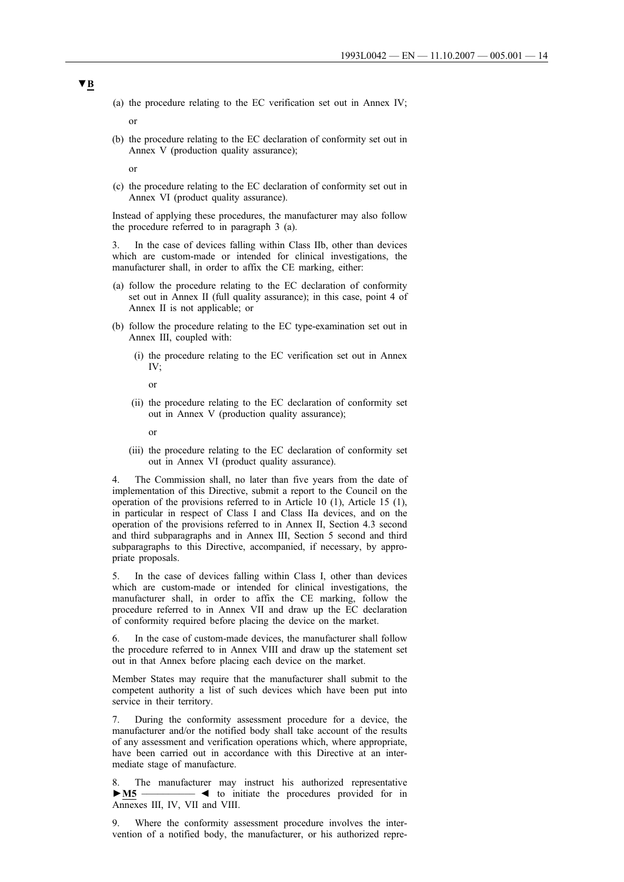▼B

(a) the procedure relating to the EC verification set out in Annex IV;

or

(b) the procedure relating to the EC declaration of conformity set out in Annex V (production quality assurance);

or

(c) the procedure relating to the EC declaration of conformity set out in Annex VI (product quality assurance).

Instead of applying these procedures, the manufacturer may also follow the procedure referred to in paragraph 3 (a).

3. In the case of devices falling within Class IIb, other than devices which are custom-made or intended for clinical investigations, the manufacturer shall, in order to affix the CE marking, either:

(a) follow the procedure relating to the EC declaration of conformity set out in Annex II (full quality assurance); in this case, point 4 of Annex II is not applicable; or

(b) follow the procedure relating to the EC type-examination set out in Annex III, coupled with:

   (i) the procedure relating to the EC verification set out in Annex IV;

   or

   (ii) the procedure relating to the EC declaration of conformity set out in Annex V (production quality assurance);

   or

   (iii) the procedure relating to the EC declaration of conformity set out in Annex VI (product quality assurance).

4. The Commission shall, no later than five years from the date of implementation of this Directive, submit a report to the Council on the operation of the provisions referred to in Article 10 (1), Article 15 (1), in particular in respect of Class I and Class IIa devices, and on the operation of the provisions referred to in Annex II, Section 4.3 second and third subparagraphs and in Annex III, Section 5 second and third subparagraphs to this Directive, accompanied, if necessary, by appropriate proposals.

5. In the case of devices falling within Class I, other than devices which are custom-made or intended for clinical investigations, the manufacturer shall, in order to affix the CE marking, follow the procedure referred to in Annex VII and draw up the EC declaration of conformity required before placing the device on the market.

6. In the case of custom-made devices, the manufacturer shall follow the procedure referred to in Annex VIII and draw up the statement set out in that Annex before placing each device on the market.

Member States may require that the manufacturer shall submit to the competent authority a list of such devices which have been put into service in their territory.

7. During the conformity assessment procedure for a device, the manufacturer and/or the notified body shall take account of the results of any assessment and verification operations which, where appropriate, have been carried out in accordance with this Directive at an intermediate stage of manufacture.

8. The manufacturer may instruct his authorized representative ►M5 ————— ◄ to initiate the procedures provided for in Annexes III, IV, VII and VIII.

9. Where the conformity assessment procedure involves the intervention of a notified body, the manufacturer, or his authorized repre-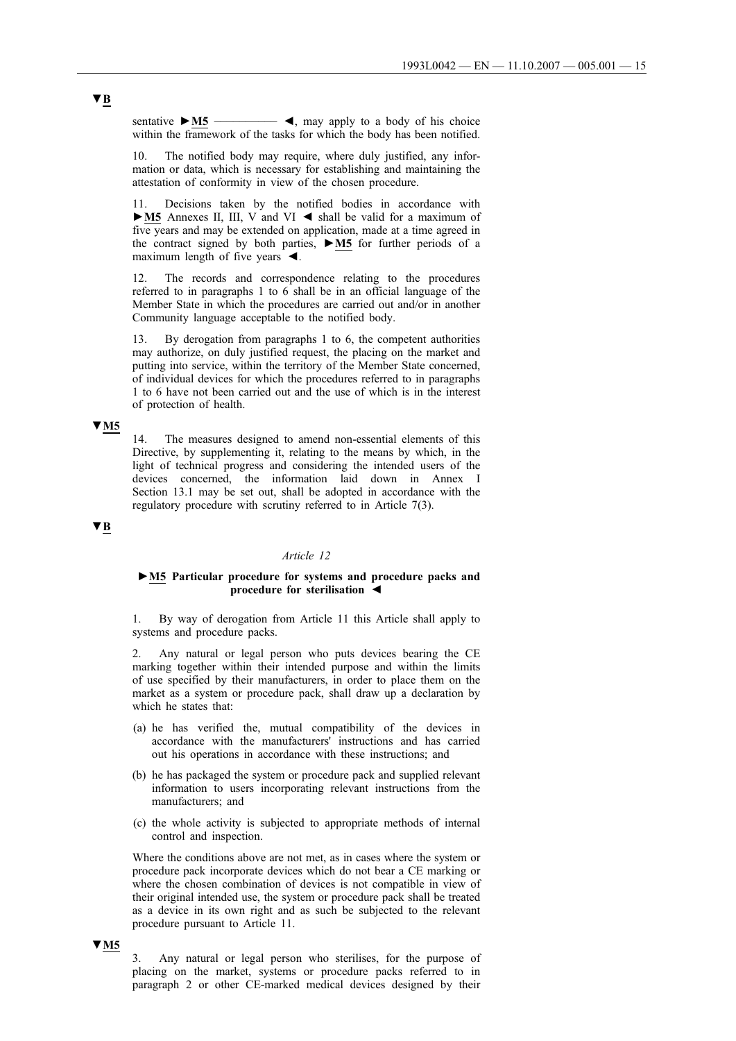▼B

sentative ►M5 ————— ◄, may apply to a body of his choice within the framework of the tasks for which the body has been notified.

10. The notified body may require, where duly justified, any information or data, which is necessary for establishing and maintaining the attestation of conformity in view of the chosen procedure.

11. Decisions taken by the notified bodies in accordance with ►M5 Annexes II, III, V and VI ◄ shall be valid for a maximum of five years and may be extended on application, made at a time agreed in the contract signed by both parties, ►M5 for further periods of a maximum length of five years ◄.

12. The records and correspondence relating to the procedures referred to in paragraphs 1 to 6 shall be in an official language of the Member State in which the procedures are carried out and/or in another Community language acceptable to the notified body.

13. By derogation from paragraphs 1 to 6, the competent authorities may authorize, on duly justified request, the placing on the market and putting into service, within the territory of the Member State concerned, of individual devices for which the procedures referred to in paragraphs 1 to 6 have not been carried out and the use of which is in the interest of protection of health.

▼M5

14. The measures designed to amend non-essential elements of this Directive, by supplementing it, relating to the means by which, in the light of technical progress and considering the intended users of the devices concerned, the information laid down in Annex I Section 13.1 may be set out, shall be adopted in accordance with the regulatory procedure with scrutiny referred to in Article 7(3).

▼B

*Article 12*

**►M5 Particular procedure for systems and procedure packs and procedure for sterilisation ◄**

1. By way of derogation from Article 11 this Article shall apply to systems and procedure packs.

2. Any natural or legal person who puts devices bearing the CE marking together within their intended purpose and within the limits of use specified by their manufacturers, in order to place them on the market as a system or procedure pack, shall draw up a declaration by which he states that:

(a) he has verified the, mutual compatibility of the devices in accordance with the manufacturers' instructions and has carried out his operations in accordance with these instructions; and

(b) he has packaged the system or procedure pack and supplied relevant information to users incorporating relevant instructions from the manufacturers; and

(c) the whole activity is subjected to appropriate methods of internal control and inspection.

Where the conditions above are not met, as in cases where the system or procedure pack incorporate devices which do not bear a CE marking or where the chosen combination of devices is not compatible in view of their original intended use, the system or procedure pack shall be treated as a device in its own right and as such be subjected to the relevant procedure pursuant to Article 11.

▼M5

3. Any natural or legal person who sterilises, for the purpose of placing on the market, systems or procedure packs referred to in paragraph 2 or other CE-marked medical devices designed by their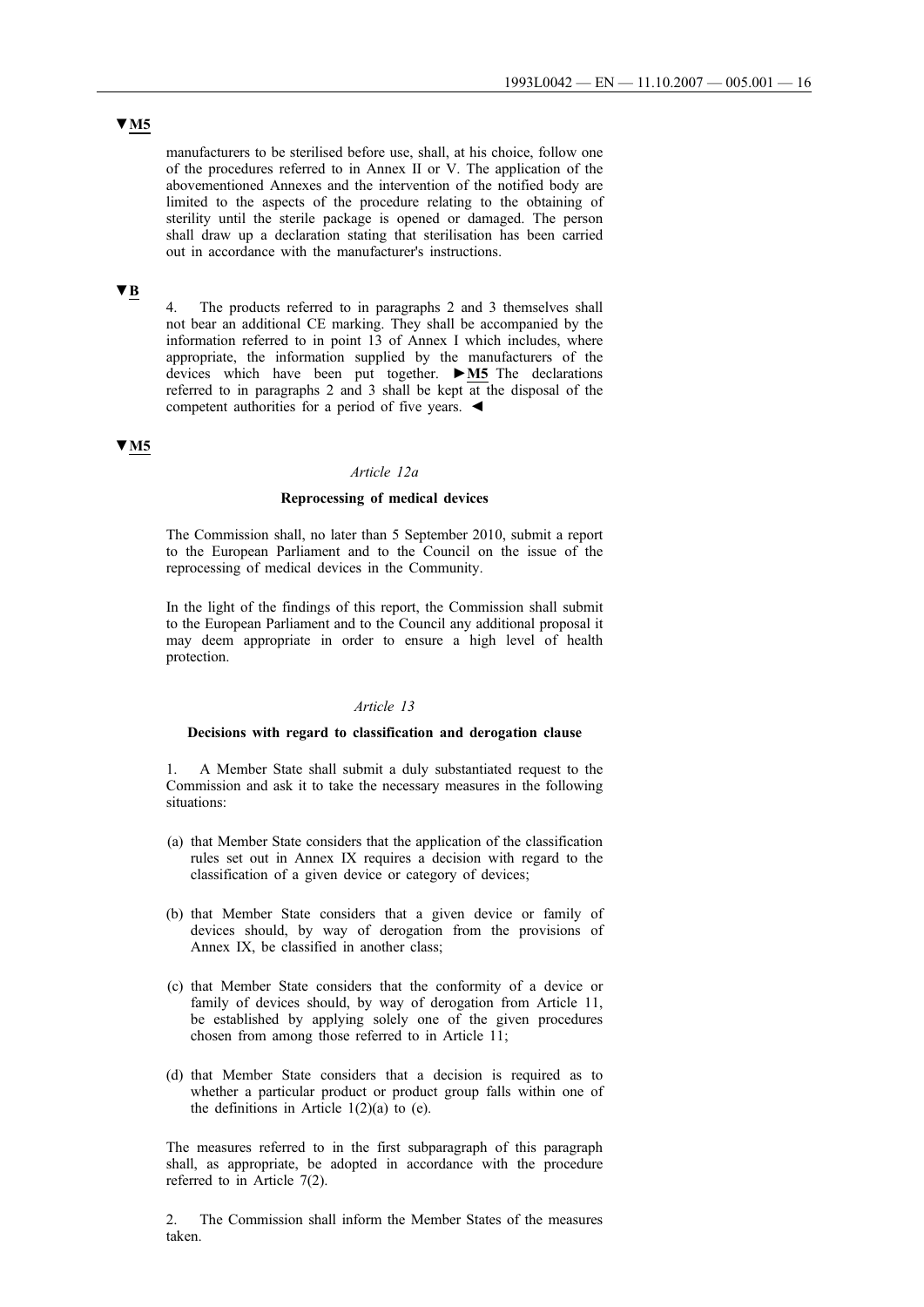▼M5

manufacturers to be sterilised before use, shall, at his choice, follow one of the procedures referred to in Annex II or V. The application of the abovementioned Annexes and the intervention of the notified body are limited to the aspects of the procedure relating to the obtaining of sterility until the sterile package is opened or damaged. The person shall draw up a declaration stating that sterilisation has been carried out in accordance with the manufacturer's instructions.

▼B

4. The products referred to in paragraphs 2 and 3 themselves shall not bear an additional CE marking. They shall be accompanied by the information referred to in point 13 of Annex I which includes, where appropriate, the information supplied by the manufacturers of the devices which have been put together. ►M5 The declarations referred to in paragraphs 2 and 3 shall be kept at the disposal of the competent authorities for a period of five years. ◄

▼M5

*Article 12a*

**Reprocessing of medical devices**

The Commission shall, no later than 5 September 2010, submit a report to the European Parliament and to the Council on the issue of the reprocessing of medical devices in the Community.

In the light of the findings of this report, the Commission shall submit to the European Parliament and to the Council any additional proposal it may deem appropriate in order to ensure a high level of health protection.

*Article 13*

**Decisions with regard to classification and derogation clause**

1. A Member State shall submit a duly substantiated request to the Commission and ask it to take the necessary measures in the following situations:

(a) that Member State considers that the application of the classification rules set out in Annex IX requires a decision with regard to the classification of a given device or category of devices;

(b) that Member State considers that a given device or family of devices should, by way of derogation from the provisions of Annex IX, be classified in another class;

(c) that Member State considers that the conformity of a device or family of devices should, by way of derogation from Article 11, be established by applying solely one of the given procedures chosen from among those referred to in Article 11;

(d) that Member State considers that a decision is required as to whether a particular product or product group falls within one of the definitions in Article 1(2)(a) to (e).

The measures referred to in the first subparagraph of this paragraph shall, as appropriate, be adopted in accordance with the procedure referred to in Article 7(2).

2. The Commission shall inform the Member States of the measures taken.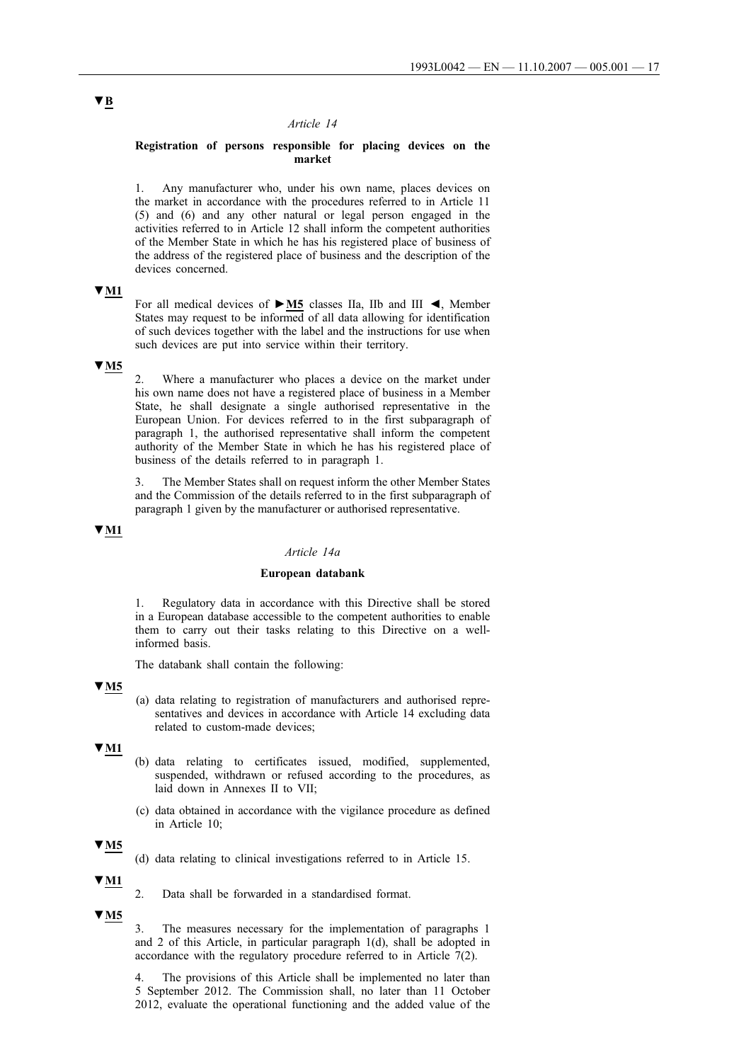▼B

*Article 14*

**Registration of persons responsible for placing devices on the market**

1. Any manufacturer who, under his own name, places devices on the market in accordance with the procedures referred to in Article 11 (5) and (6) and any other natural or legal person engaged in the activities referred to in Article 12 shall inform the competent authorities of the Member State in which he has his registered place of business of the address of the registered place of business and the description of the devices concerned.

▼M1

For all medical devices of ►M5 classes IIa, IIb and III ◄, Member States may request to be informed of all data allowing for identification of such devices together with the label and the instructions for use when such devices are put into service within their territory.

▼M5

2. Where a manufacturer who places a device on the market under his own name does not have a registered place of business in a Member State, he shall designate a single authorised representative in the European Union. For devices referred to in the first subparagraph of paragraph 1, the authorised representative shall inform the competent authority of the Member State in which he has his registered place of business of the details referred to in paragraph 1.

3. The Member States shall on request inform the other Member States and the Commission of the details referred to in the first subparagraph of paragraph 1 given by the manufacturer or authorised representative.

▼M1

*Article 14a*

**European databank**

1. Regulatory data in accordance with this Directive shall be stored in a European database accessible to the competent authorities to enable them to carry out their tasks relating to this Directive on a well-informed basis.

The databank shall contain the following:

▼M5

(a) data relating to registration of manufacturers and authorised representatives and devices in accordance with Article 14 excluding data related to custom-made devices;

▼M1

(b) data relating to certificates issued, modified, supplemented, suspended, withdrawn or refused according to the procedures, as laid down in Annexes II to VII;

(c) data obtained in accordance with the vigilance procedure as defined in Article 10;

▼M5

(d) data relating to clinical investigations referred to in Article 15.

▼M1

2. Data shall be forwarded in a standardised format.

▼M5

3. The measures necessary for the implementation of paragraphs 1 and 2 of this Article, in particular paragraph 1(d), shall be adopted in accordance with the regulatory procedure referred to in Article 7(2).

4. The provisions of this Article shall be implemented no later than 5 September 2012. The Commission shall, no later than 11 October 2012, evaluate the operational functioning and the added value of the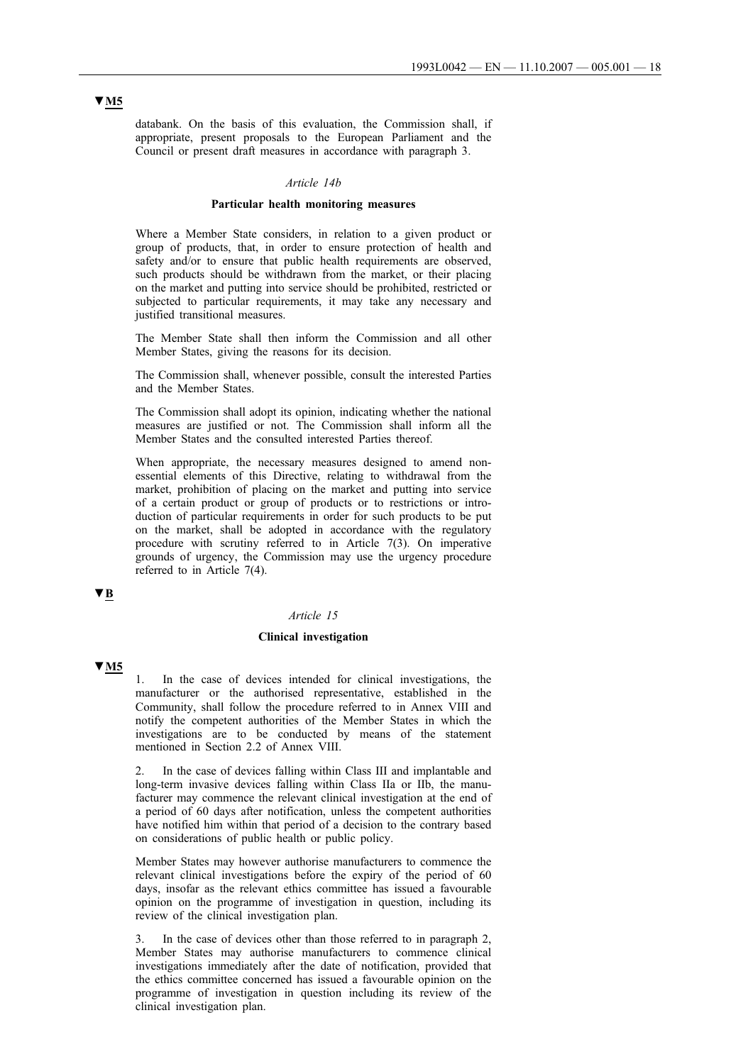▼M5

databank. On the basis of this evaluation, the Commission shall, if appropriate, present proposals to the European Parliament and the Council or present draft measures in accordance with paragraph 3.

*Article 14b*

**Particular health monitoring measures**

Where a Member State considers, in relation to a given product or group of products, that, in order to ensure protection of health and safety and/or to ensure that public health requirements are observed, such products should be withdrawn from the market, or their placing on the market and putting into service should be prohibited, restricted or subjected to particular requirements, it may take any necessary and justified transitional measures.

The Member State shall then inform the Commission and all other Member States, giving the reasons for its decision.

The Commission shall, whenever possible, consult the interested Parties and the Member States.

The Commission shall adopt its opinion, indicating whether the national measures are justified or not. The Commission shall inform all the Member States and the consulted interested Parties thereof.

When appropriate, the necessary measures designed to amend non-essential elements of this Directive, relating to withdrawal from the market, prohibition of placing on the market and putting into service of a certain product or group of products or to restrictions or introduction of particular requirements in order for such products to be put on the market, shall be adopted in accordance with the regulatory procedure with scrutiny referred to in Article 7(3). On imperative grounds of urgency, the Commission may use the urgency procedure referred to in Article 7(4).

▼B

*Article 15*

**Clinical investigation**

▼M5

1. In the case of devices intended for clinical investigations, the manufacturer or the authorised representative, established in the Community, shall follow the procedure referred to in Annex VIII and notify the competent authorities of the Member States in which the investigations are to be conducted by means of the statement mentioned in Section 2.2 of Annex VIII.

2. In the case of devices falling within Class III and implantable and long-term invasive devices falling within Class IIa or IIb, the manufacturer may commence the relevant clinical investigation at the end of a period of 60 days after notification, unless the competent authorities have notified him within that period of a decision to the contrary based on considerations of public health or public policy.

Member States may however authorise manufacturers to commence the relevant clinical investigations before the expiry of the period of 60 days, insofar as the relevant ethics committee has issued a favourable opinion on the programme of investigation in question, including its review of the clinical investigation plan.

3. In the case of devices other than those referred to in paragraph 2, Member States may authorise manufacturers to commence clinical investigations immediately after the date of notification, provided that the ethics committee concerned has issued a favourable opinion on the programme of investigation in question including its review of the clinical investigation plan.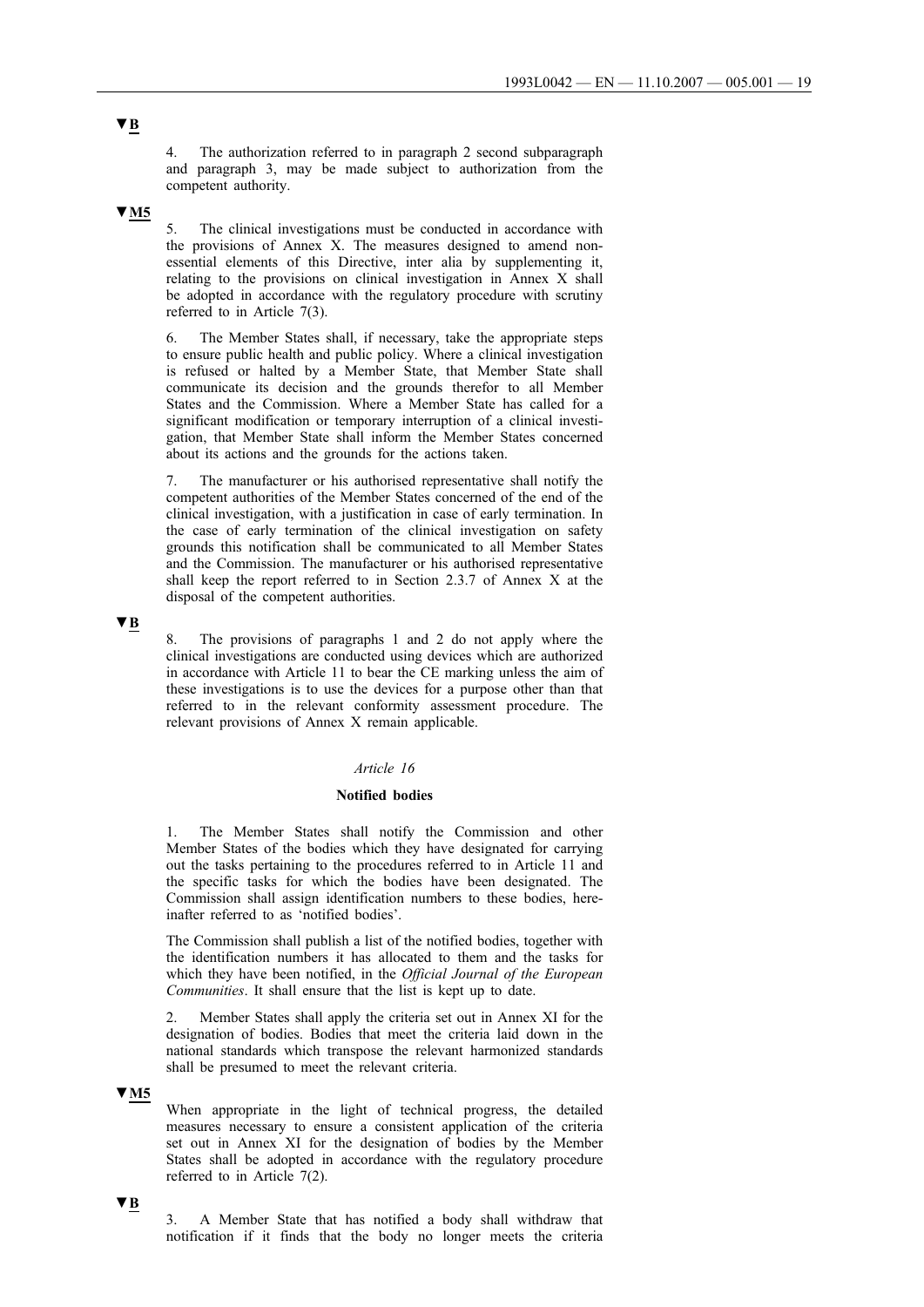▼B

4. The authorization referred to in paragraph 2 second subparagraph and paragraph 3, may be made subject to authorization from the competent authority.

▼M5

5. The clinical investigations must be conducted in accordance with the provisions of Annex X. The measures designed to amend non-essential elements of this Directive, inter alia by supplementing it, relating to the provisions on clinical investigation in Annex X shall be adopted in accordance with the regulatory procedure with scrutiny referred to in Article 7(3).

6. The Member States shall, if necessary, take the appropriate steps to ensure public health and public policy. Where a clinical investigation is refused or halted by a Member State, that Member State shall communicate its decision and the grounds therefor to all Member States and the Commission. Where a Member State has called for a significant modification or temporary interruption of a clinical investigation, that Member State shall inform the Member States concerned about its actions and the grounds for the actions taken.

7. The manufacturer or his authorised representative shall notify the competent authorities of the Member States concerned of the end of the clinical investigation, with a justification in case of early termination. In the case of early termination of the clinical investigation on safety grounds this notification shall be communicated to all Member States and the Commission. The manufacturer or his authorised representative shall keep the report referred to in Section 2.3.7 of Annex X at the disposal of the competent authorities.

▼B

8. The provisions of paragraphs 1 and 2 do not apply where the clinical investigations are conducted using devices which are authorized in accordance with Article 11 to bear the CE marking unless the aim of these investigations is to use the devices for a purpose other than that referred to in the relevant conformity assessment procedure. The relevant provisions of Annex X remain applicable.

*Article 16*

**Notified bodies**

1. The Member States shall notify the Commission and other Member States of the bodies which they have designated for carrying out the tasks pertaining to the procedures referred to in Article 11 and the specific tasks for which the bodies have been designated. The Commission shall assign identification numbers to these bodies, hereinafter referred to as 'notified bodies'.

The Commission shall publish a list of the notified bodies, together with the identification numbers it has allocated to them and the tasks for which they have been notified, in the *Official Journal of the European Communities*. It shall ensure that the list is kept up to date.

2. Member States shall apply the criteria set out in Annex XI for the designation of bodies. Bodies that meet the criteria laid down in the national standards which transpose the relevant harmonized standards shall be presumed to meet the relevant criteria.

▼M5

When appropriate in the light of technical progress, the detailed measures necessary to ensure a consistent application of the criteria set out in Annex XI for the designation of bodies by the Member States shall be adopted in accordance with the regulatory procedure referred to in Article 7(2).

▼B

3. A Member State that has notified a body shall withdraw that notification if it finds that the body no longer meets the criteria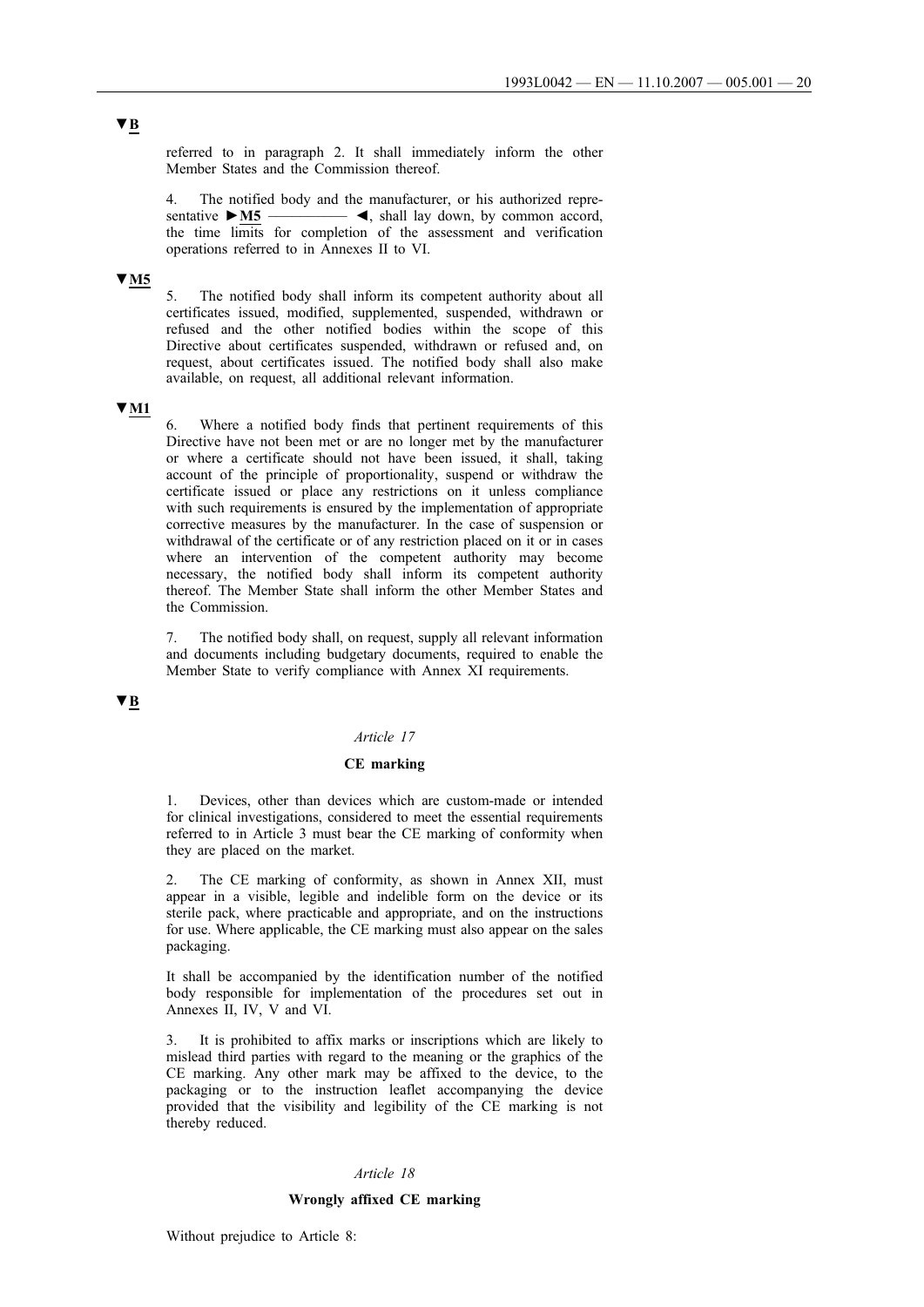**▼B**

referred to in paragraph 2. It shall immediately inform the other Member States and the Commission thereof.

4. The notified body and the manufacturer, or his authorized representative ►M5 ————— ◄, shall lay down, by common accord, the time limits for completion of the assessment and verification operations referred to in Annexes II to VI.

**▼M5**

5. The notified body shall inform its competent authority about all certificates issued, modified, supplemented, suspended, withdrawn or refused and the other notified bodies within the scope of this Directive about certificates suspended, withdrawn or refused and, on request, about certificates issued. The notified body shall also make available, on request, all additional relevant information.

**▼M1**

6. Where a notified body finds that pertinent requirements of this Directive have not been met or are no longer met by the manufacturer or where a certificate should not have been issued, it shall, taking account of the principle of proportionality, suspend or withdraw the certificate issued or place any restrictions on it unless compliance with such requirements is ensured by the implementation of appropriate corrective measures by the manufacturer. In the case of suspension or withdrawal of the certificate or of any restriction placed on it or in cases where an intervention of the competent authority may become necessary, the notified body shall inform its competent authority thereof. The Member State shall inform the other Member States and the Commission.

7. The notified body shall, on request, supply all relevant information and documents including budgetary documents, required to enable the Member State to verify compliance with Annex XI requirements.

**▼B**

*Article 17*

**CE marking**

1. Devices, other than devices which are custom-made or intended for clinical investigations, considered to meet the essential requirements referred to in Article 3 must bear the CE marking of conformity when they are placed on the market.

2. The CE marking of conformity, as shown in Annex XII, must appear in a visible, legible and indelible form on the device or its sterile pack, where practicable and appropriate, and on the instructions for use. Where applicable, the CE marking must also appear on the sales packaging.

It shall be accompanied by the identification number of the notified body responsible for implementation of the procedures set out in Annexes II, IV, V and VI.

3. It is prohibited to affix marks or inscriptions which are likely to mislead third parties with regard to the meaning or the graphics of the CE marking. Any other mark may be affixed to the device, to the packaging or to the instruction leaflet accompanying the device provided that the visibility and legibility of the CE marking is not thereby reduced.

*Article 18*

**Wrongly affixed CE marking**

Without prejudice to Article 8: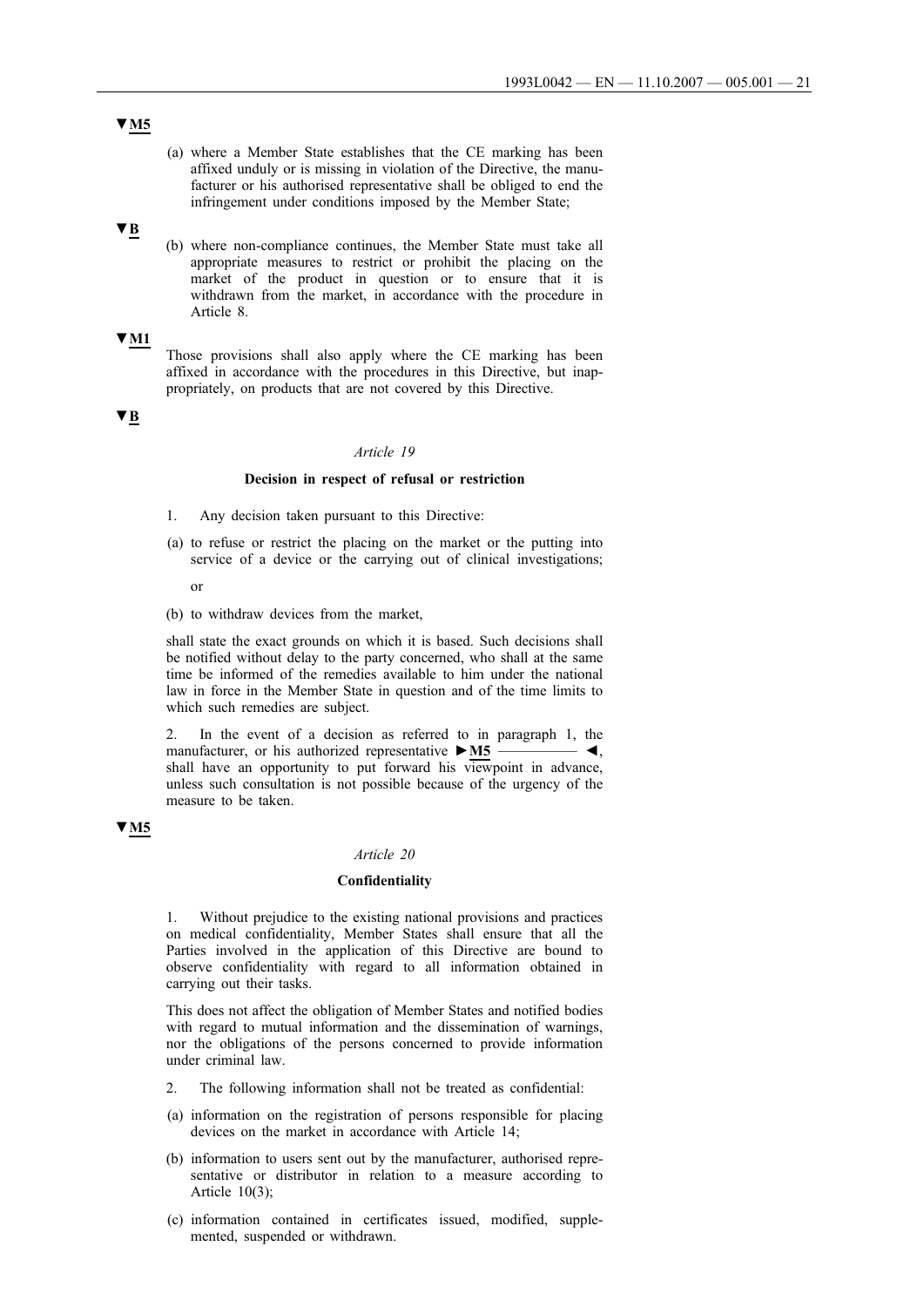▼M5

(a) where a Member State establishes that the CE marking has been affixed unduly or is missing in violation of the Directive, the manufacturer or his authorised representative shall be obliged to end the infringement under conditions imposed by the Member State;

▼B

(b) where non-compliance continues, the Member State must take all appropriate measures to restrict or prohibit the placing on the market of the product in question or to ensure that it is withdrawn from the market, in accordance with the procedure in Article 8.

▼M1

Those provisions shall also apply where the CE marking has been affixed in accordance with the procedures in this Directive, but inappropriately, on products that are not covered by this Directive.

▼B

*Article 19*

**Decision in respect of refusal or restriction**

1. Any decision taken pursuant to this Directive:

(a) to refuse or restrict the placing on the market or the putting into service of a device or the carrying out of clinical investigations;

or

(b) to withdraw devices from the market,

shall state the exact grounds on which it is based. Such decisions shall be notified without delay to the party concerned, who shall at the same time be informed of the remedies available to him under the national law in force in the Member State in question and of the time limits to which such remedies are subject.

2. In the event of a decision as referred to in paragraph 1, the manufacturer, or his authorized representative ►M5 ————— ◄, shall have an opportunity to put forward his viewpoint in advance, unless such consultation is not possible because of the urgency of the measure to be taken.

▼M5

*Article 20*

**Confidentiality**

1. Without prejudice to the existing national provisions and practices on medical confidentiality, Member States shall ensure that all the Parties involved in the application of this Directive are bound to observe confidentiality with regard to all information obtained in carrying out their tasks.

This does not affect the obligation of Member States and notified bodies with regard to mutual information and the dissemination of warnings, nor the obligations of the persons concerned to provide information under criminal law.

2. The following information shall not be treated as confidential:

(a) information on the registration of persons responsible for placing devices on the market in accordance with Article 14;

(b) information to users sent out by the manufacturer, authorised representative or distributor in relation to a measure according to Article 10(3);

(c) information contained in certificates issued, modified, supplemented, suspended or withdrawn.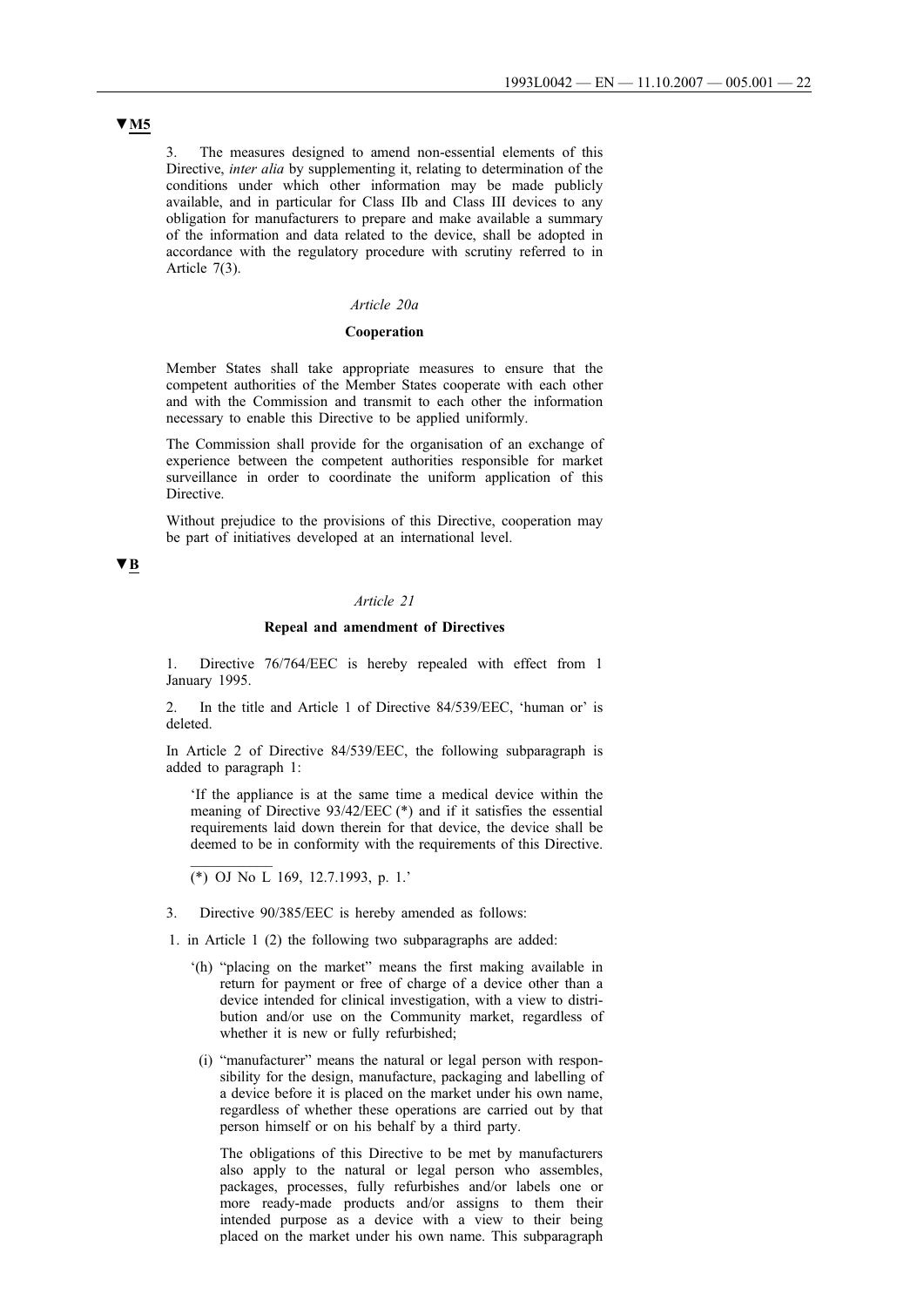▼M5

3. The measures designed to amend non-essential elements of this Directive, *inter alia* by supplementing it, relating to determination of the conditions under which other information may be made publicly available, and in particular for Class IIb and Class III devices to any obligation for manufacturers to prepare and make available a summary of the information and data related to the device, shall be adopted in accordance with the regulatory procedure with scrutiny referred to in Article 7(3).

*Article 20a*

**Cooperation**

Member States shall take appropriate measures to ensure that the competent authorities of the Member States cooperate with each other and with the Commission and transmit to each other the information necessary to enable this Directive to be applied uniformly.

The Commission shall provide for the organisation of an exchange of experience between the competent authorities responsible for market surveillance in order to coordinate the uniform application of this Directive.

Without prejudice to the provisions of this Directive, cooperation may be part of initiatives developed at an international level.

▼B

*Article 21*

**Repeal and amendment of Directives**

1. Directive 76/764/EEC is hereby repealed with effect from 1 January 1995.

2. In the title and Article 1 of Directive 84/539/EEC, 'human or' is deleted.

In Article 2 of Directive 84/539/EEC, the following subparagraph is added to paragraph 1:

> 'If the appliance is at the same time a medical device within the meaning of Directive 93/42/EEC (*) and if it satisfies the essential requirements laid down therein for that device, the device shall be deemed to be in conformity with the requirements of this Directive.
>
> (*) OJ No L 169, 12.7.1993, p. 1.'

3. Directive 90/385/EEC is hereby amended as follows:

1. in Article 1 (2) the following two subparagraphs are added:

   '(h) "placing on the market" means the first making available in return for payment or free of charge of a device other than a device intended for clinical investigation, with a view to distribution and/or use on the Community market, regardless of whether it is new or fully refurbished;

   (i) "manufacturer" means the natural or legal person with responsibility for the design, manufacture, packaging and labelling of a device before it is placed on the market under his own name, regardless of whether these operations are carried out by that person himself or on his behalf by a third party.

   The obligations of this Directive to be met by manufacturers also apply to the natural or legal person who assembles, packages, processes, fully refurbishes and/or labels one or more ready-made products and/or assigns to them their intended purpose as a device with a view to their being placed on the market under his own name. This subparagraph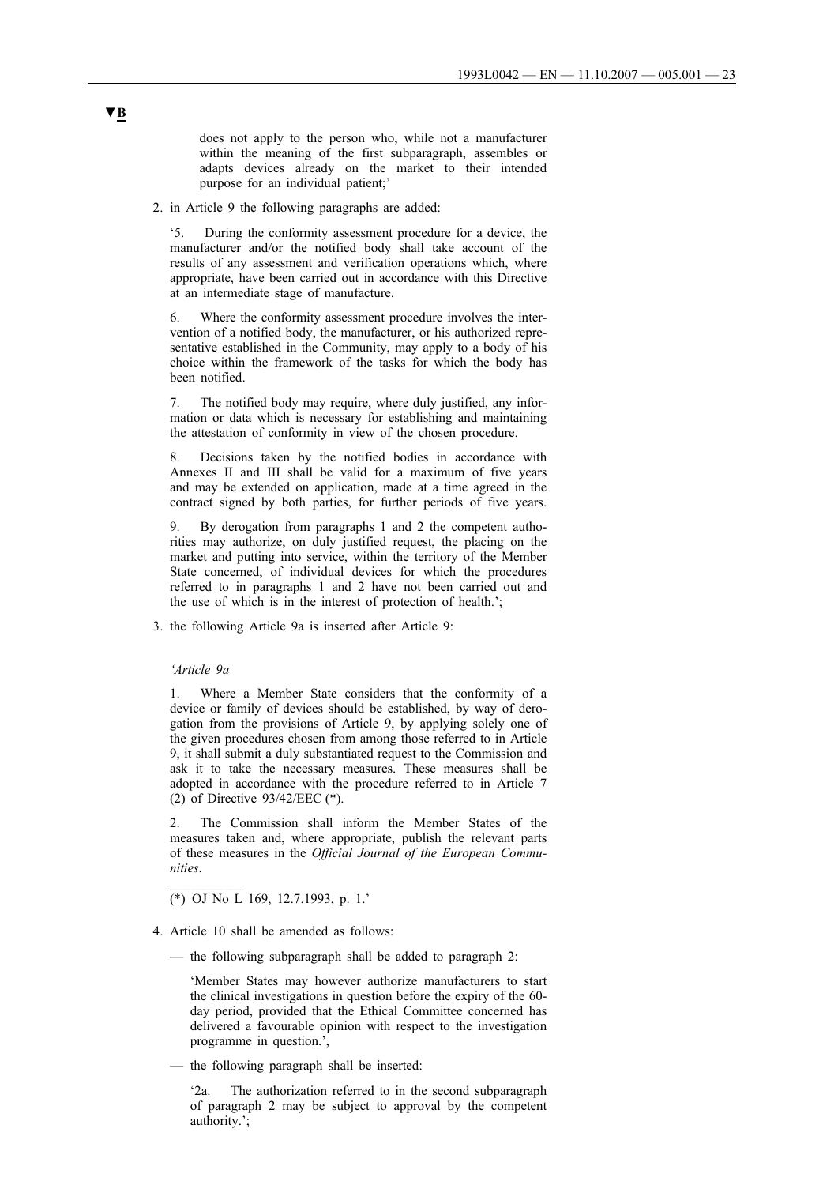▼B

does not apply to the person who, while not a manufacturer within the meaning of the first subparagraph, assembles or adapts devices already on the market to their intended purpose for an individual patient;'

2. in Article 9 the following paragraphs are added:

 '5. During the conformity assessment procedure for a device, the manufacturer and/or the notified body shall take account of the results of any assessment and verification operations which, where appropriate, have been carried out in accordance with this Directive at an intermediate stage of manufacture.

 6. Where the conformity assessment procedure involves the intervention of a notified body, the manufacturer, or his authorized representative established in the Community, may apply to a body of his choice within the framework of the tasks for which the body has been notified.

 7. The notified body may require, where duly justified, any information or data which is necessary for establishing and maintaining the attestation of conformity in view of the chosen procedure.

 8. Decisions taken by the notified bodies in accordance with Annexes II and III shall be valid for a maximum of five years and may be extended on application, made at a time agreed in the contract signed by both parties, for further periods of five years.

 9. By derogation from paragraphs 1 and 2 the competent authorities may authorize, on duly justified request, the placing on the market and putting into service, within the territory of the Member State concerned, of individual devices for which the procedures referred to in paragraphs 1 and 2 have not been carried out and the use of which is in the interest of protection of health.';

3. the following Article 9a is inserted after Article 9:

 *'Article 9a*

 1. Where a Member State considers that the conformity of a device or family of devices should be established, by way of derogation from the provisions of Article 9, by applying solely one of the given procedures chosen from among those referred to in Article 9, it shall submit a duly substantiated request to the Commission and ask it to take the necessary measures. These measures shall be adopted in accordance with the procedure referred to in Article 7 (2) of Directive 93/42/EEC (*).

 2. The Commission shall inform the Member States of the measures taken and, where appropriate, publish the relevant parts of these measures in the *Official Journal of the European Communities*.

 (*) OJ No L 169, 12.7.1993, p. 1.'

4. Article 10 shall be amended as follows:

 — the following subparagraph shall be added to paragraph 2:

 'Member States may however authorize manufacturers to start the clinical investigations in question before the expiry of the 60-day period, provided that the Ethical Committee concerned has delivered a favourable opinion with respect to the investigation programme in question.',

 — the following paragraph shall be inserted:

 '2a. The authorization referred to in the second subparagraph of paragraph 2 may be subject to approval by the competent authority.';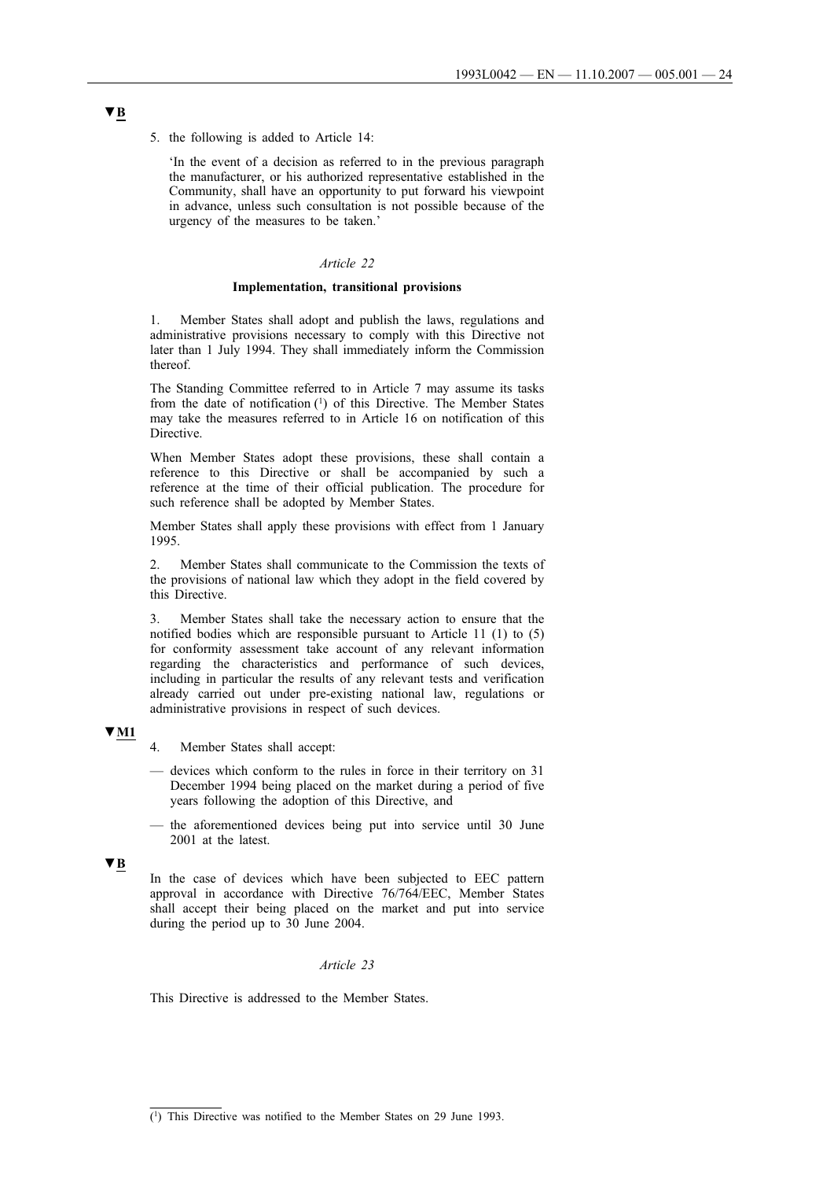▼B

5. the following is added to Article 14:

'In the event of a decision as referred to in the previous paragraph the manufacturer, or his authorized representative established in the Community, shall have an opportunity to put forward his viewpoint in advance, unless such consultation is not possible because of the urgency of the measures to be taken.'

*Article 22*

**Implementation, transitional provisions**

1. Member States shall adopt and publish the laws, regulations and administrative provisions necessary to comply with this Directive not later than 1 July 1994. They shall immediately inform the Commission thereof.

The Standing Committee referred to in Article 7 may assume its tasks from the date of notification [1] of this Directive. The Member States may take the measures referred to in Article 16 on notification of this Directive.

When Member States adopt these provisions, these shall contain a reference to this Directive or shall be accompanied by such a reference at the time of their official publication. The procedure for such reference shall be adopted by Member States.

Member States shall apply these provisions with effect from 1 January 1995.

2. Member States shall communicate to the Commission the texts of the provisions of national law which they adopt in the field covered by this Directive.

3. Member States shall take the necessary action to ensure that the notified bodies which are responsible pursuant to Article 11 (1) to (5) for conformity assessment take account of any relevant information regarding the characteristics and performance of such devices, including in particular the results of any relevant tests and verification already carried out under pre-existing national law, regulations or administrative provisions in respect of such devices.

▼M1

4. Member States shall accept:

— devices which conform to the rules in force in their territory on 31 December 1994 being placed on the market during a period of five years following the adoption of this Directive, and

— the aforementioned devices being put into service until 30 June 2001 at the latest.

▼B

In the case of devices which have been subjected to EEC pattern approval in accordance with Directive 76/764/EEC, Member States shall accept their being placed on the market and put into service during the period up to 30 June 2004.

*Article 23*

This Directive is addressed to the Member States.

---

[1] This Directive was notified to the Member States on 29 June 1993.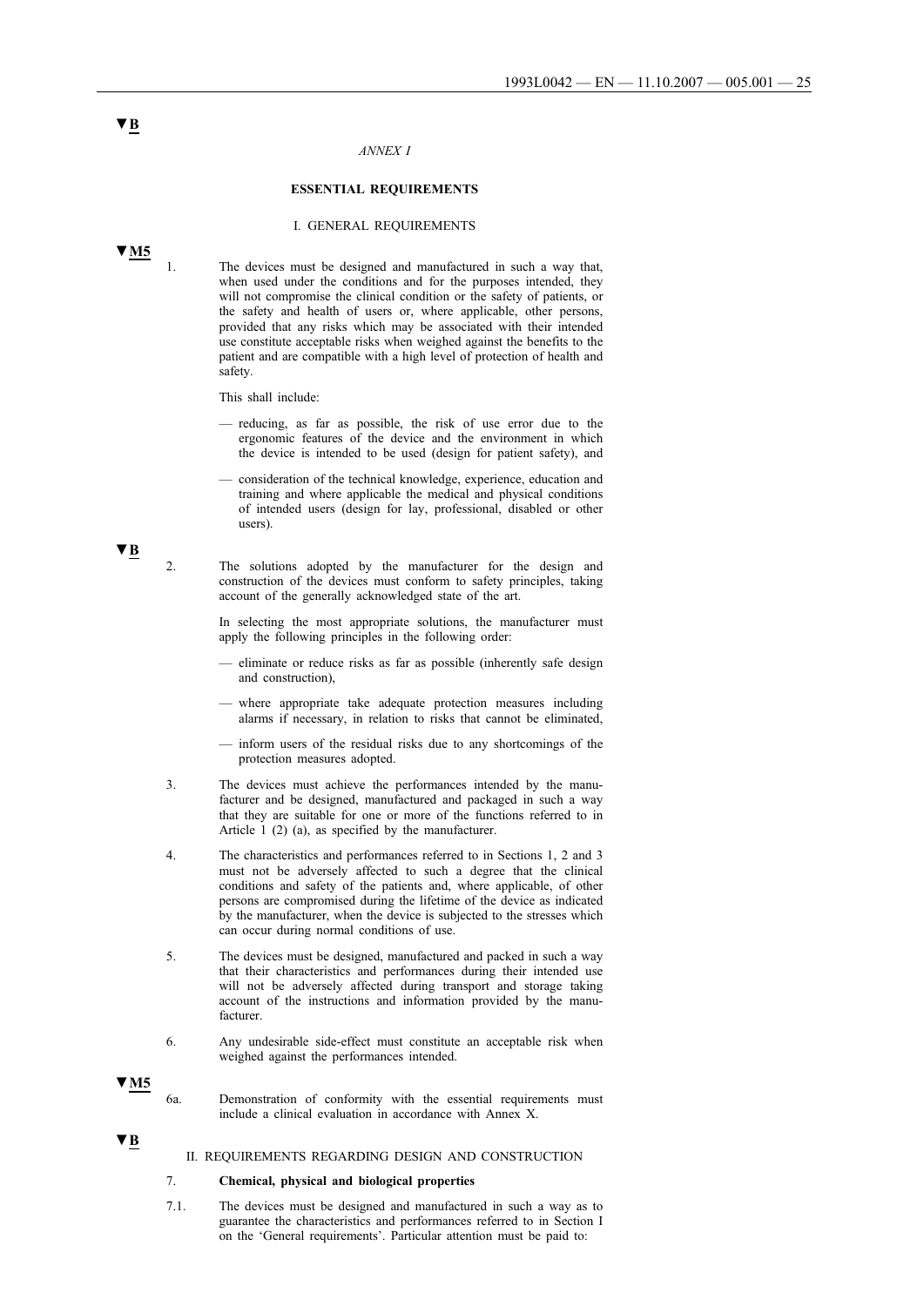▼B

*ANNEX I*

**ESSENTIAL REQUIREMENTS**

I. GENERAL REQUIREMENTS

▼M5

1. The devices must be designed and manufactured in such a way that, when used under the conditions and for the purposes intended, they will not compromise the clinical condition or the safety of patients, or the safety and health of users or, where applicable, other persons, provided that any risks which may be associated with their intended use constitute acceptable risks when weighed against the benefits to the patient and are compatible with a high level of protection of health and safety.

   This shall include:

   — reducing, as far as possible, the risk of use error due to the ergonomic features of the device and the environment in which the device is intended to be used (design for patient safety), and

   — consideration of the technical knowledge, experience, education and training and where applicable the medical and physical conditions of intended users (design for lay, professional, disabled or other users).

▼B

2. The solutions adopted by the manufacturer for the design and construction of the devices must conform to safety principles, taking account of the generally acknowledged state of the art.

   In selecting the most appropriate solutions, the manufacturer must apply the following principles in the following order:

   — eliminate or reduce risks as far as possible (inherently safe design and construction),

   — where appropriate take adequate protection measures including alarms if necessary, in relation to risks that cannot be eliminated,

   — inform users of the residual risks due to any shortcomings of the protection measures adopted.

3. The devices must achieve the performances intended by the manufacturer and be designed, manufactured and packaged in such a way that they are suitable for one or more of the functions referred to in Article 1 (2) (a), as specified by the manufacturer.

4. The characteristics and performances referred to in Sections 1, 2 and 3 must not be adversely affected to such a degree that the clinical conditions and safety of the patients and, where applicable, of other persons are compromised during the lifetime of the device as indicated by the manufacturer, when the device is subjected to the stresses which can occur during normal conditions of use.

5. The devices must be designed, manufactured and packed in such a way that their characteristics and performances during their intended use will not be adversely affected during transport and storage taking account of the instructions and information provided by the manufacturer.

6. Any undesirable side-effect must constitute an acceptable risk when weighed against the performances intended.

▼M5

6a. Demonstration of conformity with the essential requirements must include a clinical evaluation in accordance with Annex X.

▼B

II. REQUIREMENTS REGARDING DESIGN AND CONSTRUCTION

7. **Chemical, physical and biological properties**

7.1. The devices must be designed and manufactured in such a way as to guarantee the characteristics and performances referred to in Section I on the 'General requirements'. Particular attention must be paid to: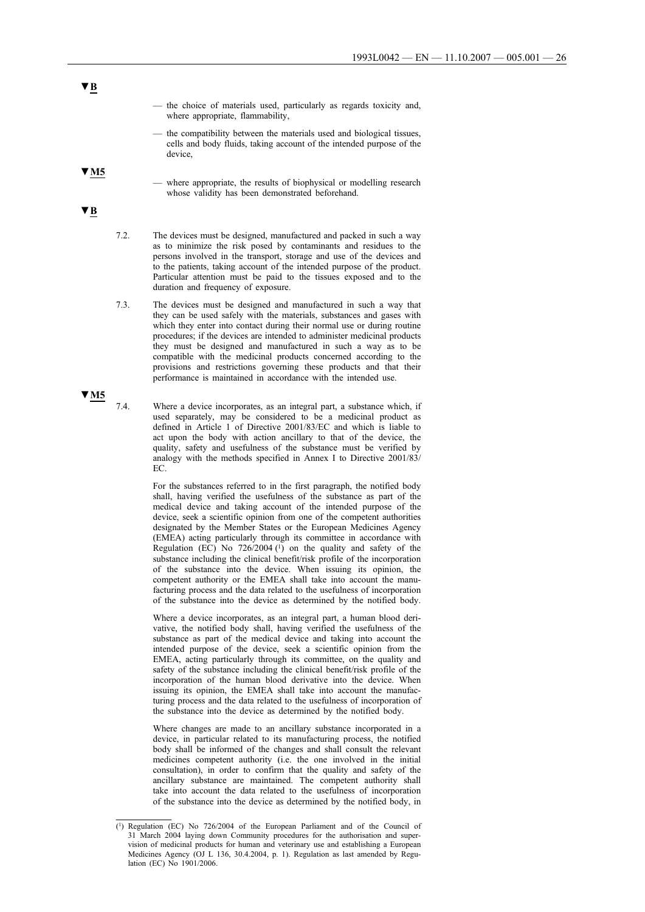▼B

— the choice of materials used, particularly as regards toxicity and, where appropriate, flammability,

— the compatibility between the materials used and biological tissues, cells and body fluids, taking account of the intended purpose of the device,

▼M5

— where appropriate, the results of biophysical or modelling research whose validity has been demonstrated beforehand.

▼B

7.2. The devices must be designed, manufactured and packed in such a way as to minimize the risk posed by contaminants and residues to the persons involved in the transport, storage and use of the devices and to the patients, taking account of the intended purpose of the product. Particular attention must be paid to the tissues exposed and to the duration and frequency of exposure.

7.3. The devices must be designed and manufactured in such a way that they can be used safely with the materials, substances and gases with which they enter into contact during their normal use or during routine procedures; if the devices are intended to administer medicinal products they must be designed and manufactured in such a way as to be compatible with the medicinal products concerned according to the provisions and restrictions governing these products and that their performance is maintained in accordance with the intended use.

▼M5

7.4. Where a device incorporates, as an integral part, a substance which, if used separately, may be considered to be a medicinal product as defined in Article 1 of Directive 2001/83/EC and which is liable to act upon the body with action ancillary to that of the device, the quality, safety and usefulness of the substance must be verified by analogy with the methods specified in Annex I to Directive 2001/83/EC.

For the substances referred to in the first paragraph, the notified body shall, having verified the usefulness of the substance as part of the medical device and taking account of the intended purpose of the device, seek a scientific opinion from one of the competent authorities designated by the Member States or the European Medicines Agency (EMEA) acting particularly through its committee in accordance with Regulation (EC) No 726/2004 [1] on the quality and safety of the substance including the clinical benefit/risk profile of the incorporation of the substance into the device. When issuing its opinion, the competent authority or the EMEA shall take into account the manufacturing process and the data related to the usefulness of incorporation of the substance into the device as determined by the notified body.

Where a device incorporates, as an integral part, a human blood derivative, the notified body shall, having verified the usefulness of the substance as part of the medical device and taking into account the intended purpose of the device, seek a scientific opinion from the EMEA, acting particularly through its committee, on the quality and safety of the substance including the clinical benefit/risk profile of the incorporation of the human blood derivative into the device. When issuing its opinion, the EMEA shall take into account the manufacturing process and the data related to the usefulness of incorporation of the substance into the device as determined by the notified body.

Where changes are made to an ancillary substance incorporated in a device, in particular related to its manufacturing process, the notified body shall be informed of the changes and shall consult the relevant medicines competent authority (i.e. the one involved in the initial consultation), in order to confirm that the quality and safety of the ancillary substance are maintained. The competent authority shall take into account the data related to the usefulness of incorporation of the substance into the device as determined by the notified body, in

---

[1] Regulation (EC) No 726/2004 of the European Parliament and of the Council of 31 March 2004 laying down Community procedures for the authorisation and supervision of medicinal products for human and veterinary use and establishing a European Medicines Agency (OJ L 136, 30.4.2004, p. 1). Regulation as last amended by Regulation (EC) No 1901/2006.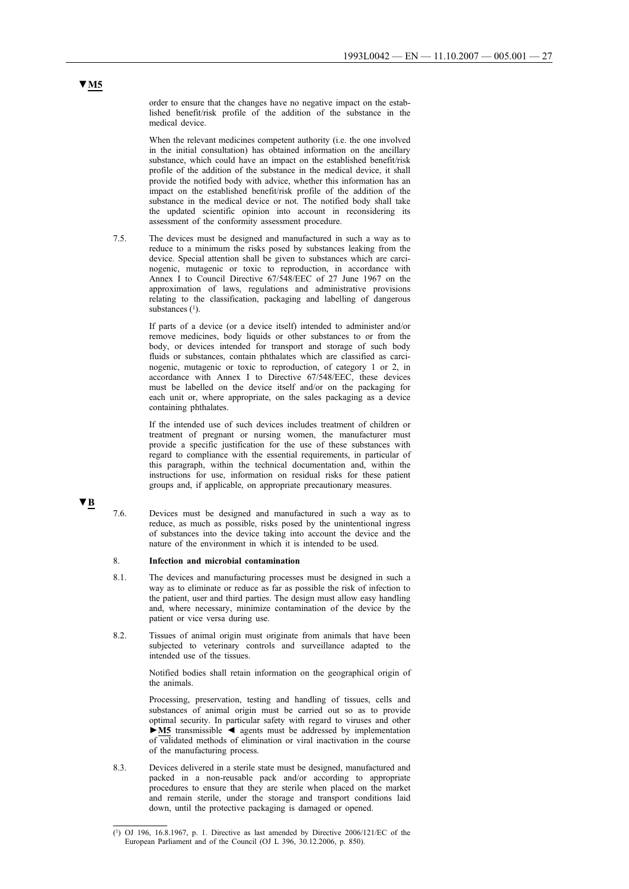▼M5

order to ensure that the changes have no negative impact on the established benefit/risk profile of the addition of the substance in the medical device.

When the relevant medicines competent authority (i.e. the one involved in the initial consultation) has obtained information on the ancillary substance, which could have an impact on the established benefit/risk profile of the addition of the substance in the medical device, it shall provide the notified body with advice, whether this information has an impact on the established benefit/risk profile of the addition of the substance in the medical device or not. The notified body shall take the updated scientific opinion into account in reconsidering its assessment of the conformity assessment procedure.

7.5. The devices must be designed and manufactured in such a way as to reduce to a minimum the risks posed by substances leaking from the device. Special attention shall be given to substances which are carcinogenic, mutagenic or toxic to reproduction, in accordance with Annex I to Council Directive 67/548/EEC of 27 June 1967 on the approximation of laws, regulations and administrative provisions relating to the classification, packaging and labelling of dangerous substances [1].

If parts of a device (or a device itself) intended to administer and/or remove medicines, body liquids or other substances to or from the body, or devices intended for transport and storage of such body fluids or substances, contain phthalates which are classified as carcinogenic, mutagenic or toxic to reproduction, of category 1 or 2, in accordance with Annex I to Directive 67/548/EEC, these devices must be labelled on the device itself and/or on the packaging for each unit or, where appropriate, on the sales packaging as a device containing phthalates.

If the intended use of such devices includes treatment of children or treatment of pregnant or nursing women, the manufacturer must provide a specific justification for the use of these substances with regard to compliance with the essential requirements, in particular of this paragraph, within the technical documentation and, within the instructions for use, information on residual risks for these patient groups and, if applicable, on appropriate precautionary measures.

▼B

7.6. Devices must be designed and manufactured in such a way as to reduce, as much as possible, risks posed by the unintentional ingress of substances into the device taking into account the device and the nature of the environment in which it is intended to be used.

8. **Infection and microbial contamination**

8.1. The devices and manufacturing processes must be designed in such a way as to eliminate or reduce as far as possible the risk of infection to the patient, user and third parties. The design must allow easy handling and, where necessary, minimize contamination of the device by the patient or vice versa during use.

8.2. Tissues of animal origin must originate from animals that have been subjected to veterinary controls and surveillance adapted to the intended use of the tissues.

Notified bodies shall retain information on the geographical origin of the animals.

Processing, preservation, testing and handling of tissues, cells and substances of animal origin must be carried out so as to provide optimal security. In particular safety with regard to viruses and other ►M5 transmissible ◄ agents must be addressed by implementation of validated methods of elimination or viral inactivation in the course of the manufacturing process.

8.3. Devices delivered in a sterile state must be designed, manufactured and packed in a non-reusable pack and/or according to appropriate procedures to ensure that they are sterile when placed on the market and remain sterile, under the storage and transport conditions laid down, until the protective packaging is damaged or opened.

---

[1] OJ 196, 16.8.1967, p. 1. Directive as last amended by Directive 2006/121/EC of the European Parliament and of the Council (OJ L 396, 30.12.2006, p. 850).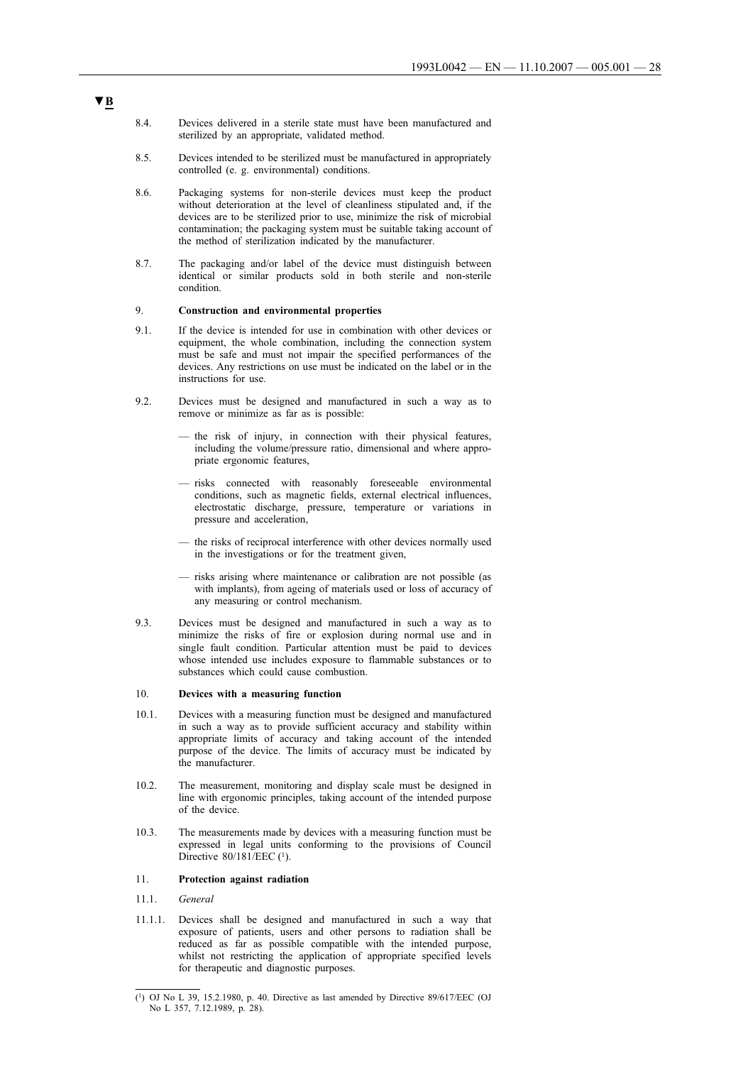▼B

8.4. Devices delivered in a sterile state must have been manufactured and sterilized by an appropriate, validated method.

8.5. Devices intended to be sterilized must be manufactured in appropriately controlled (e. g. environmental) conditions.

8.6. Packaging systems for non-sterile devices must keep the product without deterioration at the level of cleanliness stipulated and, if the devices are to be sterilized prior to use, minimize the risk of microbial contamination; the packaging system must be suitable taking account of the method of sterilization indicated by the manufacturer.

8.7. The packaging and/or label of the device must distinguish between identical or similar products sold in both sterile and non-sterile condition.

9. **Construction and environmental properties**

9.1. If the device is intended for use in combination with other devices or equipment, the whole combination, including the connection system must be safe and must not impair the specified performances of the devices. Any restrictions on use must be indicated on the label or in the instructions for use.

9.2. Devices must be designed and manufactured in such a way as to remove or minimize as far as is possible:

— the risk of injury, in connection with their physical features, including the volume/pressure ratio, dimensional and where appropriate ergonomic features,

— risks connected with reasonably foreseeable environmental conditions, such as magnetic fields, external electrical influences, electrostatic discharge, pressure, temperature or variations in pressure and acceleration,

— the risks of reciprocal interference with other devices normally used in the investigations or for the treatment given,

— risks arising where maintenance or calibration are not possible (as with implants), from ageing of materials used or loss of accuracy of any measuring or control mechanism.

9.3. Devices must be designed and manufactured in such a way as to minimize the risks of fire or explosion during normal use and in single fault condition. Particular attention must be paid to devices whose intended use includes exposure to flammable substances or to substances which could cause combustion.

10. **Devices with a measuring function**

10.1. Devices with a measuring function must be designed and manufactured in such a way as to provide sufficient accuracy and stability within appropriate limits of accuracy and taking account of the intended purpose of the device. The limits of accuracy must be indicated by the manufacturer.

10.2. The measurement, monitoring and display scale must be designed in line with ergonomic principles, taking account of the intended purpose of the device.

10.3. The measurements made by devices with a measuring function must be expressed in legal units conforming to the provisions of Council Directive 80/181/EEC [1].

11. **Protection against radiation**

11.1. *General*

11.1.1. Devices shall be designed and manufactured in such a way that exposure of patients, users and other persons to radiation shall be reduced as far as possible compatible with the intended purpose, whilst not restricting the application of appropriate specified levels for therapeutic and diagnostic purposes.

---

[1] OJ No L 39, 15.2.1980, p. 40. Directive as last amended by Directive 89/617/EEC (OJ No L 357, 7.12.1989, p. 28).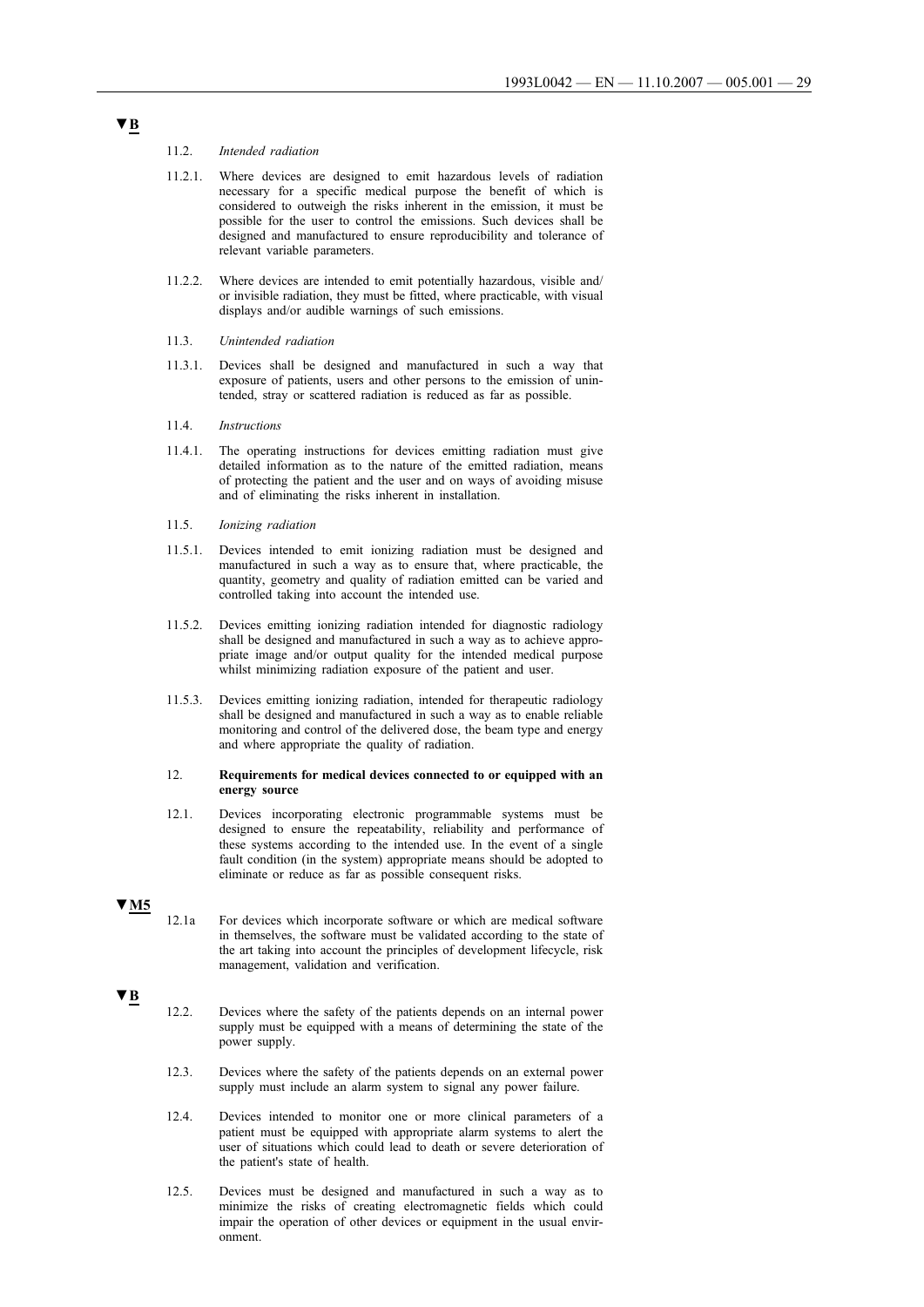▼B

11.2. *Intended radiation*

11.2.1. Where devices are designed to emit hazardous levels of radiation necessary for a specific medical purpose the benefit of which is considered to outweigh the risks inherent in the emission, it must be possible for the user to control the emissions. Such devices shall be designed and manufactured to ensure reproducibility and tolerance of relevant variable parameters.

11.2.2. Where devices are intended to emit potentially hazardous, visible and/or invisible radiation, they must be fitted, where practicable, with visual displays and/or audible warnings of such emissions.

11.3. *Unintended radiation*

11.3.1. Devices shall be designed and manufactured in such a way that exposure of patients, users and other persons to the emission of unintended, stray or scattered radiation is reduced as far as possible.

11.4. *Instructions*

11.4.1. The operating instructions for devices emitting radiation must give detailed information as to the nature of the emitted radiation, means of protecting the patient and the user and on ways of avoiding misuse and of eliminating the risks inherent in installation.

11.5. *Ionizing radiation*

11.5.1. Devices intended to emit ionizing radiation must be designed and manufactured in such a way as to ensure that, where practicable, the quantity, geometry and quality of radiation emitted can be varied and controlled taking into account the intended use.

11.5.2. Devices emitting ionizing radiation intended for diagnostic radiology shall be designed and manufactured in such a way as to achieve appropriate image and/or output quality for the intended medical purpose whilst minimizing radiation exposure of the patient and user.

11.5.3. Devices emitting ionizing radiation, intended for therapeutic radiology shall be designed and manufactured in such a way as to enable reliable monitoring and control of the delivered dose, the beam type and energy and where appropriate the quality of radiation.

12. **Requirements for medical devices connected to or equipped with an energy source**

12.1. Devices incorporating electronic programmable systems must be designed to ensure the repeatability, reliability and performance of these systems according to the intended use. In the event of a single fault condition (in the system) appropriate means should be adopted to eliminate or reduce as far as possible consequent risks.

▼M5

12.1a For devices which incorporate software or which are medical software in themselves, the software must be validated according to the state of the art taking into account the principles of development lifecycle, risk management, validation and verification.

▼B

12.2. Devices where the safety of the patients depends on an internal power supply must be equipped with a means of determining the state of the power supply.

12.3. Devices where the safety of the patients depends on an external power supply must include an alarm system to signal any power failure.

12.4. Devices intended to monitor one or more clinical parameters of a patient must be equipped with appropriate alarm systems to alert the user of situations which could lead to death or severe deterioration of the patient's state of health.

12.5. Devices must be designed and manufactured in such a way as to minimize the risks of creating electromagnetic fields which could impair the operation of other devices or equipment in the usual environment.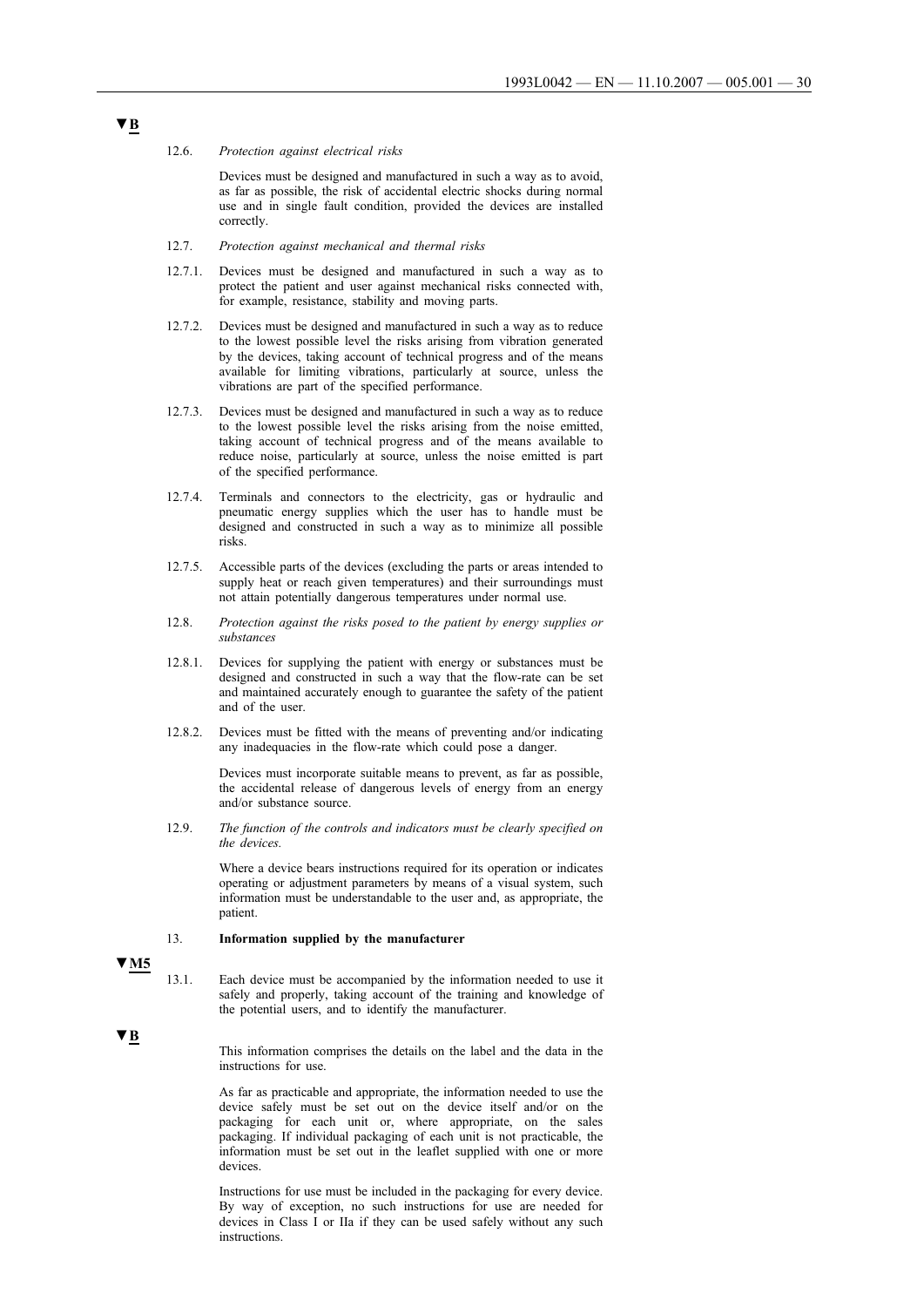▼B

12.6. *Protection against electrical risks*

Devices must be designed and manufactured in such a way as to avoid, as far as possible, the risk of accidental electric shocks during normal use and in single fault condition, provided the devices are installed correctly.

12.7. *Protection against mechanical and thermal risks*

12.7.1. Devices must be designed and manufactured in such a way as to protect the patient and user against mechanical risks connected with, for example, resistance, stability and moving parts.

12.7.2. Devices must be designed and manufactured in such a way as to reduce to the lowest possible level the risks arising from vibration generated by the devices, taking account of technical progress and of the means available for limiting vibrations, particularly at source, unless the vibrations are part of the specified performance.

12.7.3. Devices must be designed and manufactured in such a way as to reduce to the lowest possible level the risks arising from the noise emitted, taking account of technical progress and of the means available to reduce noise, particularly at source, unless the noise emitted is part of the specified performance.

12.7.4. Terminals and connectors to the electricity, gas or hydraulic and pneumatic energy supplies which the user has to handle must be designed and constructed in such a way as to minimize all possible risks.

12.7.5. Accessible parts of the devices (excluding the parts or areas intended to supply heat or reach given temperatures) and their surroundings must not attain potentially dangerous temperatures under normal use.

12.8. *Protection against the risks posed to the patient by energy supplies or substances*

12.8.1. Devices for supplying the patient with energy or substances must be designed and constructed in such a way that the flow-rate can be set and maintained accurately enough to guarantee the safety of the patient and of the user.

12.8.2. Devices must be fitted with the means of preventing and/or indicating any inadequacies in the flow-rate which could pose a danger.

Devices must incorporate suitable means to prevent, as far as possible, the accidental release of dangerous levels of energy from an energy and/or substance source.

12.9. *The function of the controls and indicators must be clearly specified on the devices.*

Where a device bears instructions required for its operation or indicates operating or adjustment parameters by means of a visual system, such information must be understandable to the user and, as appropriate, the patient.

13. **Information supplied by the manufacturer**

▼M5

13.1. Each device must be accompanied by the information needed to use it safely and properly, taking account of the training and knowledge of the potential users, and to identify the manufacturer.

▼B

This information comprises the details on the label and the data in the instructions for use.

As far as practicable and appropriate, the information needed to use the device safely must be set out on the device itself and/or on the packaging for each unit or, where appropriate, on the sales packaging. If individual packaging of each unit is not practicable, the information must be set out in the leaflet supplied with one or more devices.

Instructions for use must be included in the packaging for every device. By way of exception, no such instructions for use are needed for devices in Class I or IIa if they can be used safely without any such instructions.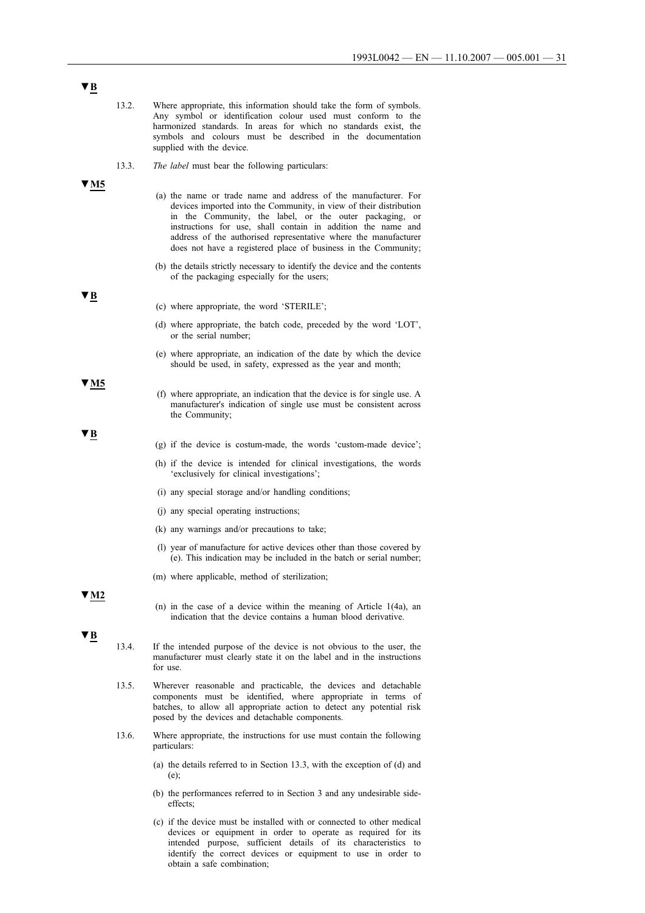▼B

13.2. Where appropriate, this information should take the form of symbols. Any symbol or identification colour used must conform to the harmonized standards. In areas for which no standards exist, the symbols and colours must be described in the documentation supplied with the device.

13.3. *The label* must bear the following particulars:

▼M5

(a) the name or trade name and address of the manufacturer. For devices imported into the Community, in view of their distribution in the Community, the label, or the outer packaging, or instructions for use, shall contain in addition the name and address of the authorised representative where the manufacturer does not have a registered place of business in the Community;

(b) the details strictly necessary to identify the device and the contents of the packaging especially for the users;

▼B

(c) where appropriate, the word 'STERILE';

(d) where appropriate, the batch code, preceded by the word 'LOT', or the serial number;

(e) where appropriate, an indication of the date by which the device should be used, in safety, expressed as the year and month;

▼M5

(f) where appropriate, an indication that the device is for single use. A manufacturer's indication of single use must be consistent across the Community;

▼B

(g) if the device is costum-made, the words 'custom-made device';

(h) if the device is intended for clinical investigations, the words 'exclusively for clinical investigations';

(i) any special storage and/or handling conditions;

(j) any special operating instructions;

(k) any warnings and/or precautions to take;

(l) year of manufacture for active devices other than those covered by (e). This indication may be included in the batch or serial number;

(m) where applicable, method of sterilization;

▼M2

(n) in the case of a device within the meaning of Article 1(4a), an indication that the device contains a human blood derivative.

▼B

13.4. If the intended purpose of the device is not obvious to the user, the manufacturer must clearly state it on the label and in the instructions for use.

13.5. Wherever reasonable and practicable, the devices and detachable components must be identified, where appropriate in terms of batches, to allow all appropriate action to detect any potential risk posed by the devices and detachable components.

13.6. Where appropriate, the instructions for use must contain the following particulars:

(a) the details referred to in Section 13.3, with the exception of (d) and (e);

(b) the performances referred to in Section 3 and any undesirable side-effects;

(c) if the device must be installed with or connected to other medical devices or equipment in order to operate as required for its intended purpose, sufficient details of its characteristics to identify the correct devices or equipment to use in order to obtain a safe combination;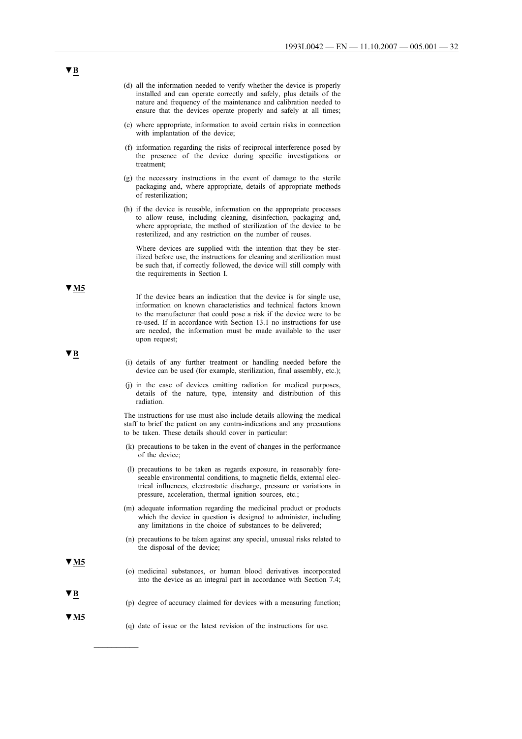▼B

(d) all the information needed to verify whether the device is properly installed and can operate correctly and safely, plus details of the nature and frequency of the maintenance and calibration needed to ensure that the devices operate properly and safely at all times;

(e) where appropriate, information to avoid certain risks in connection with implantation of the device;

(f) information regarding the risks of reciprocal interference posed by the presence of the device during specific investigations or treatment;

(g) the necessary instructions in the event of damage to the sterile packaging and, where appropriate, details of appropriate methods of resterilization;

(h) if the device is reusable, information on the appropriate processes to allow reuse, including cleaning, disinfection, packaging and, where appropriate, the method of sterilization of the device to be resterilized, and any restriction on the number of reuses.

Where devices are supplied with the intention that they be sterilized before use, the instructions for cleaning and sterilization must be such that, if correctly followed, the device will still comply with the requirements in Section I.

▼M5

If the device bears an indication that the device is for single use, information on known characteristics and technical factors known to the manufacturer that could pose a risk if the device were to be re-used. If in accordance with Section 13.1 no instructions for use are needed, the information must be made available to the user upon request;

▼B

(i) details of any further treatment or handling needed before the device can be used (for example, sterilization, final assembly, etc.);

(j) in the case of devices emitting radiation for medical purposes, details of the nature, type, intensity and distribution of this radiation.

The instructions for use must also include details allowing the medical staff to brief the patient on any contra-indications and any precautions to be taken. These details should cover in particular:

(k) precautions to be taken in the event of changes in the performance of the device;

(l) precautions to be taken as regards exposure, in reasonably foreseeable environmental conditions, to magnetic fields, external electrical influences, electrostatic discharge, pressure or variations in pressure, acceleration, thermal ignition sources, etc.;

(m) adequate information regarding the medicinal product or products which the device in question is designed to administer, including any limitations in the choice of substances to be delivered;

(n) precautions to be taken against any special, unusual risks related to the disposal of the device;

▼M5

(o) medicinal substances, or human blood derivatives incorporated into the device as an integral part in accordance with Section 7.4;

▼B

(p) degree of accuracy claimed for devices with a measuring function;

▼M5

(q) date of issue or the latest revision of the instructions for use.

---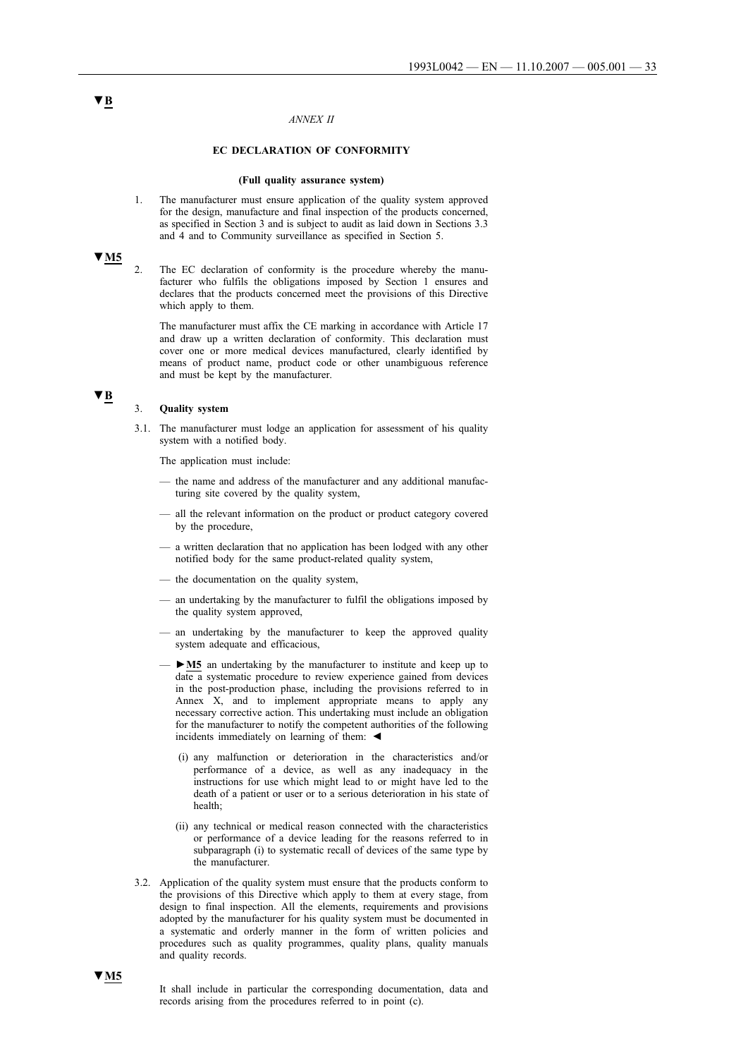▼B

*ANNEX II*

**EC DECLARATION OF CONFORMITY**

**(Full quality assurance system)**

1. The manufacturer must ensure application of the quality system approved for the design, manufacture and final inspection of the products concerned, as specified in Section 3 and is subject to audit as laid down in Sections 3.3 and 4 and to Community surveillance as specified in Section 5.

▼M5

2. The EC declaration of conformity is the procedure whereby the manufacturer who fulfils the obligations imposed by Section 1 ensures and declares that the products concerned meet the provisions of this Directive which apply to them.

   The manufacturer must affix the CE marking in accordance with Article 17 and draw up a written declaration of conformity. This declaration must cover one or more medical devices manufactured, clearly identified by means of product name, product code or other unambiguous reference and must be kept by the manufacturer.

▼B

3. **Quality system**

3.1. The manufacturer must lodge an application for assessment of his quality system with a notified body.

The application must include:

— the name and address of the manufacturer and any additional manufacturing site covered by the quality system,

— all the relevant information on the product or product category covered by the procedure,

— a written declaration that no application has been lodged with any other notified body for the same product-related quality system,

— the documentation on the quality system,

— an undertaking by the manufacturer to fulfil the obligations imposed by the quality system approved,

— an undertaking by the manufacturer to keep the approved quality system adequate and efficacious,

— ►M5 an undertaking by the manufacturer to institute and keep up to date a systematic procedure to review experience gained from devices in the post-production phase, including the provisions referred to in Annex X, and to implement appropriate means to apply any necessary corrective action. This undertaking must include an obligation for the manufacturer to notify the competent authorities of the following incidents immediately on learning of them: ◄

  (i) any malfunction or deterioration in the characteristics and/or performance of a device, as well as any inadequacy in the instructions for use which might lead to or might have led to the death of a patient or user or to a serious deterioration in his state of health;

  (ii) any technical or medical reason connected with the characteristics or performance of a device leading for the reasons referred to in subparagraph (i) to systematic recall of devices of the same type by the manufacturer.

3.2. Application of the quality system must ensure that the products conform to the provisions of this Directive which apply to them at every stage, from design to final inspection. All the elements, requirements and provisions adopted by the manufacturer for his quality system must be documented in a systematic and orderly manner in the form of written policies and procedures such as quality programmes, quality plans, quality manuals and quality records.

▼M5

It shall include in particular the corresponding documentation, data and records arising from the procedures referred to in point (c).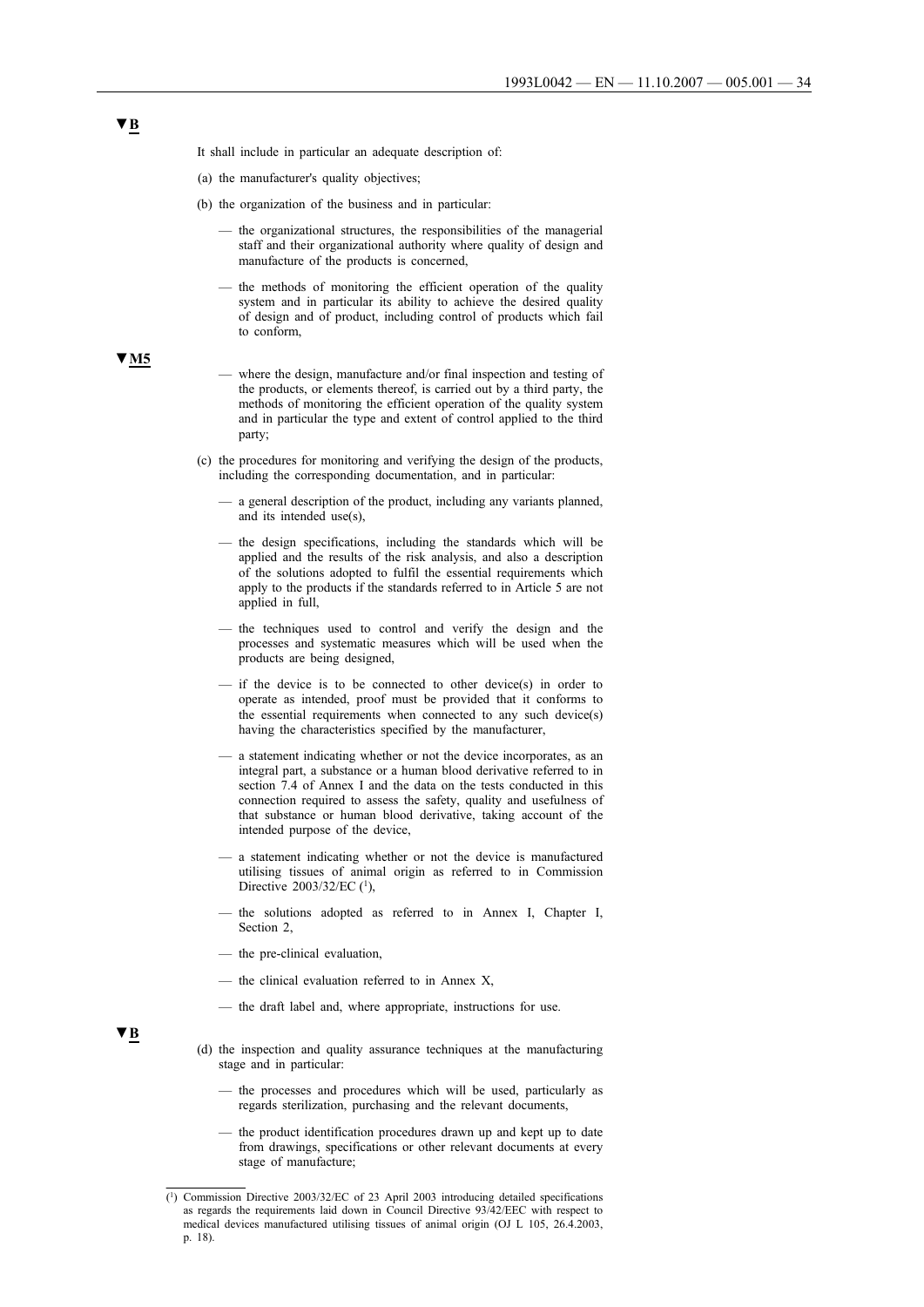▼B

It shall include in particular an adequate description of:

(a) the manufacturer's quality objectives;

(b) the organization of the business and in particular:

— the organizational structures, the responsibilities of the managerial staff and their organizational authority where quality of design and manufacture of the products is concerned,

— the methods of monitoring the efficient operation of the quality system and in particular its ability to achieve the desired quality of design and of product, including control of products which fail to conform,

▼M5

— where the design, manufacture and/or final inspection and testing of the products, or elements thereof, is carried out by a third party, the methods of monitoring the efficient operation of the quality system and in particular the type and extent of control applied to the third party;

(c) the procedures for monitoring and verifying the design of the products, including the corresponding documentation, and in particular:

— a general description of the product, including any variants planned, and its intended use(s),

— the design specifications, including the standards which will be applied and the results of the risk analysis, and also a description of the solutions adopted to fulfil the essential requirements which apply to the products if the standards referred to in Article 5 are not applied in full,

— the techniques used to control and verify the design and the processes and systematic measures which will be used when the products are being designed,

— if the device is to be connected to other device(s) in order to operate as intended, proof must be provided that it conforms to the essential requirements when connected to any such device(s) having the characteristics specified by the manufacturer,

— a statement indicating whether or not the device incorporates, as an integral part, a substance or a human blood derivative referred to in section 7.4 of Annex I and the data on the tests conducted in this connection required to assess the safety, quality and usefulness of that substance or human blood derivative, taking account of the intended purpose of the device,

— a statement indicating whether or not the device is manufactured utilising tissues of animal origin as referred to in Commission Directive 2003/32/EC [1],

— the solutions adopted as referred to in Annex I, Chapter I, Section 2,

— the pre-clinical evaluation,

— the clinical evaluation referred to in Annex X,

— the draft label and, where appropriate, instructions for use.

▼B

(d) the inspection and quality assurance techniques at the manufacturing stage and in particular:

— the processes and procedures which will be used, particularly as regards sterilization, purchasing and the relevant documents,

— the product identification procedures drawn up and kept up to date from drawings, specifications or other relevant documents at every stage of manufacture;

---

[1] Commission Directive 2003/32/EC of 23 April 2003 introducing detailed specifications as regards the requirements laid down in Council Directive 93/42/EEC with respect to medical devices manufactured utilising tissues of animal origin (OJ L 105, 26.4.2003, p. 18).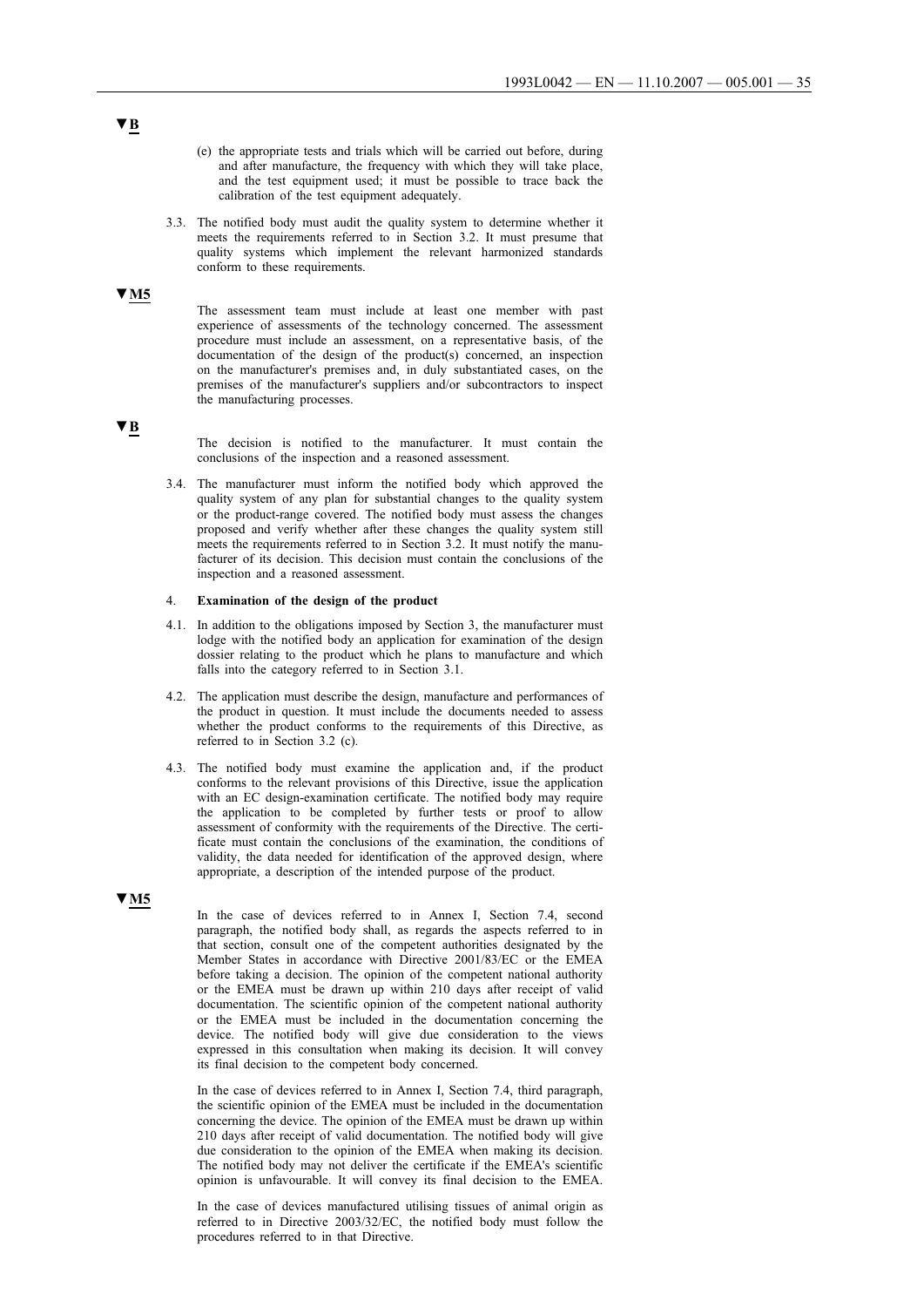▼B

(e) the appropriate tests and trials which will be carried out before, during and after manufacture, the frequency with which they will take place, and the test equipment used; it must be possible to trace back the calibration of the test equipment adequately.

3.3. The notified body must audit the quality system to determine whether it meets the requirements referred to in Section 3.2. It must presume that quality systems which implement the relevant harmonized standards conform to these requirements.

▼M5

The assessment team must include at least one member with past experience of assessments of the technology concerned. The assessment procedure must include an assessment, on a representative basis, of the documentation of the design of the product(s) concerned, an inspection on the manufacturer's premises and, in duly substantiated cases, on the premises of the manufacturer's suppliers and/or subcontractors to inspect the manufacturing processes.

▼B

The decision is notified to the manufacturer. It must contain the conclusions of the inspection and a reasoned assessment.

3.4. The manufacturer must inform the notified body which approved the quality system of any plan for substantial changes to the quality system or the product-range covered. The notified body must assess the changes proposed and verify whether after these changes the quality system still meets the requirements referred to in Section 3.2. It must notify the manufacturer of its decision. This decision must contain the conclusions of the inspection and a reasoned assessment.

4. **Examination of the design of the product**

4.1. In addition to the obligations imposed by Section 3, the manufacturer must lodge with the notified body an application for examination of the design dossier relating to the product which he plans to manufacture and which falls into the category referred to in Section 3.1.

4.2. The application must describe the design, manufacture and performances of the product in question. It must include the documents needed to assess whether the product conforms to the requirements of this Directive, as referred to in Section 3.2 (c).

4.3. The notified body must examine the application and, if the product conforms to the relevant provisions of this Directive, issue the application with an EC design-examination certificate. The notified body may require the application to be completed by further tests or proof to allow assessment of conformity with the requirements of the Directive. The certificate must contain the conclusions of the examination, the conditions of validity, the data needed for identification of the approved design, where appropriate, a description of the intended purpose of the product.

▼M5

In the case of devices referred to in Annex I, Section 7.4, second paragraph, the notified body shall, as regards the aspects referred to in that section, consult one of the competent authorities designated by the Member States in accordance with Directive 2001/83/EC or the EMEA before taking a decision. The opinion of the competent national authority or the EMEA must be drawn up within 210 days after receipt of valid documentation. The scientific opinion of the competent national authority or the EMEA must be included in the documentation concerning the device. The notified body will give due consideration to the views expressed in this consultation when making its decision. It will convey its final decision to the competent body concerned.

In the case of devices referred to in Annex I, Section 7.4, third paragraph, the scientific opinion of the EMEA must be included in the documentation concerning the device. The opinion of the EMEA must be drawn up within 210 days after receipt of valid documentation. The notified body will give due consideration to the opinion of the EMEA when making its decision. The notified body may not deliver the certificate if the EMEA's scientific opinion is unfavourable. It will convey its final decision to the EMEA.

In the case of devices manufactured utilising tissues of animal origin as referred to in Directive 2003/32/EC, the notified body must follow the procedures referred to in that Directive.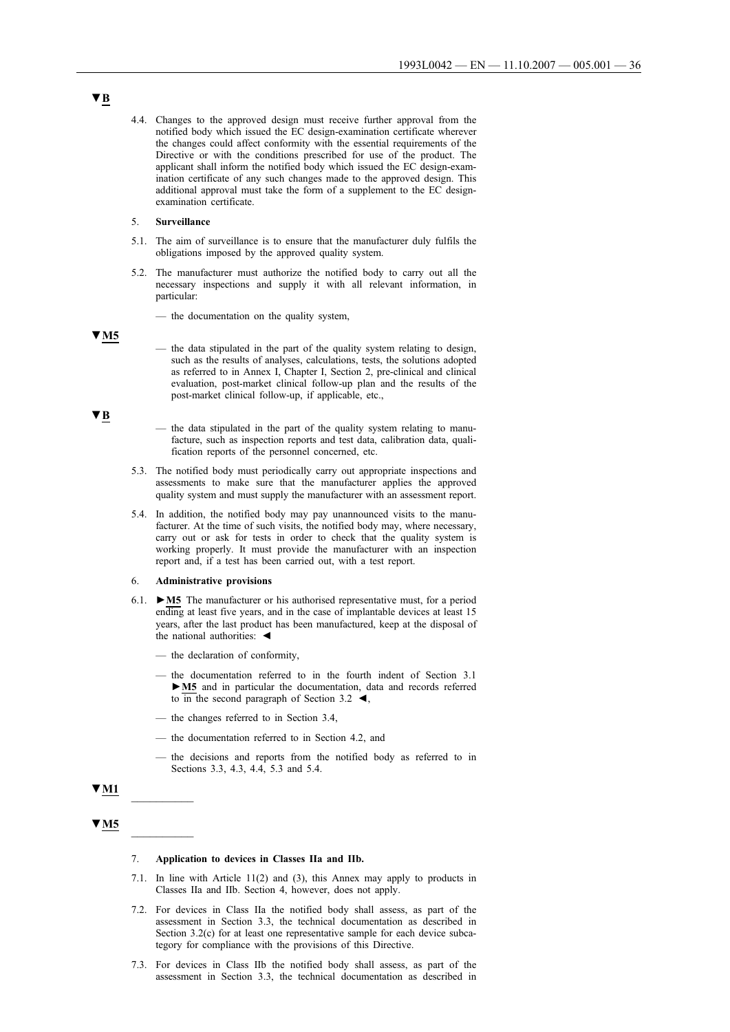▼B

4.4. Changes to the approved design must receive further approval from the notified body which issued the EC design-examination certificate wherever the changes could affect conformity with the essential requirements of the Directive or with the conditions prescribed for use of the product. The applicant shall inform the notified body which issued the EC design-examination certificate of any such changes made to the approved design. This additional approval must take the form of a supplement to the EC design-examination certificate.

5. **Surveillance**

5.1. The aim of surveillance is to ensure that the manufacturer duly fulfils the obligations imposed by the approved quality system.

5.2. The manufacturer must authorize the notified body to carry out all the necessary inspections and supply it with all relevant information, in particular:

— the documentation on the quality system,

▼M5

— the data stipulated in the part of the quality system relating to design, such as the results of analyses, calculations, tests, the solutions adopted as referred to in Annex I, Chapter I, Section 2, pre-clinical and clinical evaluation, post-market clinical follow-up plan and the results of the post-market clinical follow-up, if applicable, etc.,

▼B

— the data stipulated in the part of the quality system relating to manufacture, such as inspection reports and test data, calibration data, qualification reports of the personnel concerned, etc.

5.3. The notified body must periodically carry out appropriate inspections and assessments to make sure that the manufacturer applies the approved quality system and must supply the manufacturer with an assessment report.

5.4. In addition, the notified body may pay unannounced visits to the manufacturer. At the time of such visits, the notified body may, where necessary, carry out or ask for tests in order to check that the quality system is working properly. It must provide the manufacturer with an inspection report and, if a test has been carried out, with a test report.

6. **Administrative provisions**

6.1. ►M5 The manufacturer or his authorised representative must, for a period ending at least five years, and in the case of implantable devices at least 15 years, after the last product has been manufactured, keep at the disposal of the national authorities: ◄

— the declaration of conformity,

— the documentation referred to in the fourth indent of Section 3.1 ►M5 and in particular the documentation, data and records referred to in the second paragraph of Section 3.2 ◄,

— the changes referred to in Section 3.4,

— the documentation referred to in Section 4.2, and

— the decisions and reports from the notified body as referred to in Sections 3.3, 4.3, 4.4, 5.3 and 5.4.

▼M1

__________

▼M5

__________

7. **Application to devices in Classes IIa and IIb.**

7.1. In line with Article 11(2) and (3), this Annex may apply to products in Classes IIa and IIb. Section 4, however, does not apply.

7.2. For devices in Class IIa the notified body shall assess, as part of the assessment in Section 3.3, the technical documentation as described in Section 3.2(c) for at least one representative sample for each device subcategory for compliance with the provisions of this Directive.

7.3. For devices in Class IIb the notified body shall assess, as part of the assessment in Section 3.3, the technical documentation as described in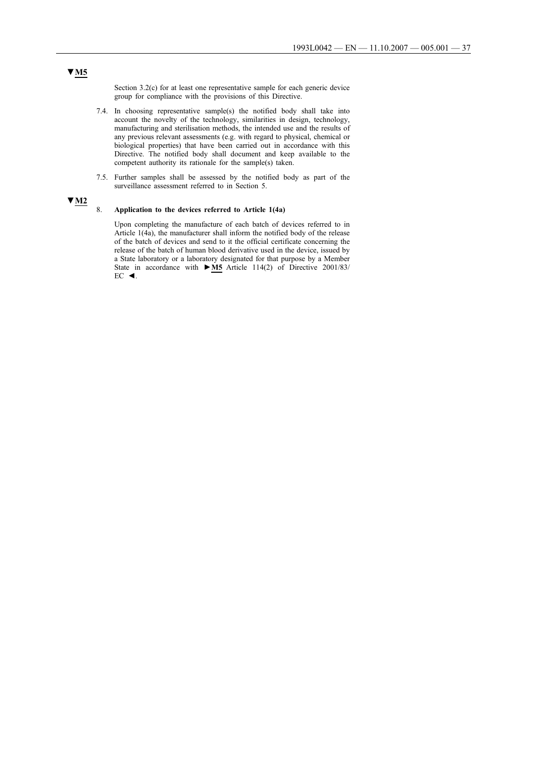▼M5

Section 3.2(c) for at least one representative sample for each generic device group for compliance with the provisions of this Directive.

7.4. In choosing representative sample(s) the notified body shall take into account the novelty of the technology, similarities in design, technology, manufacturing and sterilisation methods, the intended use and the results of any previous relevant assessments (e.g. with regard to physical, chemical or biological properties) that have been carried out in accordance with this Directive. The notified body shall document and keep available to the competent authority its rationale for the sample(s) taken.

7.5. Further samples shall be assessed by the notified body as part of the surveillance assessment referred to in Section 5.

▼M2

8. **Application to the devices referred to Article 1(4a)**

Upon completing the manufacture of each batch of devices referred to in Article 1(4a), the manufacturer shall inform the notified body of the release of the batch of devices and send to it the official certificate concerning the release of the batch of human blood derivative used in the device, issued by a State laboratory or a laboratory designated for that purpose by a Member State in accordance with ►M5 Article 114(2) of Directive 2001/83/EC ◄.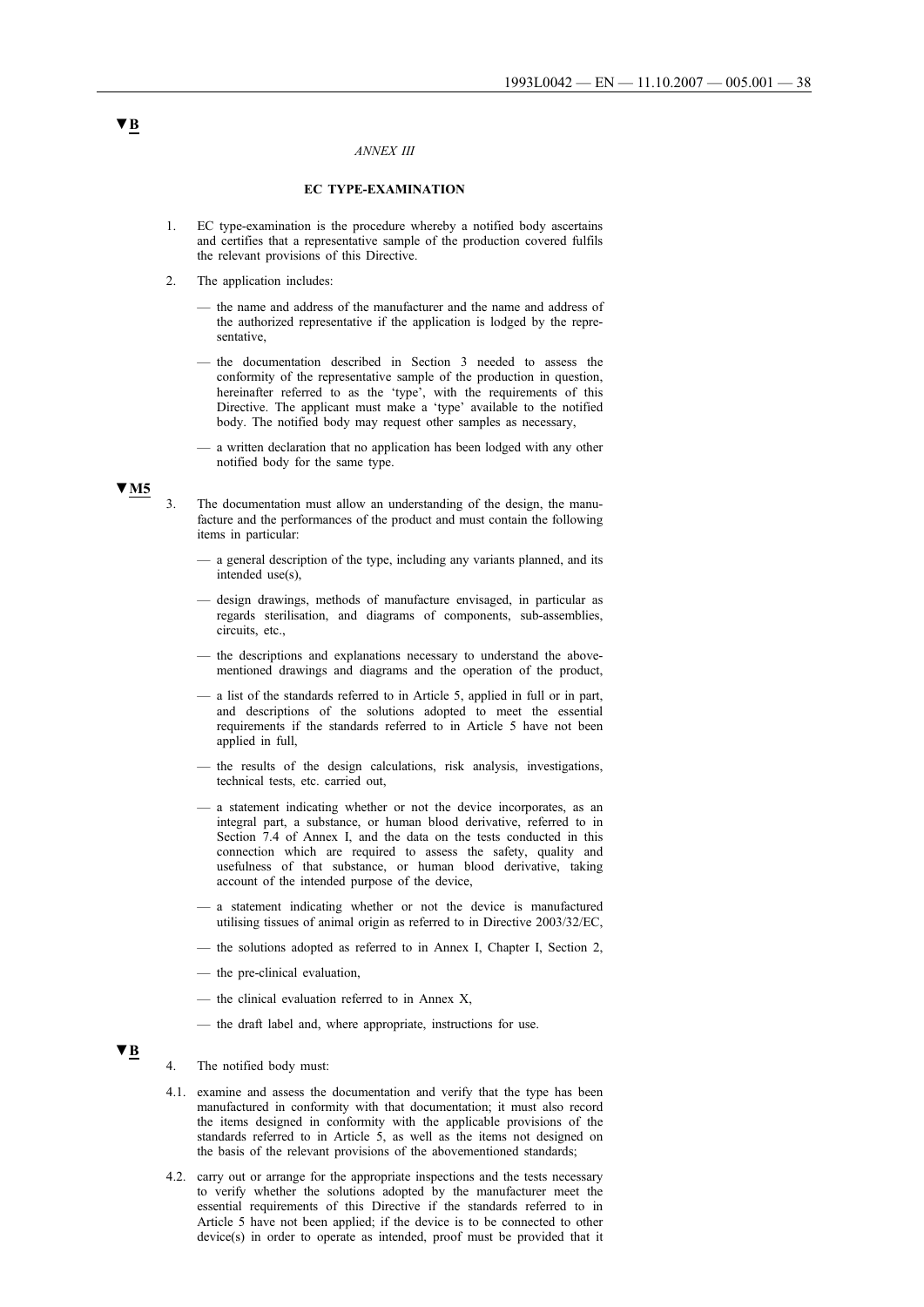▼B

*ANNEX III*

**EC TYPE-EXAMINATION**

1. EC type-examination is the procedure whereby a notified body ascertains and certifies that a representative sample of the production covered fulfils the relevant provisions of this Directive.

2. The application includes:

   — the name and address of the manufacturer and the name and address of the authorized representative if the application is lodged by the representative,

   — the documentation described in Section 3 needed to assess the conformity of the representative sample of the production in question, hereinafter referred to as the 'type', with the requirements of this Directive. The applicant must make a 'type' available to the notified body. The notified body may request other samples as necessary,

   — a written declaration that no application has been lodged with any other notified body for the same type.

▼M5

3. The documentation must allow an understanding of the design, the manufacture and the performances of the product and must contain the following items in particular:

   — a general description of the type, including any variants planned, and its intended use(s),

   — design drawings, methods of manufacture envisaged, in particular as regards sterilisation, and diagrams of components, sub-assemblies, circuits, etc.,

   — the descriptions and explanations necessary to understand the above-mentioned drawings and diagrams and the operation of the product,

   — a list of the standards referred to in Article 5, applied in full or in part, and descriptions of the solutions adopted to meet the essential requirements if the standards referred to in Article 5 have not been applied in full,

   — the results of the design calculations, risk analysis, investigations, technical tests, etc. carried out,

   — a statement indicating whether or not the device incorporates, as an integral part, a substance, or human blood derivative, referred to in Section 7.4 of Annex I, and the data on the tests conducted in this connection which are required to assess the safety, quality and usefulness of that substance, or human blood derivative, taking account of the intended purpose of the device,

   — a statement indicating whether or not the device is manufactured utilising tissues of animal origin as referred to in Directive 2003/32/EC,

   — the solutions adopted as referred to in Annex I, Chapter I, Section 2,

   — the pre-clinical evaluation,

   — the clinical evaluation referred to in Annex X,

   — the draft label and, where appropriate, instructions for use.

▼B

4. The notified body must:

4.1. examine and assess the documentation and verify that the type has been manufactured in conformity with that documentation; it must also record the items designed in conformity with the applicable provisions of the standards referred to in Article 5, as well as the items not designed on the basis of the relevant provisions of the abovementioned standards;

4.2. carry out or arrange for the appropriate inspections and the tests necessary to verify whether the solutions adopted by the manufacturer meet the essential requirements of this Directive if the standards referred to in Article 5 have not been applied; if the device is to be connected to other device(s) in order to operate as intended, proof must be provided that it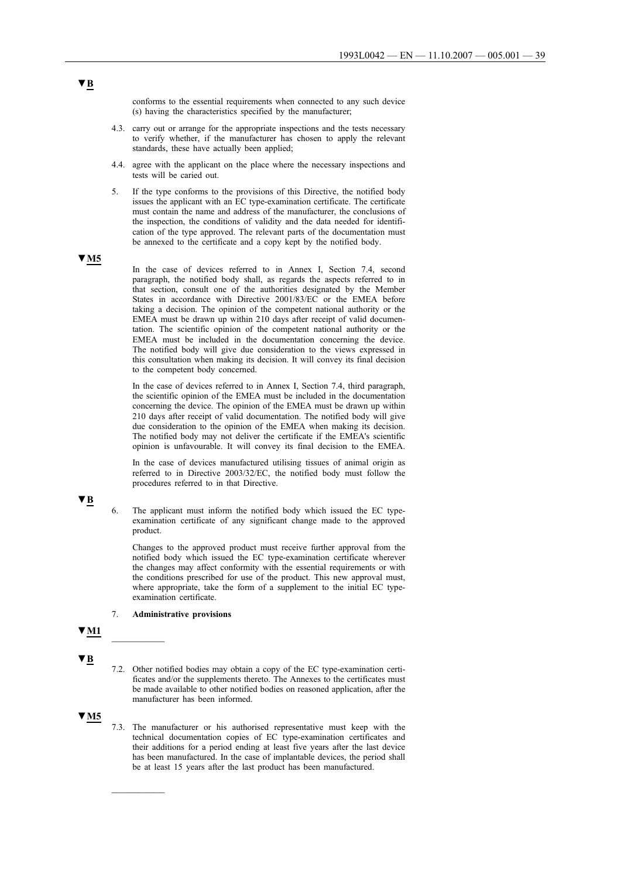▼B

conforms to the essential requirements when connected to any such device (s) having the characteristics specified by the manufacturer;

4.3. carry out or arrange for the appropriate inspections and the tests necessary to verify whether, if the manufacturer has chosen to apply the relevant standards, these have actually been applied;

4.4. agree with the applicant on the place where the necessary inspections and tests will be caried out.

5. If the type conforms to the provisions of this Directive, the notified body issues the applicant with an EC type-examination certificate. The certificate must contain the name and address of the manufacturer, the conclusions of the inspection, the conditions of validity and the data needed for identification of the type approved. The relevant parts of the documentation must be annexed to the certificate and a copy kept by the notified body.

▼M5

In the case of devices referred to in Annex I, Section 7.4, second paragraph, the notified body shall, as regards the aspects referred to in that section, consult one of the authorities designated by the Member States in accordance with Directive 2001/83/EC or the EMEA before taking a decision. The opinion of the competent national authority or the EMEA must be drawn up within 210 days after receipt of valid documentation. The scientific opinion of the competent national authority or the EMEA must be included in the documentation concerning the device. The notified body will give due consideration to the views expressed in this consultation when making its decision. It will convey its final decision to the competent body concerned.

In the case of devices referred to in Annex I, Section 7.4, third paragraph, the scientific opinion of the EMEA must be included in the documentation concerning the device. The opinion of the EMEA must be drawn up within 210 days after receipt of valid documentation. The notified body will give due consideration to the opinion of the EMEA when making its decision. The notified body may not deliver the certificate if the EMEA's scientific opinion is unfavourable. It will convey its final decision to the EMEA.

In the case of devices manufactured utilising tissues of animal origin as referred to in Directive 2003/32/EC, the notified body must follow the procedures referred to in that Directive.

▼B

6. The applicant must inform the notified body which issued the EC type-examination certificate of any significant change made to the approved product.

Changes to the approved product must receive further approval from the notified body which issued the EC type-examination certificate wherever the changes may affect conformity with the essential requirements or with the conditions prescribed for use of the product. This new approval must, where appropriate, take the form of a supplement to the initial EC type-examination certificate.

7. **Administrative provisions**

▼M1

\_\_\_\_\_\_\_\_\_\_

▼B

7.2. Other notified bodies may obtain a copy of the EC type-examination certificates and/or the supplements thereto. The Annexes to the certificates must be made available to other notified bodies on reasoned application, after the manufacturer has been informed.

▼M5

7.3. The manufacturer or his authorised representative must keep with the technical documentation copies of EC type-examination certificates and their additions for a period ending at least five years after the last device has been manufactured. In the case of implantable devices, the period shall be at least 15 years after the last product has been manufactured.

\_\_\_\_\_\_\_\_\_\_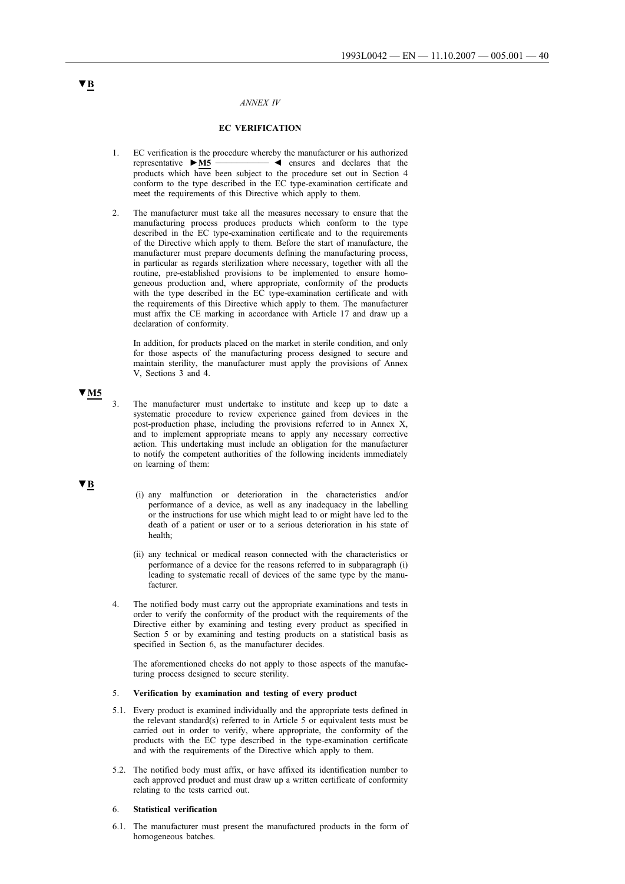▼B

*ANNEX IV*

**EC VERIFICATION**

1. EC verification is the procedure whereby the manufacturer or his authorized representative ►M5 ——————— ◄ ensures and declares that the products which have been subject to the procedure set out in Section 4 conform to the type described in the EC type-examination certificate and meet the requirements of this Directive which apply to them.

2. The manufacturer must take all the measures necessary to ensure that the manufacturing process produces products which conform to the type described in the EC type-examination certificate and to the requirements of the Directive which apply to them. Before the start of manufacture, the manufacturer must prepare documents defining the manufacturing process, in particular as regards sterilization where necessary, together with all the routine, pre-established provisions to be implemented to ensure homogeneous production and, where appropriate, conformity of the products with the type described in the EC type-examination certificate and with the requirements of this Directive which apply to them. The manufacturer must affix the CE marking in accordance with Article 17 and draw up a declaration of conformity.

   In addition, for products placed on the market in sterile condition, and only for those aspects of the manufacturing process designed to secure and maintain sterility, the manufacturer must apply the provisions of Annex V, Sections 3 and 4.

▼M5

3. The manufacturer must undertake to institute and keep up to date a systematic procedure to review experience gained from devices in the post-production phase, including the provisions referred to in Annex X, and to implement appropriate means to apply any necessary corrective action. This undertaking must include an obligation for the manufacturer to notify the competent authorities of the following incidents immediately on learning of them:

▼B

   (i) any malfunction or deterioration in the characteristics and/or performance of a device, as well as any inadequacy in the labelling or the instructions for use which might lead to or might have led to the death of a patient or user or to a serious deterioration in his state of health;

   (ii) any technical or medical reason connected with the characteristics or performance of a device for the reasons referred to in subparagraph (i) leading to systematic recall of devices of the same type by the manufacturer.

4. The notified body must carry out the appropriate examinations and tests in order to verify the conformity of the product with the requirements of the Directive either by examining and testing every product as specified in Section 5 or by examining and testing products on a statistical basis as specified in Section 6, as the manufacturer decides.

   The aforementioned checks do not apply to those aspects of the manufacturing process designed to secure sterility.

5. **Verification by examination and testing of every product**

5.1. Every product is examined individually and the appropriate tests defined in the relevant standard(s) referred to in Article 5 or equivalent tests must be carried out in order to verify, where appropriate, the conformity of the products with the EC type described in the type-examination certificate and with the requirements of the Directive which apply to them.

5.2. The notified body must affix, or have affixed its identification number to each approved product and must draw up a written certificate of conformity relating to the tests carried out.

6. **Statistical verification**

6.1. The manufacturer must present the manufactured products in the form of homogeneous batches.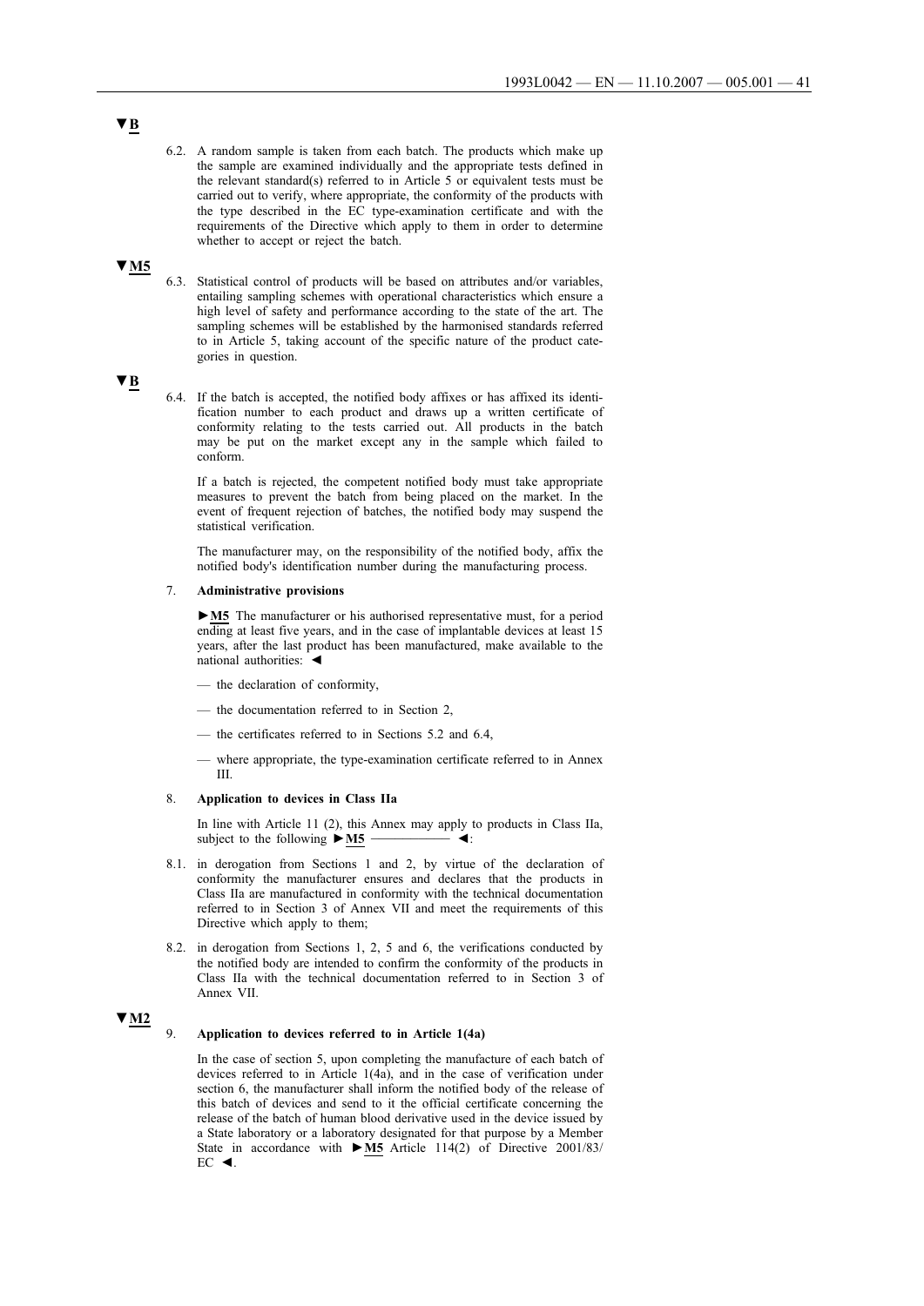▼B

6.2. A random sample is taken from each batch. The products which make up the sample are examined individually and the appropriate tests defined in the relevant standard(s) referred to in Article 5 or equivalent tests must be carried out to verify, where appropriate, the conformity of the products with the type described in the EC type-examination certificate and with the requirements of the Directive which apply to them in order to determine whether to accept or reject the batch.

▼M5

6.3. Statistical control of products will be based on attributes and/or variables, entailing sampling schemes with operational characteristics which ensure a high level of safety and performance according to the state of the art. The sampling schemes will be established by the harmonised standards referred to in Article 5, taking account of the specific nature of the product categories in question.

▼B

6.4. If the batch is accepted, the notified body affixes or has affixed its identification number to each product and draws up a written certificate of conformity relating to the tests carried out. All products in the batch may be put on the market except any in the sample which failed to conform.

If a batch is rejected, the competent notified body must take appropriate measures to prevent the batch from being placed on the market. In the event of frequent rejection of batches, the notified body may suspend the statistical verification.

The manufacturer may, on the responsibility of the notified body, affix the notified body's identification number during the manufacturing process.

7. **Administrative provisions**

►M5 The manufacturer or his authorised representative must, for a period ending at least five years, and in the case of implantable devices at least 15 years, after the last product has been manufactured, make available to the national authorities: ◄

— the declaration of conformity,

— the documentation referred to in Section 2,

— the certificates referred to in Sections 5.2 and 6.4,

— where appropriate, the type-examination certificate referred to in Annex III.

8. **Application to devices in Class IIa**

In line with Article 11 (2), this Annex may apply to products in Class IIa, subject to the following ►M5 ———— ◄:

8.1. in derogation from Sections 1 and 2, by virtue of the declaration of conformity the manufacturer ensures and declares that the products in Class IIa are manufactured in conformity with the technical documentation referred to in Section 3 of Annex VII and meet the requirements of this Directive which apply to them;

8.2. in derogation from Sections 1, 2, 5 and 6, the verifications conducted by the notified body are intended to confirm the conformity of the products in Class IIa with the technical documentation referred to in Section 3 of Annex VII.

▼M2

9. **Application to devices referred to in Article 1(4a)**

In the case of section 5, upon completing the manufacture of each batch of devices referred to in Article 1(4a), and in the case of verification under section 6, the manufacturer shall inform the notified body of the release of this batch of devices and send to it the official certificate concerning the release of the batch of human blood derivative used in the device issued by a State laboratory or a laboratory designated for that purpose by a Member State in accordance with ►M5 Article 114(2) of Directive 2001/83/EC ◄.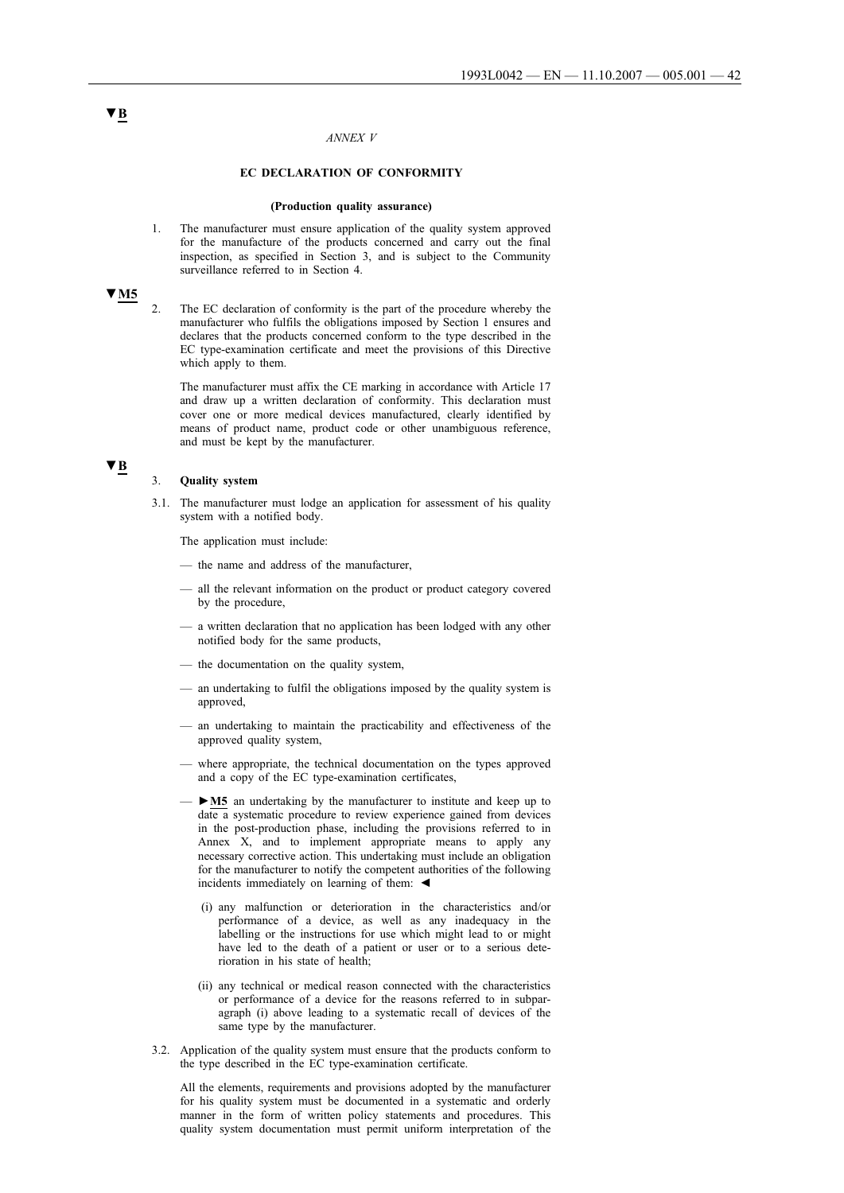▼B

*ANNEX V*

**EC DECLARATION OF CONFORMITY**

**(Production quality assurance)**

1. The manufacturer must ensure application of the quality system approved for the manufacture of the products concerned and carry out the final inspection, as specified in Section 3, and is subject to the Community surveillance referred to in Section 4.

▼M5

2. The EC declaration of conformity is the part of the procedure whereby the manufacturer who fulfils the obligations imposed by Section 1 ensures and declares that the products concerned conform to the type described in the EC type-examination certificate and meet the provisions of this Directive which apply to them.

   The manufacturer must affix the CE marking in accordance with Article 17 and draw up a written declaration of conformity. This declaration must cover one or more medical devices manufactured, clearly identified by means of product name, product code or other unambiguous reference, and must be kept by the manufacturer.

▼B

3. **Quality system**

3.1. The manufacturer must lodge an application for assessment of his quality system with a notified body.

   The application must include:

   — the name and address of the manufacturer,

   — all the relevant information on the product or product category covered by the procedure,

   — a written declaration that no application has been lodged with any other notified body for the same products,

   — the documentation on the quality system,

   — an undertaking to fulfil the obligations imposed by the quality system is approved,

   — an undertaking to maintain the practicability and effectiveness of the approved quality system,

   — where appropriate, the technical documentation on the types approved and a copy of the EC type-examination certificates,

   — ►M5 an undertaking by the manufacturer to institute and keep up to date a systematic procedure to review experience gained from devices in the post-production phase, including the provisions referred to in Annex X, and to implement appropriate means to apply any necessary corrective action. This undertaking must include an obligation for the manufacturer to notify the competent authorities of the following incidents immediately on learning of them: ◄

     (i) any malfunction or deterioration in the characteristics and/or performance of a device, as well as any inadequacy in the labelling or the instructions for use which might lead to or might have led to the death of a patient or user or to a serious deterioration in his state of health;

     (ii) any technical or medical reason connected with the characteristics or performance of a device for the reasons referred to in subparagraph (i) above leading to a systematic recall of devices of the same type by the manufacturer.

3.2. Application of the quality system must ensure that the products conform to the type described in the EC type-examination certificate.

   All the elements, requirements and provisions adopted by the manufacturer for his quality system must be documented in a systematic and orderly manner in the form of written policy statements and procedures. This quality system documentation must permit uniform interpretation of the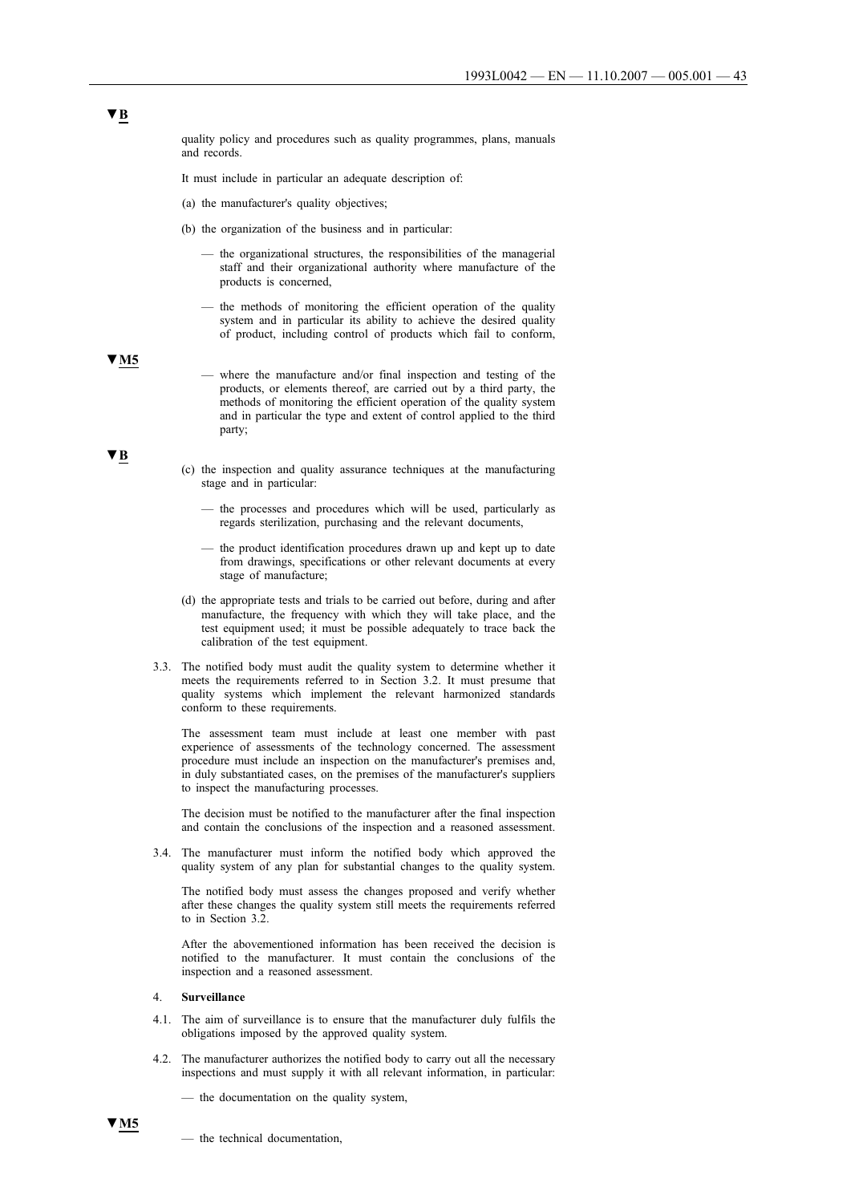▼B

quality policy and procedures such as quality programmes, plans, manuals and records.

It must include in particular an adequate description of:

(a) the manufacturer's quality objectives;

(b) the organization of the business and in particular:

— the organizational structures, the responsibilities of the managerial staff and their organizational authority where manufacture of the products is concerned,

— the methods of monitoring the efficient operation of the quality system and in particular its ability to achieve the desired quality of product, including control of products which fail to conform,

▼M5

— where the manufacture and/or final inspection and testing of the products, or elements thereof, are carried out by a third party, the methods of monitoring the efficient operation of the quality system and in particular the type and extent of control applied to the third party;

▼B

(c) the inspection and quality assurance techniques at the manufacturing stage and in particular:

— the processes and procedures which will be used, particularly as regards sterilization, purchasing and the relevant documents,

— the product identification procedures drawn up and kept up to date from drawings, specifications or other relevant documents at every stage of manufacture;

(d) the appropriate tests and trials to be carried out before, during and after manufacture, the frequency with which they will take place, and the test equipment used; it must be possible adequately to trace back the calibration of the test equipment.

3.3. The notified body must audit the quality system to determine whether it meets the requirements referred to in Section 3.2. It must presume that quality systems which implement the relevant harmonized standards conform to these requirements.

The assessment team must include at least one member with past experience of assessments of the technology concerned. The assessment procedure must include an inspection on the manufacturer's premises and, in duly substantiated cases, on the premises of the manufacturer's suppliers to inspect the manufacturing processes.

The decision must be notified to the manufacturer after the final inspection and contain the conclusions of the inspection and a reasoned assessment.

3.4. The manufacturer must inform the notified body which approved the quality system of any plan for substantial changes to the quality system.

The notified body must assess the changes proposed and verify whether after these changes the quality system still meets the requirements referred to in Section 3.2.

After the abovementioned information has been received the decision is notified to the manufacturer. It must contain the conclusions of the inspection and a reasoned assessment.

4. **Surveillance**

4.1. The aim of surveillance is to ensure that the manufacturer duly fulfils the obligations imposed by the approved quality system.

4.2. The manufacturer authorizes the notified body to carry out all the necessary inspections and must supply it with all relevant information, in particular:

— the documentation on the quality system,

▼M5

— the technical documentation,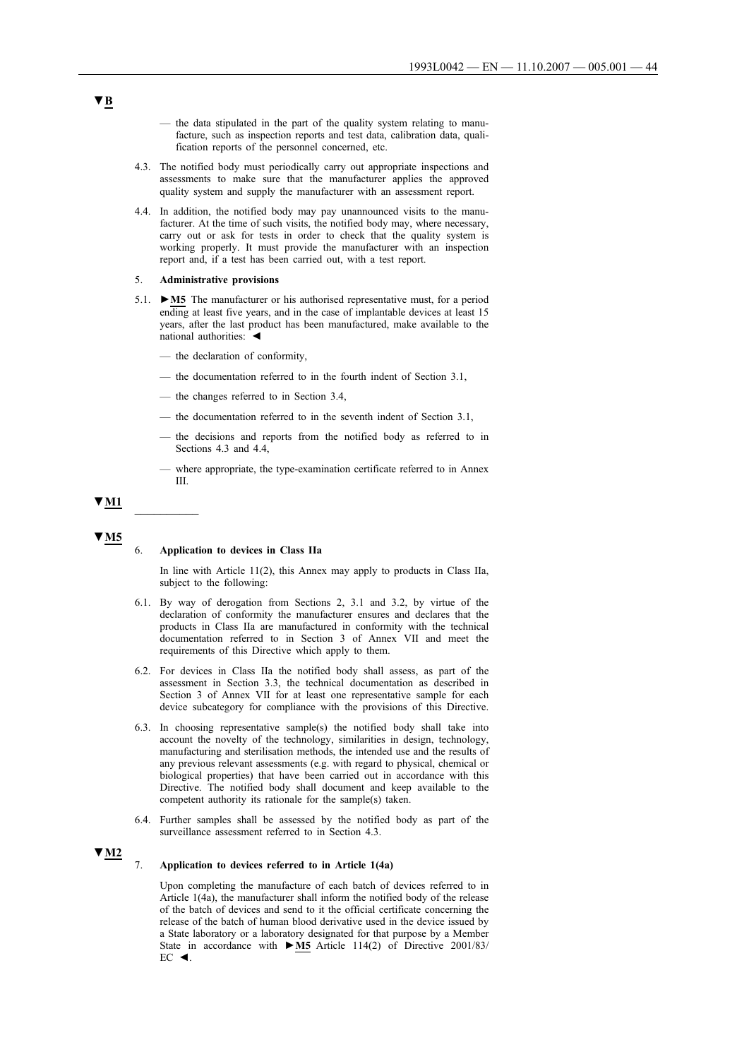▼B

— the data stipulated in the part of the quality system relating to manufacture, such as inspection reports and test data, calibration data, qualification reports of the personnel concerned, etc.

4.3. The notified body must periodically carry out appropriate inspections and assessments to make sure that the manufacturer applies the approved quality system and supply the manufacturer with an assessment report.

4.4. In addition, the notified body may pay unannounced visits to the manufacturer. At the time of such visits, the notified body may, where necessary, carry out or ask for tests in order to check that the quality system is working properly. It must provide the manufacturer with an inspection report and, if a test has been carried out, with a test report.

5. **Administrative provisions**

5.1. ►M5 The manufacturer or his authorised representative must, for a period ending at least five years, and in the case of implantable devices at least 15 years, after the last product has been manufactured, make available to the national authorities: ◄

— the declaration of conformity,

— the documentation referred to in the fourth indent of Section 3.1,

— the changes referred to in Section 3.4,

— the documentation referred to in the seventh indent of Section 3.1,

— the decisions and reports from the notified body as referred to in Sections 4.3 and 4.4,

— where appropriate, the type-examination certificate referred to in Annex III.

▼M1

————

▼M5

6. **Application to devices in Class IIa**

In line with Article 11(2), this Annex may apply to products in Class IIa, subject to the following:

6.1. By way of derogation from Sections 2, 3.1 and 3.2, by virtue of the declaration of conformity the manufacturer ensures and declares that the products in Class IIa are manufactured in conformity with the technical documentation referred to in Section 3 of Annex VII and meet the requirements of this Directive which apply to them.

6.2. For devices in Class IIa the notified body shall assess, as part of the assessment in Section 3.3, the technical documentation as described in Section 3 of Annex VII for at least one representative sample for each device subcategory for compliance with the provisions of this Directive.

6.3. In choosing representative sample(s) the notified body shall take into account the novelty of the technology, similarities in design, technology, manufacturing and sterilisation methods, the intended use and the results of any previous relevant assessments (e.g. with regard to physical, chemical or biological properties) that have been carried out in accordance with this Directive. The notified body shall document and keep available to the competent authority its rationale for the sample(s) taken.

6.4. Further samples shall be assessed by the notified body as part of the surveillance assessment referred to in Section 4.3.

▼M2

7. **Application to devices referred to in Article 1(4a)**

Upon completing the manufacture of each batch of devices referred to in Article 1(4a), the manufacturer shall inform the notified body of the release of the batch of devices and send to it the official certificate concerning the release of the batch of human blood derivative used in the device issued by a State laboratory or a laboratory designated for that purpose by a Member State in accordance with ►M5 Article 114(2) of Directive 2001/83/EC ◄.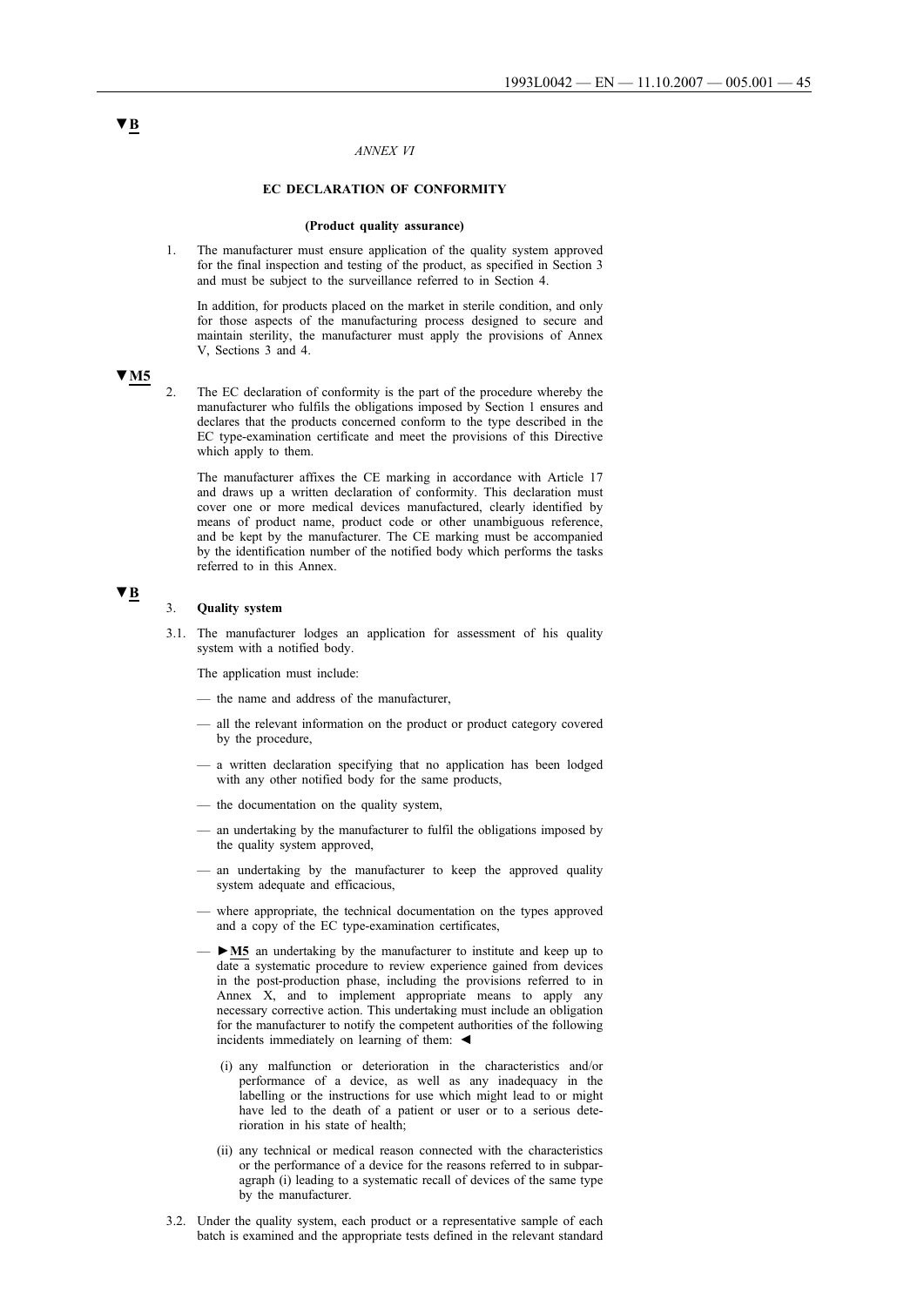▼B

*ANNEX VI*

**EC DECLARATION OF CONFORMITY**

**(Product quality assurance)**

1. The manufacturer must ensure application of the quality system approved for the final inspection and testing of the product, as specified in Section 3 and must be subject to the surveillance referred to in Section 4.

   In addition, for products placed on the market in sterile condition, and only for those aspects of the manufacturing process designed to secure and maintain sterility, the manufacturer must apply the provisions of Annex V, Sections 3 and 4.

▼M5

2. The EC declaration of conformity is the part of the procedure whereby the manufacturer who fulfils the obligations imposed by Section 1 ensures and declares that the products concerned conform to the type described in the EC type-examination certificate and meet the provisions of this Directive which apply to them.

   The manufacturer affixes the CE marking in accordance with Article 17 and draws up a written declaration of conformity. This declaration must cover one or more medical devices manufactured, clearly identified by means of product name, product code or other unambiguous reference, and be kept by the manufacturer. The CE marking must be accompanied by the identification number of the notified body which performs the tasks referred to in this Annex.

▼B

3. **Quality system**

3.1. The manufacturer lodges an application for assessment of his quality system with a notified body.

   The application must include:

   — the name and address of the manufacturer,

   — all the relevant information on the product or product category covered by the procedure,

   — a written declaration specifying that no application has been lodged with any other notified body for the same products,

   — the documentation on the quality system,

   — an undertaking by the manufacturer to fulfil the obligations imposed by the quality system approved,

   — an undertaking by the manufacturer to keep the approved quality system adequate and efficacious,

   — where appropriate, the technical documentation on the types approved and a copy of the EC type-examination certificates,

   — ►M5 an undertaking by the manufacturer to institute and keep up to date a systematic procedure to review experience gained from devices in the post-production phase, including the provisions referred to in Annex X, and to implement appropriate means to apply any necessary corrective action. This undertaking must include an obligation for the manufacturer to notify the competent authorities of the following incidents immediately on learning of them: ◄

     (i) any malfunction or deterioration in the characteristics and/or performance of a device, as well as any inadequacy in the labelling or the instructions for use which might lead to or might have led to the death of a patient or user or to a serious deterioration in his state of health;

     (ii) any technical or medical reason connected with the characteristics or the performance of a device for the reasons referred to in subparagraph (i) leading to a systematic recall of devices of the same type by the manufacturer.

3.2. Under the quality system, each product or a representative sample of each batch is examined and the appropriate tests defined in the relevant standard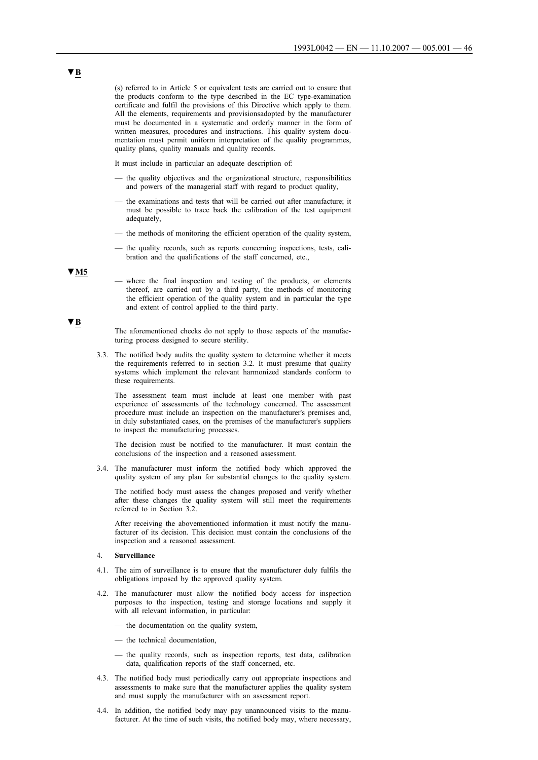▼B

(s) referred to in Article 5 or equivalent tests are carried out to ensure that the products conform to the type described in the EC type-examination certificate and fulfil the provisions of this Directive which apply to them. All the elements, requirements and provisionsadopted by the manufacturer must be documented in a systematic and orderly manner in the form of written measures, procedures and instructions. This quality system documentation must permit uniform interpretation of the quality programmes, quality plans, quality manuals and quality records.

It must include in particular an adequate description of:

— the quality objectives and the organizational structure, responsibilities and powers of the managerial staff with regard to product quality,

— the examinations and tests that will be carried out after manufacture; it must be possible to trace back the calibration of the test equipment adequately,

— the methods of monitoring the efficient operation of the quality system,

— the quality records, such as reports concerning inspections, tests, calibration and the qualifications of the staff concerned, etc.,

▼M5

— where the final inspection and testing of the products, or elements thereof, are carried out by a third party, the methods of monitoring the efficient operation of the quality system and in particular the type and extent of control applied to the third party.

▼B

The aforementioned checks do not apply to those aspects of the manufacturing process designed to secure sterility.

3.3. The notified body audits the quality system to determine whether it meets the requirements referred to in section 3.2. It must presume that quality systems which implement the relevant harmonized standards conform to these requirements.

The assessment team must include at least one member with past experience of assessments of the technology concerned. The assessment procedure must include an inspection on the manufacturer's premises and, in duly substantiated cases, on the premises of the manufacturer's suppliers to inspect the manufacturing processes.

The decision must be notified to the manufacturer. It must contain the conclusions of the inspection and a reasoned assessment.

3.4. The manufacturer must inform the notified body which approved the quality system of any plan for substantial changes to the quality system.

The notified body must assess the changes proposed and verify whether after these changes the quality system will still meet the requirements referred to in Section 3.2.

After receiving the abovementioned information it must notify the manufacturer of its decision. This decision must contain the conclusions of the inspection and a reasoned assessment.

4. **Surveillance**

4.1. The aim of surveillance is to ensure that the manufacturer duly fulfils the obligations imposed by the approved quality system.

4.2. The manufacturer must allow the notified body access for inspection purposes to the inspection, testing and storage locations and supply it with all relevant information, in particular:

— the documentation on the quality system,

— the technical documentation,

— the quality records, such as inspection reports, test data, calibration data, qualification reports of the staff concerned, etc.

4.3. The notified body must periodically carry out appropriate inspections and assessments to make sure that the manufacturer applies the quality system and must supply the manufacturer with an assessment report.

4.4. In addition, the notified body may pay unannounced visits to the manufacturer. At the time of such visits, the notified body may, where necessary,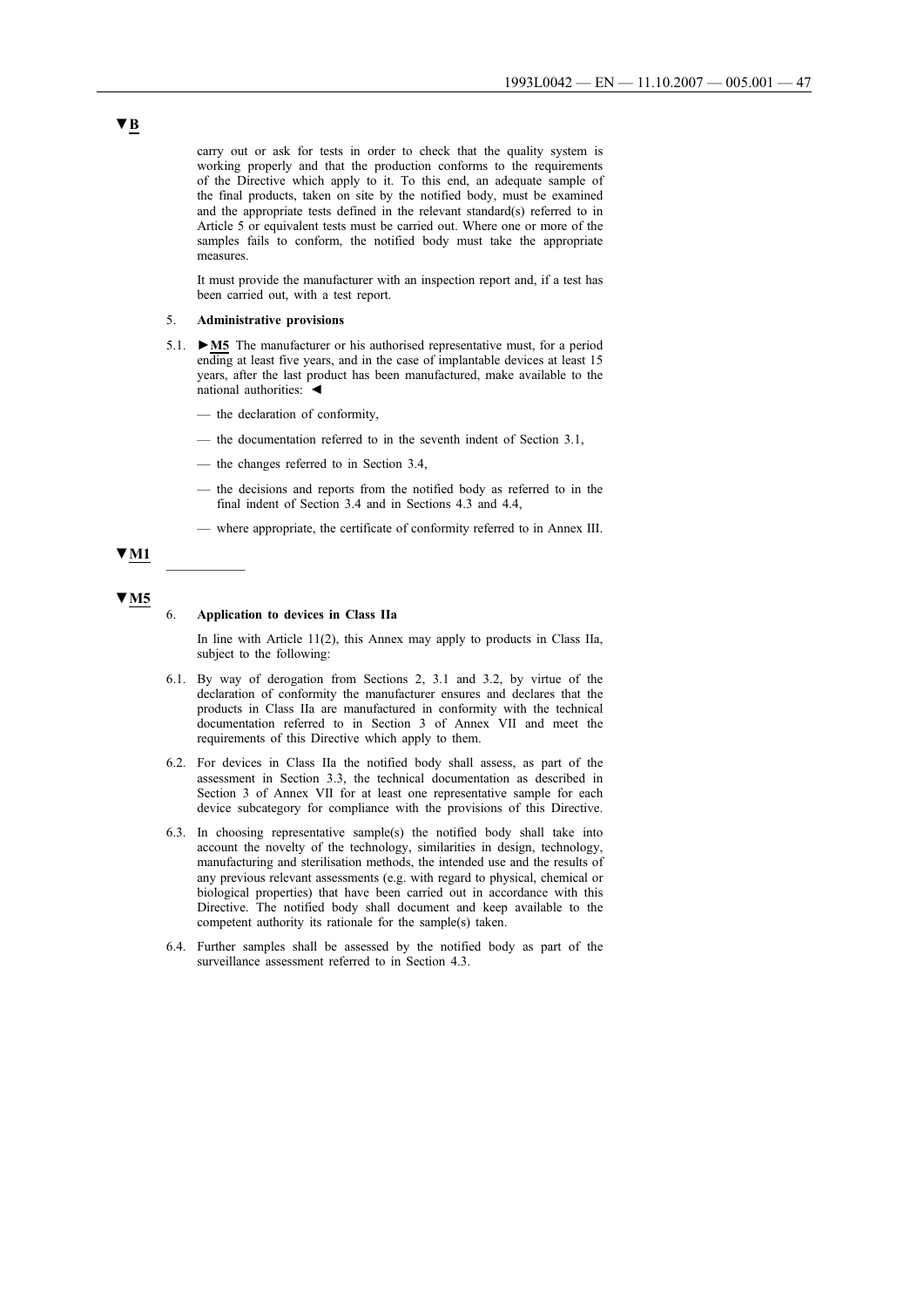▼B

carry out or ask for tests in order to check that the quality system is working properly and that the production conforms to the requirements of the Directive which apply to it. To this end, an adequate sample of the final products, taken on site by the notified body, must be examined and the appropriate tests defined in the relevant standard(s) referred to in Article 5 or equivalent tests must be carried out. Where one or more of the samples fails to conform, the notified body must take the appropriate measures.

It must provide the manufacturer with an inspection report and, if a test has been carried out, with a test report.

5. **Administrative provisions**

5.1. ►M5 The manufacturer or his authorised representative must, for a period ending at least five years, and in the case of implantable devices at least 15 years, after the last product has been manufactured, make available to the national authorities: ◄

— the declaration of conformity,

— the documentation referred to in the seventh indent of Section 3.1,

— the changes referred to in Section 3.4,

— the decisions and reports from the notified body as referred to in the final indent of Section 3.4 and in Sections 4.3 and 4.4,

— where appropriate, the certificate of conformity referred to in Annex III.

▼M1

___________

▼M5

6. **Application to devices in Class IIa**

In line with Article 11(2), this Annex may apply to products in Class IIa, subject to the following:

6.1. By way of derogation from Sections 2, 3.1 and 3.2, by virtue of the declaration of conformity the manufacturer ensures and declares that the products in Class IIa are manufactured in conformity with the technical documentation referred to in Section 3 of Annex VII and meet the requirements of this Directive which apply to them.

6.2. For devices in Class IIa the notified body shall assess, as part of the assessment in Section 3.3, the technical documentation as described in Section 3 of Annex VII for at least one representative sample for each device subcategory for compliance with the provisions of this Directive.

6.3. In choosing representative sample(s) the notified body shall take into account the novelty of the technology, similarities in design, technology, manufacturing and sterilisation methods, the intended use and the results of any previous relevant assessments (e.g. with regard to physical, chemical or biological properties) that have been carried out in accordance with this Directive. The notified body shall document and keep available to the competent authority its rationale for the sample(s) taken.

6.4. Further samples shall be assessed by the notified body as part of the surveillance assessment referred to in Section 4.3.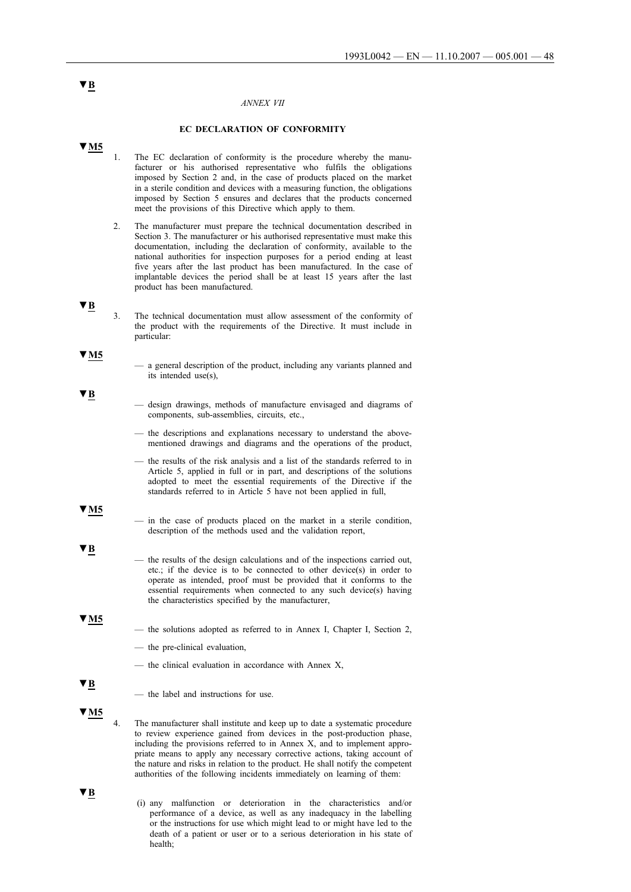▼B

*ANNEX VII*

**EC DECLARATION OF CONFORMITY**

▼M5

1. The EC declaration of conformity is the procedure whereby the manufacturer or his authorised representative who fulfils the obligations imposed by Section 2 and, in the case of products placed on the market in a sterile condition and devices with a measuring function, the obligations imposed by Section 5 ensures and declares that the products concerned meet the provisions of this Directive which apply to them.

2. The manufacturer must prepare the technical documentation described in Section 3. The manufacturer or his authorised representative must make this documentation, including the declaration of conformity, available to the national authorities for inspection purposes for a period ending at least five years after the last product has been manufactured. In the case of implantable devices the period shall be at least 15 years after the last product has been manufactured.

▼B

3. The technical documentation must allow assessment of the conformity of the product with the requirements of the Directive. It must include in particular:

▼M5

— a general description of the product, including any variants planned and its intended use(s),

▼B

— design drawings, methods of manufacture envisaged and diagrams of components, sub-assemblies, circuits, etc.,

— the descriptions and explanations necessary to understand the above-mentioned drawings and diagrams and the operations of the product,

— the results of the risk analysis and a list of the standards referred to in Article 5, applied in full or in part, and descriptions of the solutions adopted to meet the essential requirements of the Directive if the standards referred to in Article 5 have not been applied in full,

▼M5

— in the case of products placed on the market in a sterile condition, description of the methods used and the validation report,

▼B

— the results of the design calculations and of the inspections carried out, etc.; if the device is to be connected to other device(s) in order to operate as intended, proof must be provided that it conforms to the essential requirements when connected to any such device(s) having the characteristics specified by the manufacturer,

▼M5

— the solutions adopted as referred to in Annex I, Chapter I, Section 2,

— the pre-clinical evaluation,

— the clinical evaluation in accordance with Annex X,

▼B

— the label and instructions for use.

▼M5

4. The manufacturer shall institute and keep up to date a systematic procedure to review experience gained from devices in the post-production phase, including the provisions referred to in Annex X, and to implement appropriate means to apply any necessary corrective actions, taking account of the nature and risks in relation to the product. He shall notify the competent authorities of the following incidents immediately on learning of them:

▼B

(i) any malfunction or deterioration in the characteristics and/or performance of a device, as well as any inadequacy in the labelling or the instructions for use which might lead to or might have led to the death of a patient or user or to a serious deterioration in his state of health;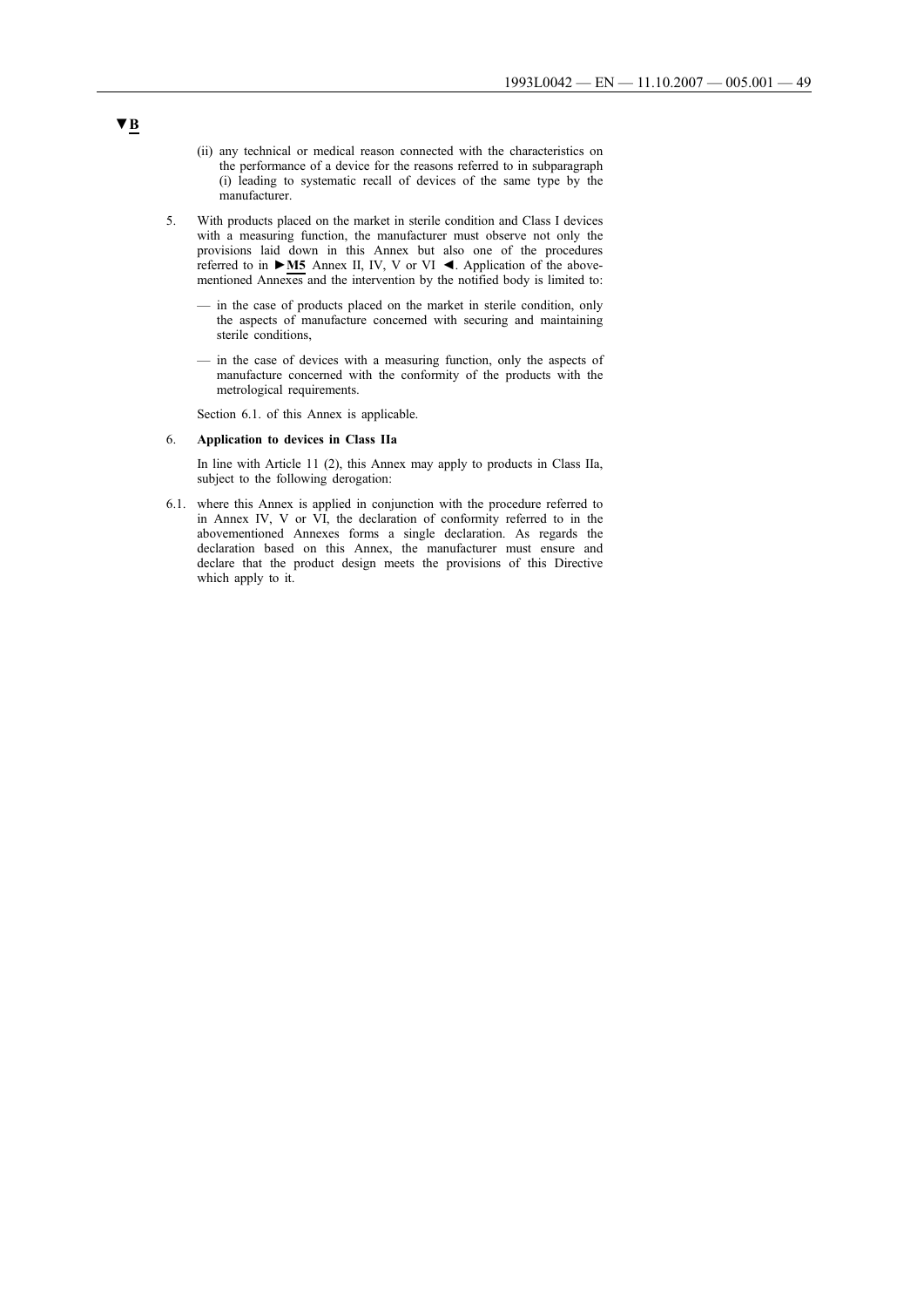▼B

(ii) any technical or medical reason connected with the characteristics on the performance of a device for the reasons referred to in subparagraph (i) leading to systematic recall of devices of the same type by the manufacturer.

5. With products placed on the market in sterile condition and Class I devices with a measuring function, the manufacturer must observe not only the provisions laid down in this Annex but also one of the procedures referred to in ►M5 Annex II, IV, V or VI ◄. Application of the abovementioned Annexes and the intervention by the notified body is limited to:

— in the case of products placed on the market in sterile condition, only the aspects of manufacture concerned with securing and maintaining sterile conditions,

— in the case of devices with a measuring function, only the aspects of manufacture concerned with the conformity of the products with the metrological requirements.

Section 6.1. of this Annex is applicable.

6. **Application to devices in Class IIa**

In line with Article 11 (2), this Annex may apply to products in Class IIa, subject to the following derogation:

6.1. where this Annex is applied in conjunction with the procedure referred to in Annex IV, V or VI, the declaration of conformity referred to in the abovementioned Annexes forms a single declaration. As regards the declaration based on this Annex, the manufacturer must ensure and declare that the product design meets the provisions of this Directive which apply to it.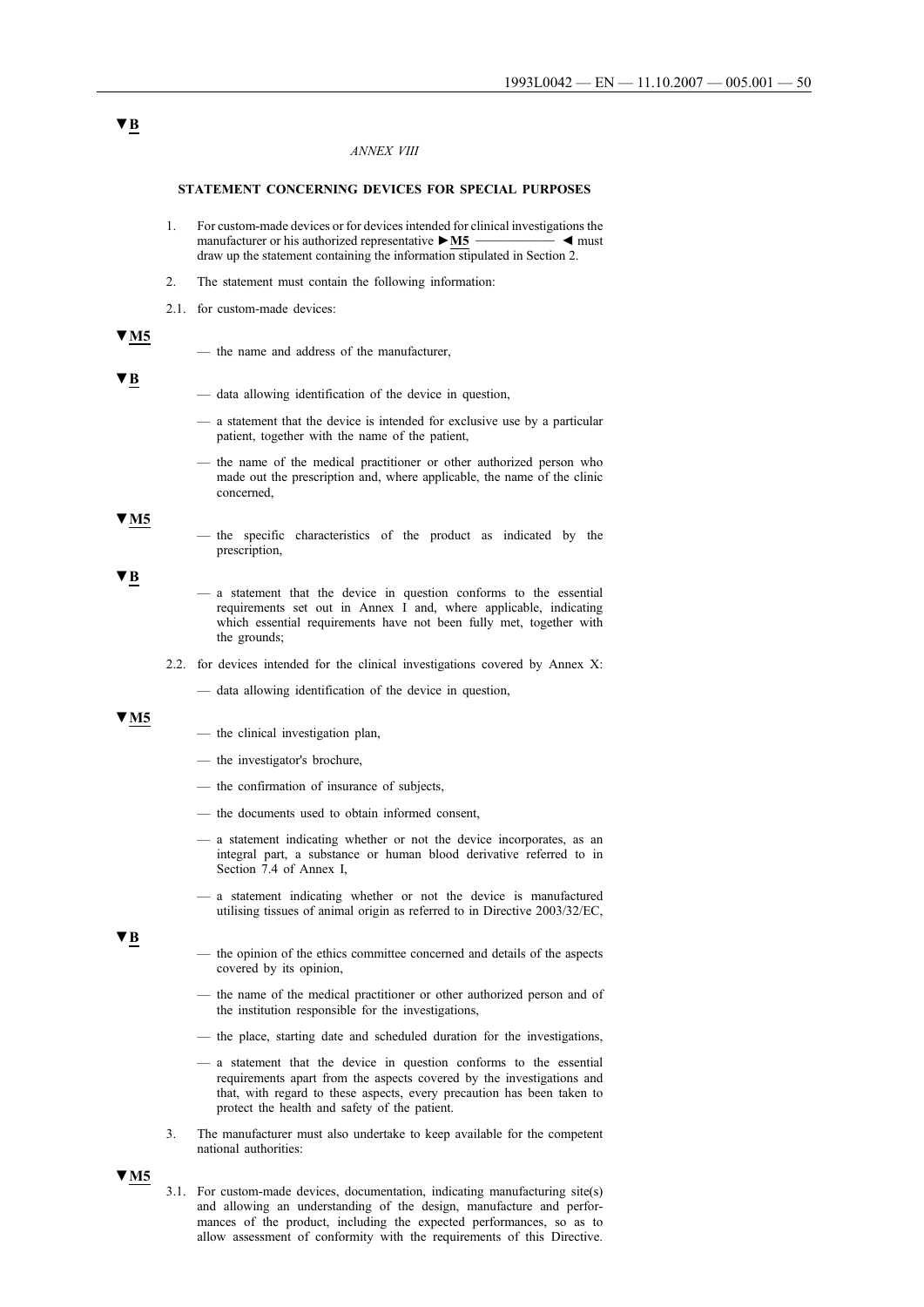▼B

*ANNEX VIII*

**STATEMENT CONCERNING DEVICES FOR SPECIAL PURPOSES**

1. For custom-made devices or for devices intended for clinical investigations the manufacturer or his authorized representative ►M5 ———— ◄ must draw up the statement containing the information stipulated in Section 2.

2. The statement must contain the following information:

2.1. for custom-made devices:

▼M5

— the name and address of the manufacturer,

▼B

— data allowing identification of the device in question,

— a statement that the device is intended for exclusive use by a particular patient, together with the name of the patient,

— the name of the medical practitioner or other authorized person who made out the prescription and, where applicable, the name of the clinic concerned,

▼M5

— the specific characteristics of the product as indicated by the prescription,

▼B

— a statement that the device in question conforms to the essential requirements set out in Annex I and, where applicable, indicating which essential requirements have not been fully met, together with the grounds;

2.2. for devices intended for the clinical investigations covered by Annex X:

— data allowing identification of the device in question,

▼M5

— the clinical investigation plan,

— the investigator's brochure,

— the confirmation of insurance of subjects,

— the documents used to obtain informed consent,

— a statement indicating whether or not the device incorporates, as an integral part, a substance or human blood derivative referred to in Section 7.4 of Annex I,

— a statement indicating whether or not the device is manufactured utilising tissues of animal origin as referred to in Directive 2003/32/EC,

▼B

— the opinion of the ethics committee concerned and details of the aspects covered by its opinion,

— the name of the medical practitioner or other authorized person and of the institution responsible for the investigations,

— the place, starting date and scheduled duration for the investigations,

— a statement that the device in question conforms to the essential requirements apart from the aspects covered by the investigations and that, with regard to these aspects, every precaution has been taken to protect the health and safety of the patient.

3. The manufacturer must also undertake to keep available for the competent national authorities:

▼M5

3.1. For custom-made devices, documentation, indicating manufacturing site(s) and allowing an understanding of the design, manufacture and performances of the product, including the expected performances, so as to allow assessment of conformity with the requirements of this Directive.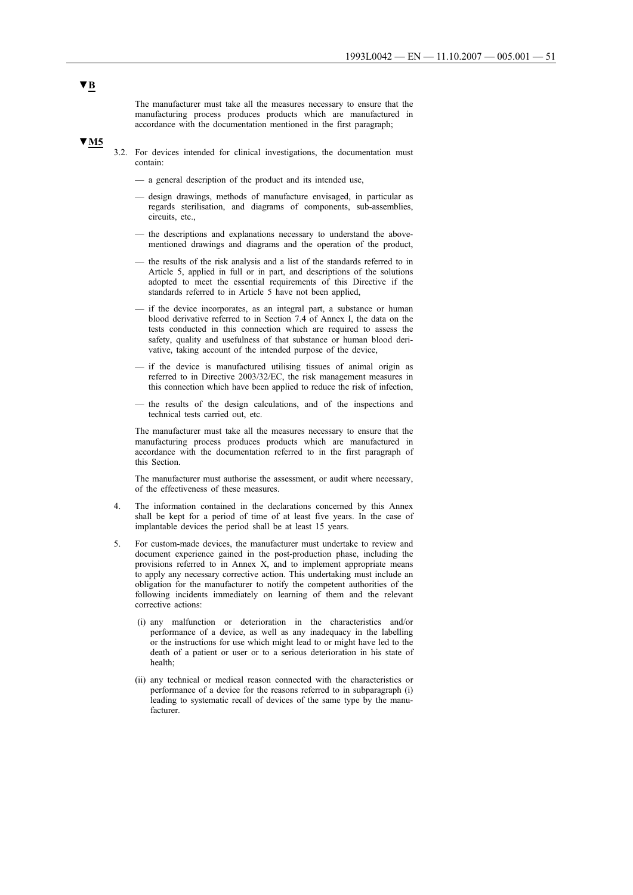▼B

The manufacturer must take all the measures necessary to ensure that the manufacturing process produces products which are manufactured in accordance with the documentation mentioned in the first paragraph;

▼M5

3.2. For devices intended for clinical investigations, the documentation must contain:

— a general description of the product and its intended use,

— design drawings, methods of manufacture envisaged, in particular as regards sterilisation, and diagrams of components, sub-assemblies, circuits, etc.,

— the descriptions and explanations necessary to understand the above-mentioned drawings and diagrams and the operation of the product,

— the results of the risk analysis and a list of the standards referred to in Article 5, applied in full or in part, and descriptions of the solutions adopted to meet the essential requirements of this Directive if the standards referred to in Article 5 have not been applied,

— if the device incorporates, as an integral part, a substance or human blood derivative referred to in Section 7.4 of Annex I, the data on the tests conducted in this connection which are required to assess the safety, quality and usefulness of that substance or human blood derivative, taking account of the intended purpose of the device,

— if the device is manufactured utilising tissues of animal origin as referred to in Directive 2003/32/EC, the risk management measures in this connection which have been applied to reduce the risk of infection,

— the results of the design calculations, and of the inspections and technical tests carried out, etc.

The manufacturer must take all the measures necessary to ensure that the manufacturing process produces products which are manufactured in accordance with the documentation referred to in the first paragraph of this Section.

The manufacturer must authorise the assessment, or audit where necessary, of the effectiveness of these measures.

4. The information contained in the declarations concerned by this Annex shall be kept for a period of time of at least five years. In the case of implantable devices the period shall be at least 15 years.

5. For custom-made devices, the manufacturer must undertake to review and document experience gained in the post-production phase, including the provisions referred to in Annex X, and to implement appropriate means to apply any necessary corrective action. This undertaking must include an obligation for the manufacturer to notify the competent authorities of the following incidents immediately on learning of them and the relevant corrective actions:

(i) any malfunction or deterioration in the characteristics and/or performance of a device, as well as any inadequacy in the labelling or the instructions for use which might lead to or might have led to the death of a patient or user or to a serious deterioration in his state of health;

(ii) any technical or medical reason connected with the characteristics or performance of a device for the reasons referred to in subparagraph (i) leading to systematic recall of devices of the same type by the manufacturer.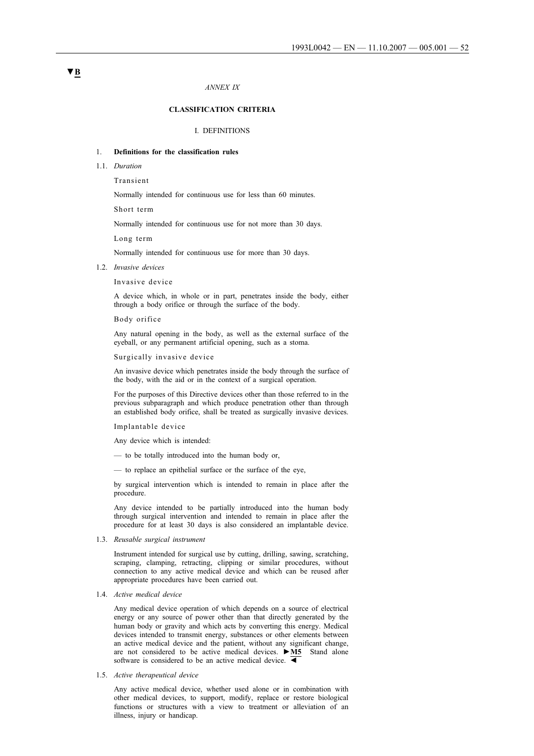▼B

*ANNEX IX*

**CLASSIFICATION CRITERIA**

I. DEFINITIONS

1. **Definitions for the classification rules**

1.1. *Duration*

Transient

Normally intended for continuous use for less than 60 minutes.

Short term

Normally intended for continuous use for not more than 30 days.

Long term

Normally intended for continuous use for more than 30 days.

1.2. *Invasive devices*

Invasive device

A device which, in whole or in part, penetrates inside the body, either through a body orifice or through the surface of the body.

Body orifice

Any natural opening in the body, as well as the external surface of the eyeball, or any permanent artificial opening, such as a stoma.

Surgically invasive device

An invasive device which penetrates inside the body through the surface of the body, with the aid or in the context of a surgical operation.

For the purposes of this Directive devices other than those referred to in the previous subparagraph and which produce penetration other than through an established body orifice, shall be treated as surgically invasive devices.

Implantable device

Any device which is intended:

— to be totally introduced into the human body or,

— to replace an epithelial surface or the surface of the eye,

by surgical intervention which is intended to remain in place after the procedure.

Any device intended to be partially introduced into the human body through surgical intervention and intended to remain in place after the procedure for at least 30 days is also considered an implantable device.

1.3. *Reusable surgical instrument*

Instrument intended for surgical use by cutting, drilling, sawing, scratching, scraping, clamping, retracting, clipping or similar procedures, without connection to any active medical device and which can be reused after appropriate procedures have been carried out.

1.4. *Active medical device*

Any medical device operation of which depends on a source of electrical energy or any source of power other than that directly generated by the human body or gravity and which acts by converting this energy. Medical devices intended to transmit energy, substances or other elements between an active medical device and the patient, without any significant change, are not considered to be active medical devices. ►M5 Stand alone software is considered to be an active medical device. ◄

1.5. *Active therapeutical device*

Any active medical device, whether used alone or in combination with other medical devices, to support, modify, replace or restore biological functions or structures with a view to treatment or alleviation of an illness, injury or handicap.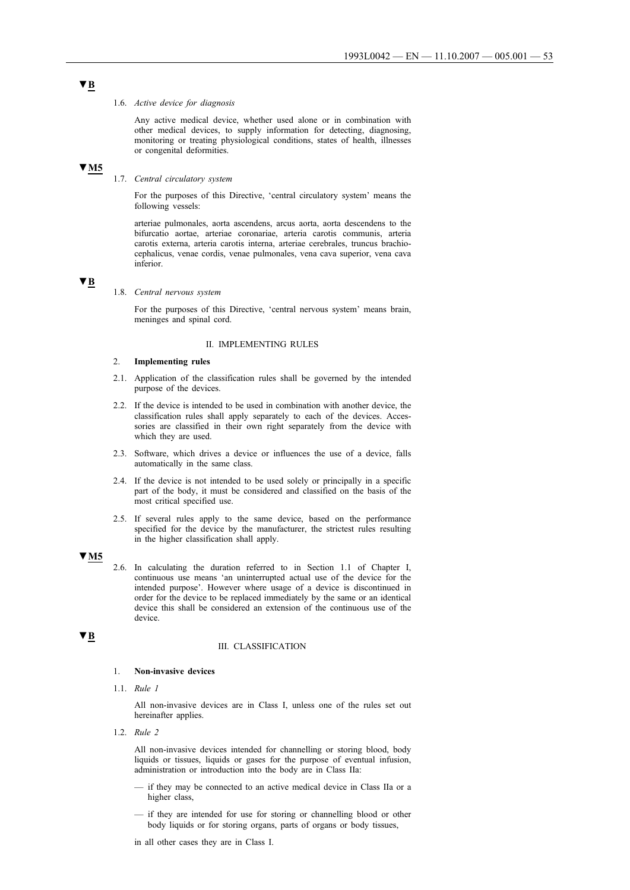▼B

1.6. *Active device for diagnosis*

Any active medical device, whether used alone or in combination with other medical devices, to supply information for detecting, diagnosing, monitoring or treating physiological conditions, states of health, illnesses or congenital deformities.

▼M5

1.7. *Central circulatory system*

For the purposes of this Directive, 'central circulatory system' means the following vessels:

arteriae pulmonales, aorta ascendens, arcus aorta, aorta descendens to the bifurcatio aortae, arteriae coronariae, arteria carotis communis, arteria carotis externa, arteria carotis interna, arteriae cerebrales, truncus brachiocephalicus, venae cordis, venae pulmonales, vena cava superior, vena cava inferior.

▼B

1.8. *Central nervous system*

For the purposes of this Directive, 'central nervous system' means brain, meninges and spinal cord.

## II. IMPLEMENTING RULES

### 2. **Implementing rules**

2.1. Application of the classification rules shall be governed by the intended purpose of the devices.

2.2. If the device is intended to be used in combination with another device, the classification rules shall apply separately to each of the devices. Accessories are classified in their own right separately from the device with which they are used.

2.3. Software, which drives a device or influences the use of a device, falls automatically in the same class.

2.4. If the device is not intended to be used solely or principally in a specific part of the body, it must be considered and classified on the basis of the most critical specified use.

2.5. If several rules apply to the same device, based on the performance specified for the device by the manufacturer, the strictest rules resulting in the higher classification shall apply.

▼M5

2.6. In calculating the duration referred to in Section 1.1 of Chapter I, continuous use means 'an uninterrupted actual use of the device for the intended purpose'. However where usage of a device is discontinued in order for the device to be replaced immediately by the same or an identical device this shall be considered an extension of the continuous use of the device.

▼B

## III. CLASSIFICATION

### 1. **Non-invasive devices**

1.1. *Rule 1*

All non-invasive devices are in Class I, unless one of the rules set out hereinafter applies.

1.2. *Rule 2*

All non-invasive devices intended for channelling or storing blood, body liquids or tissues, liquids or gases for the purpose of eventual infusion, administration or introduction into the body are in Class IIa:

— if they may be connected to an active medical device in Class IIa or a higher class,

— if they are intended for use for storing or channelling blood or other body liquids or for storing organs, parts of organs or body tissues,

in all other cases they are in Class I.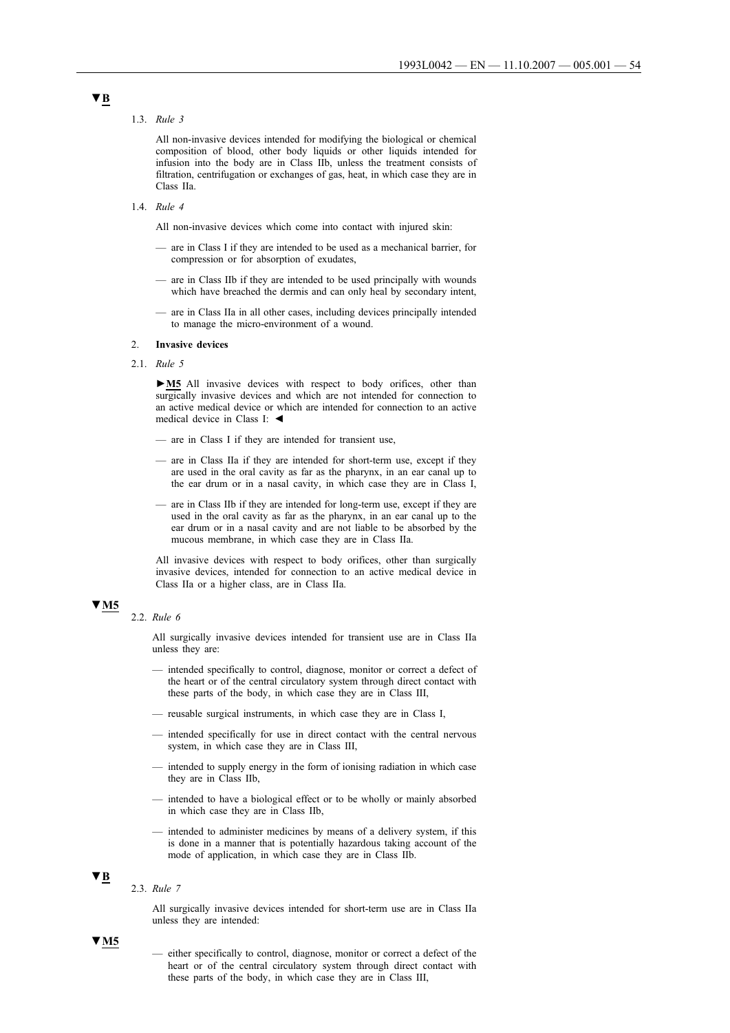▼B

1.3. *Rule 3*

All non-invasive devices intended for modifying the biological or chemical composition of blood, other body liquids or other liquids intended for infusion into the body are in Class IIb, unless the treatment consists of filtration, centrifugation or exchanges of gas, heat, in which case they are in Class IIa.

1.4. *Rule 4*

All non-invasive devices which come into contact with injured skin:

— are in Class I if they are intended to be used as a mechanical barrier, for compression or for absorption of exudates,

— are in Class IIb if they are intended to be used principally with wounds which have breached the dermis and can only heal by secondary intent,

— are in Class IIa in all other cases, including devices principally intended to manage the micro-environment of a wound.

2. **Invasive devices**

2.1. *Rule 5*

►M5 All invasive devices with respect to body orifices, other than surgically invasive devices and which are not intended for connection to an active medical device or which are intended for connection to an active medical device in Class I: ◄

— are in Class I if they are intended for transient use,

— are in Class IIa if they are intended for short-term use, except if they are used in the oral cavity as far as the pharynx, in an ear canal up to the ear drum or in a nasal cavity, in which case they are in Class I,

— are in Class IIb if they are intended for long-term use, except if they are used in the oral cavity as far as the pharynx, in an ear canal up to the ear drum or in a nasal cavity and are not liable to be absorbed by the mucous membrane, in which case they are in Class IIa.

All invasive devices with respect to body orifices, other than surgically invasive devices, intended for connection to an active medical device in Class IIa or a higher class, are in Class IIa.

▼M5

2.2. *Rule 6*

All surgically invasive devices intended for transient use are in Class IIa unless they are:

— intended specifically to control, diagnose, monitor or correct a defect of the heart or of the central circulatory system through direct contact with these parts of the body, in which case they are in Class III,

— reusable surgical instruments, in which case they are in Class I,

— intended specifically for use in direct contact with the central nervous system, in which case they are in Class III,

— intended to supply energy in the form of ionising radiation in which case they are in Class IIb,

— intended to have a biological effect or to be wholly or mainly absorbed in which case they are in Class IIb,

— intended to administer medicines by means of a delivery system, if this is done in a manner that is potentially hazardous taking account of the mode of application, in which case they are in Class IIb.

▼B

2.3. *Rule 7*

All surgically invasive devices intended for short-term use are in Class IIa unless they are intended:

▼M5

— either specifically to control, diagnose, monitor or correct a defect of the heart or of the central circulatory system through direct contact with these parts of the body, in which case they are in Class III,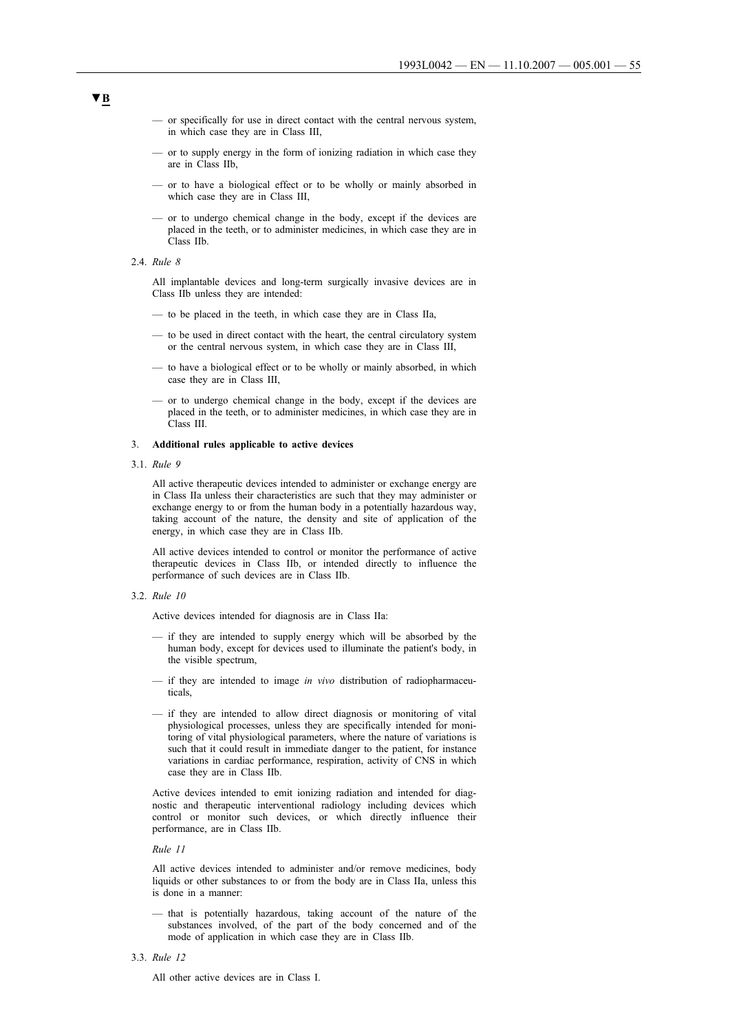**▼B**

— or specifically for use in direct contact with the central nervous system, in which case they are in Class III,

— or to supply energy in the form of ionizing radiation in which case they are in Class IIb,

— or to have a biological effect or to be wholly or mainly absorbed in which case they are in Class III,

— or to undergo chemical change in the body, except if the devices are placed in the teeth, or to administer medicines, in which case they are in Class IIb.

2.4. *Rule 8*

All implantable devices and long-term surgically invasive devices are in Class IIb unless they are intended:

— to be placed in the teeth, in which case they are in Class IIa,

— to be used in direct contact with the heart, the central circulatory system or the central nervous system, in which case they are in Class III,

— to have a biological effect or to be wholly or mainly absorbed, in which case they are in Class III,

— or to undergo chemical change in the body, except if the devices are placed in the teeth, or to administer medicines, in which case they are in Class III.

3. **Additional rules applicable to active devices**

3.1. *Rule 9*

All active therapeutic devices intended to administer or exchange energy are in Class IIa unless their characteristics are such that they may administer or exchange energy to or from the human body in a potentially hazardous way, taking account of the nature, the density and site of application of the energy, in which case they are in Class IIb.

All active devices intended to control or monitor the performance of active therapeutic devices in Class IIb, or intended directly to influence the performance of such devices are in Class IIb.

3.2. *Rule 10*

Active devices intended for diagnosis are in Class IIa:

— if they are intended to supply energy which will be absorbed by the human body, except for devices used to illuminate the patient's body, in the visible spectrum,

— if they are intended to image *in vivo* distribution of radiopharmaceuticals,

— if they are intended to allow direct diagnosis or monitoring of vital physiological processes, unless they are specifically intended for monitoring of vital physiological parameters, where the nature of variations is such that it could result in immediate danger to the patient, for instance variations in cardiac performance, respiration, activity of CNS in which case they are in Class IIb.

Active devices intended to emit ionizing radiation and intended for diagnostic and therapeutic interventional radiology including devices which control or monitor such devices, or which directly influence their performance, are in Class IIb.

*Rule 11*

All active devices intended to administer and/or remove medicines, body liquids or other substances to or from the body are in Class IIa, unless this is done in a manner:

— that is potentially hazardous, taking account of the nature of the substances involved, of the part of the body concerned and of the mode of application in which case they are in Class IIb.

3.3. *Rule 12*

All other active devices are in Class I.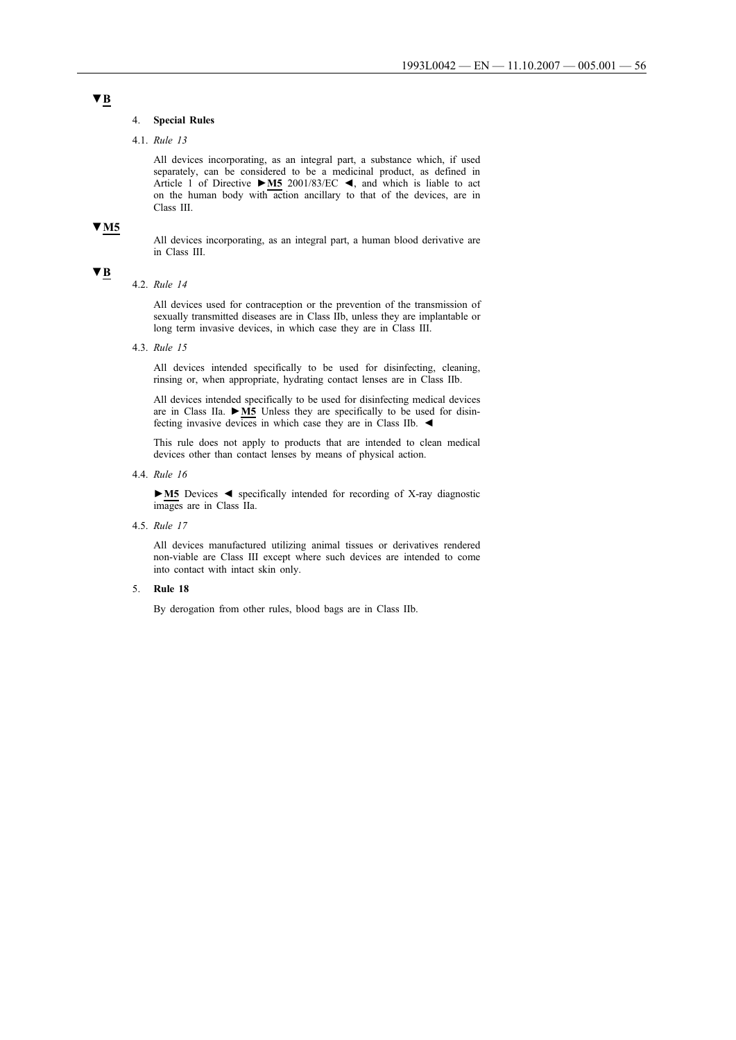▼B

## 4. **Special Rules**

### 4.1. *Rule 13*

All devices incorporating, as an integral part, a substance which, if used separately, can be considered to be a medicinal product, as defined in Article 1 of Directive ►M5 2001/83/EC ◄, and which is liable to act on the human body with action ancillary to that of the devices, are in Class III.

▼M5

All devices incorporating, as an integral part, a human blood derivative are in Class III.

▼B

### 4.2. *Rule 14*

All devices used for contraception or the prevention of the transmission of sexually transmitted diseases are in Class IIb, unless they are implantable or long term invasive devices, in which case they are in Class III.

### 4.3. *Rule 15*

All devices intended specifically to be used for disinfecting, cleaning, rinsing or, when appropriate, hydrating contact lenses are in Class IIb.

All devices intended specifically to be used for disinfecting medical devices are in Class IIa. ►M5 Unless they are specifically to be used for disinfecting invasive devices in which case they are in Class IIb. ◄

This rule does not apply to products that are intended to clean medical devices other than contact lenses by means of physical action.

### 4.4. *Rule 16*

►M5 Devices ◄ specifically intended for recording of X-ray diagnostic images are in Class IIa.

### 4.5. *Rule 17*

All devices manufactured utilizing animal tissues or derivatives rendered non-viable are Class III except where such devices are intended to come into contact with intact skin only.

## 5. **Rule 18**

By derogation from other rules, blood bags are in Class IIb.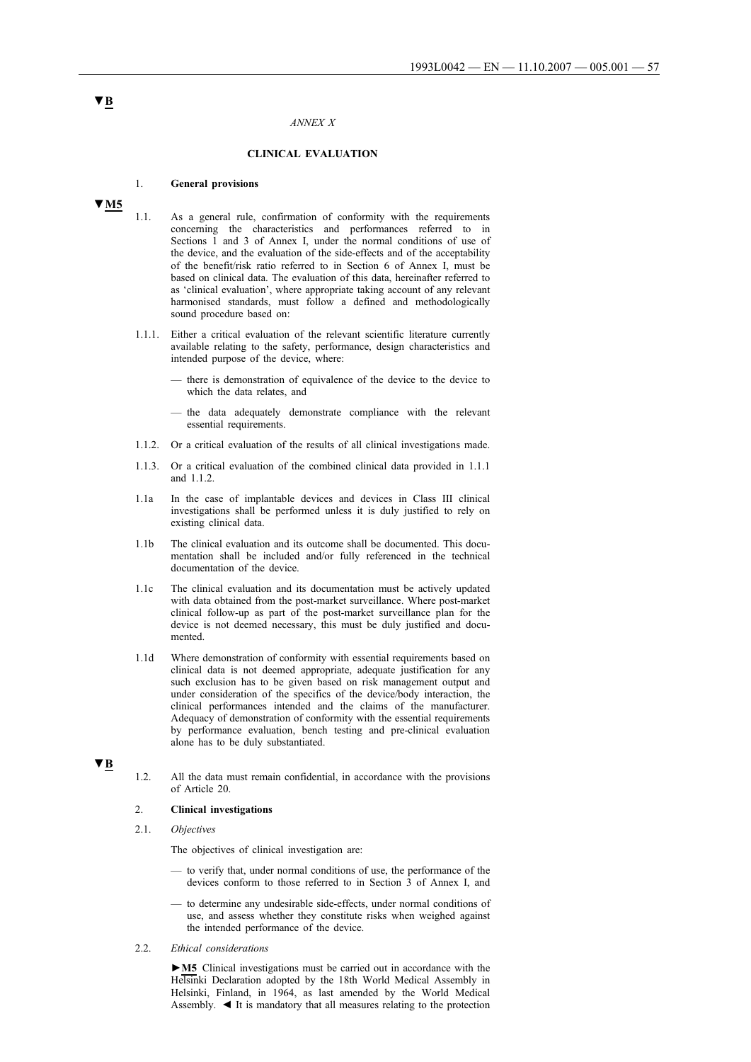▼B

*ANNEX X*

**CLINICAL EVALUATION**

1. **General provisions**

▼M5

1.1. As a general rule, confirmation of conformity with the requirements concerning the characteristics and performances referred to in Sections 1 and 3 of Annex I, under the normal conditions of use of the device, and the evaluation of the side-effects and of the acceptability of the benefit/risk ratio referred to in Section 6 of Annex I, must be based on clinical data. The evaluation of this data, hereinafter referred to as 'clinical evaluation', where appropriate taking account of any relevant harmonised standards, must follow a defined and methodologically sound procedure based on:

1.1.1. Either a critical evaluation of the relevant scientific literature currently available relating to the safety, performance, design characteristics and intended purpose of the device, where:

- there is demonstration of equivalence of the device to the device to which the data relates, and
- the data adequately demonstrate compliance with the relevant essential requirements.

1.1.2. Or a critical evaluation of the results of all clinical investigations made.

1.1.3. Or a critical evaluation of the combined clinical data provided in 1.1.1 and 1.1.2.

1.1a In the case of implantable devices and devices in Class III clinical investigations shall be performed unless it is duly justified to rely on existing clinical data.

1.1b The clinical evaluation and its outcome shall be documented. This documentation shall be included and/or fully referenced in the technical documentation of the device.

1.1c The clinical evaluation and its documentation must be actively updated with data obtained from the post-market surveillance. Where post-market clinical follow-up as part of the post-market surveillance plan for the device is not deemed necessary, this must be duly justified and documented.

1.1d Where demonstration of conformity with essential requirements based on clinical data is not deemed appropriate, adequate justification for any such exclusion has to be given based on risk management output and under consideration of the specifics of the device/body interaction, the clinical performances intended and the claims of the manufacturer. Adequacy of demonstration of conformity with the essential requirements by performance evaluation, bench testing and pre-clinical evaluation alone has to be duly substantiated.

▼B

1.2. All the data must remain confidential, in accordance with the provisions of Article 20.

2. **Clinical investigations**

2.1. *Objectives*

The objectives of clinical investigation are:

- to verify that, under normal conditions of use, the performance of the devices conform to those referred to in Section 3 of Annex I, and
- to determine any undesirable side-effects, under normal conditions of use, and assess whether they constitute risks when weighed against the intended performance of the device.

2.2. *Ethical considerations*

►M5 Clinical investigations must be carried out in accordance with the Helsinki Declaration adopted by the 18th World Medical Assembly in Helsinki, Finland, in 1964, as last amended by the World Medical Assembly. ◄ It is mandatory that all measures relating to the protection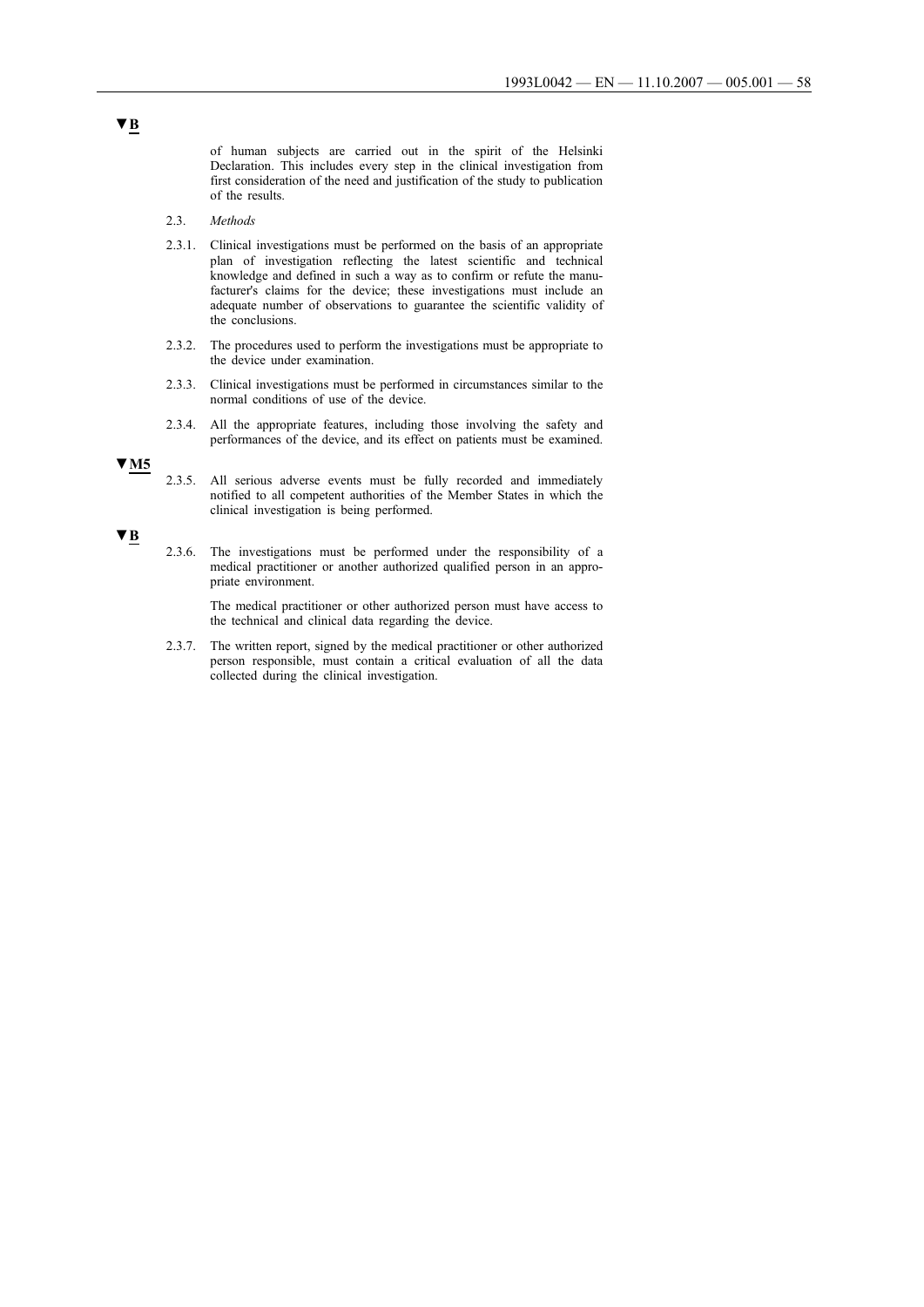▼B

of human subjects are carried out in the spirit of the Helsinki Declaration. This includes every step in the clinical investigation from first consideration of the need and justification of the study to publication of the results.

2.3. *Methods*

2.3.1. Clinical investigations must be performed on the basis of an appropriate plan of investigation reflecting the latest scientific and technical knowledge and defined in such a way as to confirm or refute the manufacturer's claims for the device; these investigations must include an adequate number of observations to guarantee the scientific validity of the conclusions.

2.3.2. The procedures used to perform the investigations must be appropriate to the device under examination.

2.3.3. Clinical investigations must be performed in circumstances similar to the normal conditions of use of the device.

2.3.4. All the appropriate features, including those involving the safety and performances of the device, and its effect on patients must be examined.

▼M5

2.3.5. All serious adverse events must be fully recorded and immediately notified to all competent authorities of the Member States in which the clinical investigation is being performed.

▼B

2.3.6. The investigations must be performed under the responsibility of a medical practitioner or another authorized qualified person in an appropriate environment.

The medical practitioner or other authorized person must have access to the technical and clinical data regarding the device.

2.3.7. The written report, signed by the medical practitioner or other authorized person responsible, must contain a critical evaluation of all the data collected during the clinical investigation.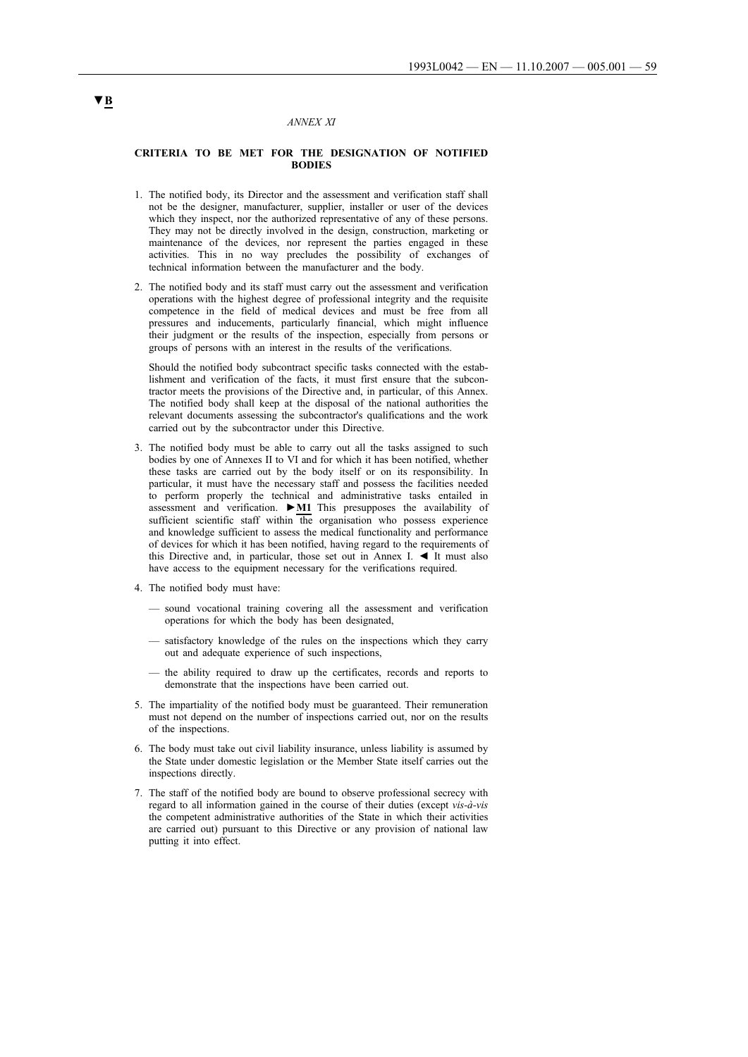▼B

*ANNEX XI*

**CRITERIA TO BE MET FOR THE DESIGNATION OF NOTIFIED BODIES**

1. The notified body, its Director and the assessment and verification staff shall not be the designer, manufacturer, supplier, installer or user of the devices which they inspect, nor the authorized representative of any of these persons. They may not be directly involved in the design, construction, marketing or maintenance of the devices, nor represent the parties engaged in these activities. This in no way precludes the possibility of exchanges of technical information between the manufacturer and the body.

2. The notified body and its staff must carry out the assessment and verification operations with the highest degree of professional integrity and the requisite competence in the field of medical devices and must be free from all pressures and inducements, particularly financial, which might influence their judgment or the results of the inspection, especially from persons or groups of persons with an interest in the results of the verifications.

   Should the notified body subcontract specific tasks connected with the establishment and verification of the facts, it must first ensure that the subcontractor meets the provisions of the Directive and, in particular, of this Annex. The notified body shall keep at the disposal of the national authorities the relevant documents assessing the subcontractor's qualifications and the work carried out by the subcontractor under this Directive.

3. The notified body must be able to carry out all the tasks assigned to such bodies by one of Annexes II to VI and for which it has been notified, whether these tasks are carried out by the body itself or on its responsibility. In particular, it must have the necessary staff and possess the facilities needed to perform properly the technical and administrative tasks entailed in assessment and verification. ►M1 This presupposes the availability of sufficient scientific staff within the organisation who possess experience and knowledge sufficient to assess the medical functionality and performance of devices for which it has been notified, having regard to the requirements of this Directive and, in particular, those set out in Annex I. ◄ It must also have access to the equipment necessary for the verifications required.

4. The notified body must have:

   — sound vocational training covering all the assessment and verification operations for which the body has been designated,

   — satisfactory knowledge of the rules on the inspections which they carry out and adequate experience of such inspections,

   — the ability required to draw up the certificates, records and reports to demonstrate that the inspections have been carried out.

5. The impartiality of the notified body must be guaranteed. Their remuneration must not depend on the number of inspections carried out, nor on the results of the inspections.

6. The body must take out civil liability insurance, unless liability is assumed by the State under domestic legislation or the Member State itself carries out the inspections directly.

7. The staff of the notified body are bound to observe professional secrecy with regard to all information gained in the course of their duties (except *vis-à-vis* the competent administrative authorities of the State in which their activities are carried out) pursuant to this Directive or any provision of national law putting it into effect.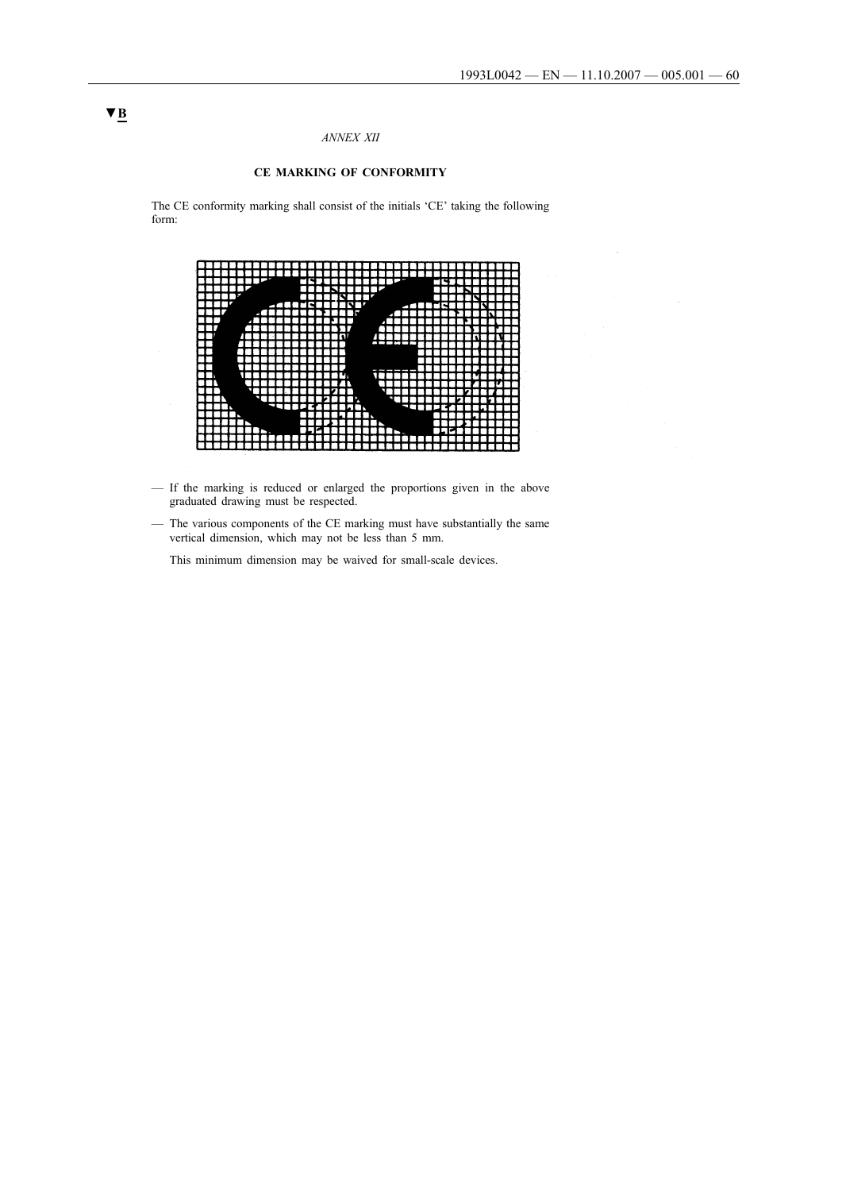▼B

*ANNEX XII*

**CE MARKING OF CONFORMITY**

The CE conformity marking shall consist of the initials ‘CE’ taking the following form:

— If the marking is reduced or enlarged the proportions given in the above graduated drawing must be respected.

— The various components of the CE marking must have substantially the same vertical dimension, which may not be less than 5 mm.

This minimum dimension may be waived for small-scale devices.